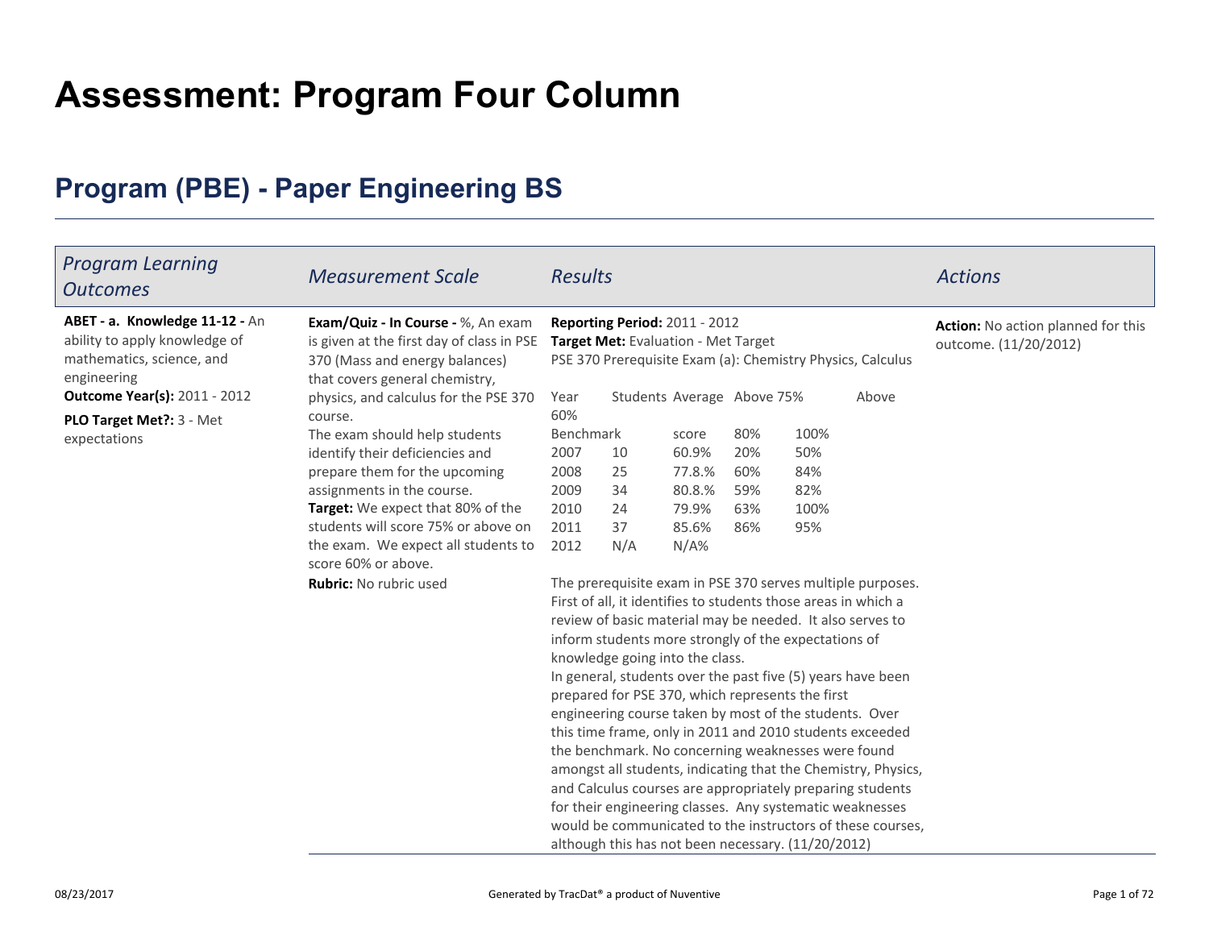# Assessment: Program Four Column

## Program (PBE) - Paper Engineering BS

| *Program Learning Outcomes* | *Measurement Scale* | *Results* | *Actions* |
|---|---|---|---|
| **ABET - a. Knowledge 11-12 -** An ability to apply knowledge of mathematics, science, and engineering<br>**Outcome Year(s):** 2011 - 2012<br>**PLO Target Met?:** 3 - Met expectations | **Exam/Quiz - In Course -** %, An exam is given at the first day of class in PSE 370 (Mass and energy balances) that covers general chemistry, physics, and calculus for the PSE 370 course.<br>The exam should help students identify their deficiencies and prepare them for the upcoming assignments in the course.<br>**Target:** We expect that 80% of the students will score 75% or above on the exam. We expect all students to score 60% or above.<br>**Rubric:** No rubric used | **Reporting Period:** 2011 - 2012<br>**Target Met:** Evaluation - Met Target<br>PSE 370 Prerequisite Exam (a): Chemistry Physics, Calculus<br><br>Year Students Average Above 75% Above 60%<br>Benchmark score 80% 100%<br>2007 10 60.9% 20% 50%<br>2008 25 77.8.% 60% 84%<br>2009 34 80.8.% 59% 82%<br>2010 24 79.9% 63% 100%<br>2011 37 85.6% 86% 95%<br>2012 N/A N/A%<br><br>The prerequisite exam in PSE 370 serves multiple purposes. First of all, it identifies to students those areas in which a review of basic material may be needed. It also serves to inform students more strongly of the expectations of knowledge going into the class.<br>In general, students over the past five (5) years have been prepared for PSE 370, which represents the first engineering course taken by most of the students. Over this time frame, only in 2011 and 2010 students exceeded the benchmark. No concerning weaknesses were found amongst all students, indicating that the Chemistry, Physics, and Calculus courses are appropriately preparing students for their engineering classes. Any systematic weaknesses would be communicated to the instructors of these courses, although this has not been necessary. (11/20/2012) | **Action:** No action planned for this outcome. (11/20/2012) |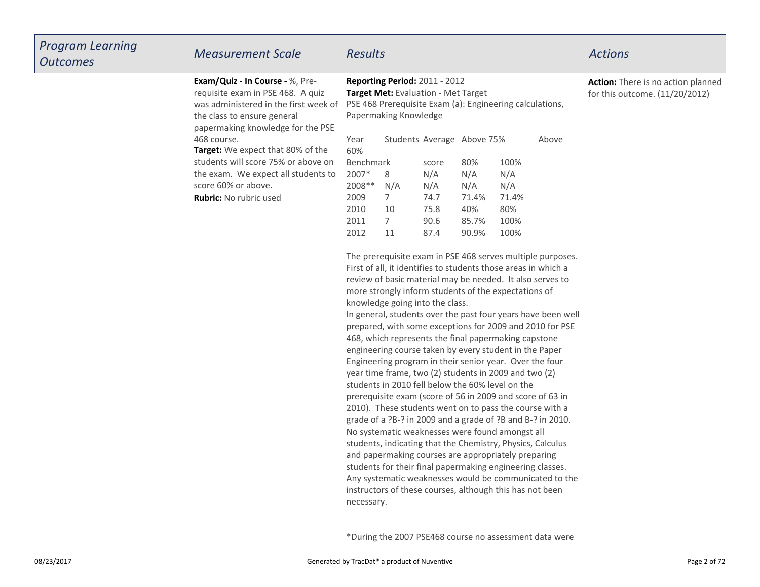| *Program Learning Outcomes* | *Measurement Scale* | *Results* | *Actions* |
|---|---|---|---|
| | **Exam/Quiz - In Course -** %, Pre-requisite exam in PSE 468. A quiz was administered in the first week of the class to ensure general papermaking knowledge for the PSE 468 course.<br>**Target:** We expect that 80% of the students will score 75% or above on the exam. We expect all students to score 60% or above.<br>**Rubric:** No rubric used | **Reporting Period:** 2011 - 2012<br>**Target Met:** Evaluation - Met Target<br>PSE 468 Prerequisite Exam (a): Engineering calculations, Papermaking Knowledge | **Action:** There is no action planned for this outcome. (11/20/2012) |

| Year | Students | Average score | Above 75% | Above 60% |
|---|---|---|---|---|
| Benchmark | | | 80% | 100% |
| 2007* | 8 | N/A | N/A | N/A |
| 2008** | N/A | N/A | N/A | N/A |
| 2009 | 7 | 74.7 | 71.4% | 71.4% |
| 2010 | 10 | 75.8 | 40% | 80% |
| 2011 | 7 | 90.6 | 85.7% | 100% |
| 2012 | 11 | 87.4 | 90.9% | 100% |

The prerequisite exam in PSE 468 serves multiple purposes. First of all, it identifies to students those areas in which a review of basic material may be needed. It also serves to more strongly inform students of the expectations of knowledge going into the class.

In general, students over the past four years have been well prepared, with some exceptions for 2009 and 2010 for PSE 468, which represents the final papermaking capstone engineering course taken by every student in the Paper Engineering program in their senior year. Over the four year time frame, two (2) students in 2009 and two (2) students in 2010 fell below the 60% level on the prerequisite exam (score of 56 in 2009 and score of 63 in 2010). These students went on to pass the course with a grade of a ?B-? in 2009 and a grade of ?B and B-? in 2010. No systematic weaknesses were found amongst all students, indicating that the Chemistry, Physics, Calculus and papermaking courses are appropriately preparing students for their final papermaking engineering classes. Any systematic weaknesses would be communicated to the instructors of these courses, although this has not been necessary.

*During the 2007 PSE468 course no assessment data were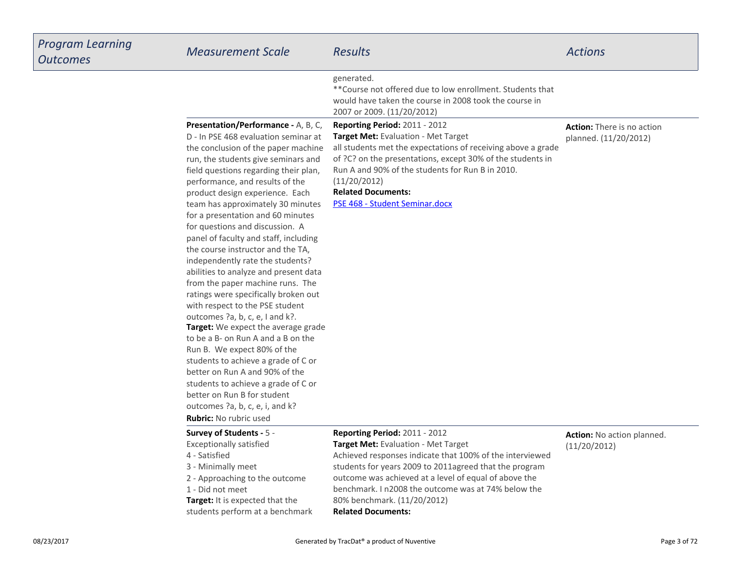| *Program Learning Outcomes* | *Measurement Scale* | *Results* | *Actions* |
|---|---|---|---|
| | | generated.<br>**Course not offered due to low enrollment. Students that would have taken the course in 2008 took the course in 2007 or 2009. (11/20/2012) | |
| | **Presentation/Performance -** A, B, C, D - In PSE 468 evaluation seminar at the conclusion of the paper machine run, the students give seminars and field questions regarding their plan, performance, and results of the product design experience. Each team has approximately 30 minutes for a presentation and 60 minutes for questions and discussion. A panel of faculty and staff, including the course instructor and the TA, independently rate the students? abilities to analyze and present data from the paper machine runs. The ratings were specifically broken out with respect to the PSE student outcomes ?a, b, c, e, I and k?.<br>**Target:** We expect the average grade to be a B- on Run A and a B on the Run B. We expect 80% of the students to achieve a grade of C or better on Run A and 90% of the students to achieve a grade of C or better on Run B for student outcomes ?a, b, c, e, i, and k?<br>**Rubric:** No rubric used | **Reporting Period:** 2011 - 2012<br>**Target Met:** Evaluation - Met Target<br>all students met the expectations of receiving above a grade of ?C? on the presentations, except 30% of the students in Run A and 90% of the students for Run B in 2010. (11/20/2012)<br>**Related Documents:**<br>PSE 468 - Student Seminar.docx | **Action:** There is no action planned. (11/20/2012) |
| | **Survey of Students -** 5 - Exceptionally satisfied<br>4 - Satisfied<br>3 - Minimally meet<br>2 - Approaching to the outcome<br>1 - Did not meet<br>**Target:** It is expected that the students perform at a benchmark | **Reporting Period:** 2011 - 2012<br>**Target Met:** Evaluation - Met Target<br>Achieved responses indicate that 100% of the interviewed students for years 2009 to 2011agreed that the program outcome was achieved at a level of equal of above the benchmark. I n2008 the outcome was at 74% below the 80% benchmark. (11/20/2012)<br>**Related Documents:** | **Action:** No action planned. (11/20/2012) |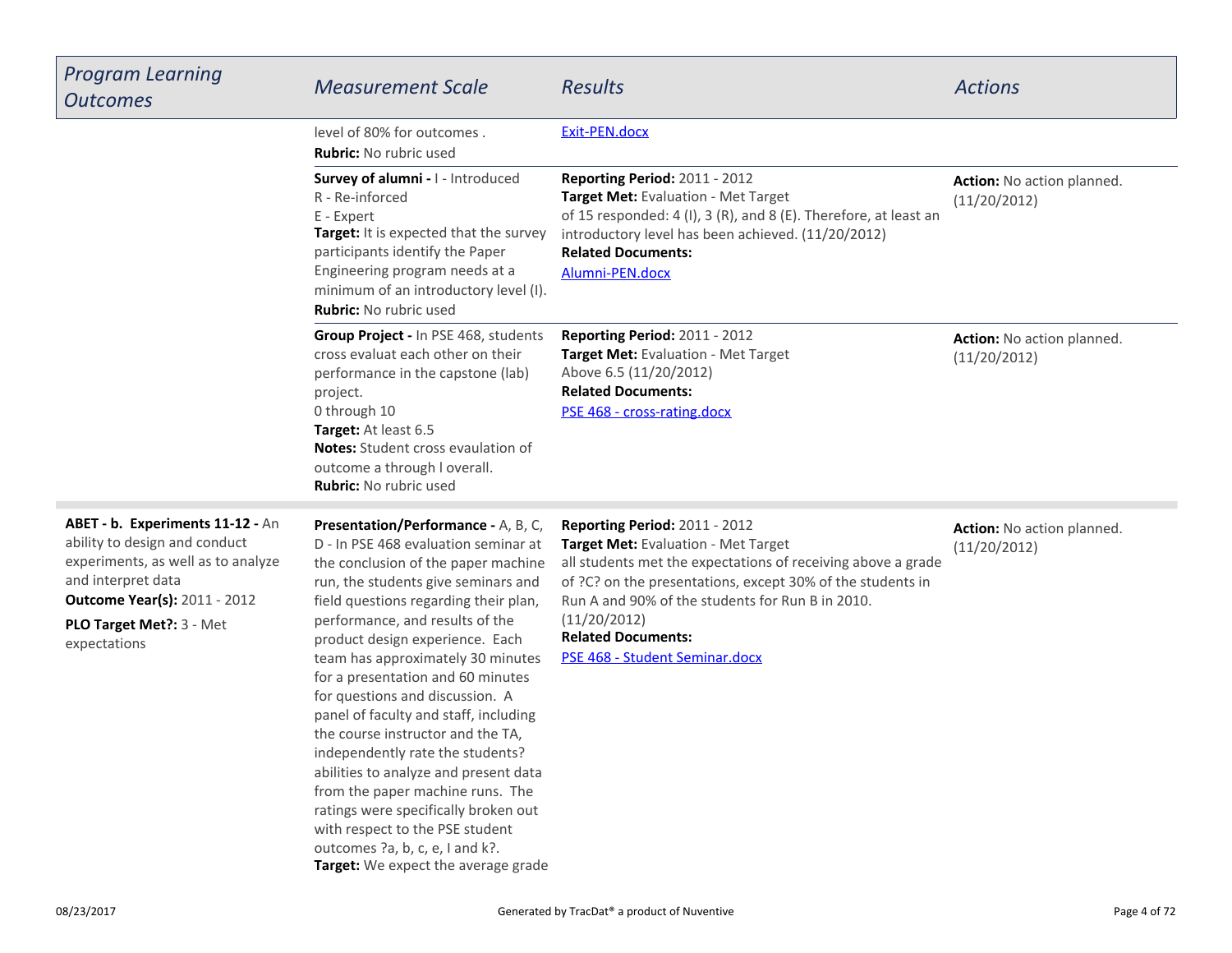| *Program Learning Outcomes* | *Measurement Scale* | *Results* | *Actions* |
| --- | --- | --- | --- |
| | level of 80% for outcomes .<br>**Rubric:** No rubric used | Exit-PEN.docx | |
| | **Survey of alumni -** I - Introduced<br>R - Re-inforced<br>E - Expert<br>**Target:** It is expected that the survey participants identify the Paper Engineering program needs at a minimum of an introductory level (I).<br>**Rubric:** No rubric used | **Reporting Period:** 2011 - 2012<br>**Target Met:** Evaluation - Met Target<br>of 15 responded: 4 (I), 3 (R), and 8 (E). Therefore, at least an introductory level has been achieved. (11/20/2012)<br>**Related Documents:**<br>Alumni-PEN.docx | **Action:** No action planned. (11/20/2012) |
| | **Group Project -** In PSE 468, students cross evaluat each other on their performance in the capstone (lab) project.<br>0 through 10<br>**Target:** At least 6.5<br>**Notes:** Student cross evaulation of outcome a through l overall.<br>**Rubric:** No rubric used | **Reporting Period:** 2011 - 2012<br>**Target Met:** Evaluation - Met Target<br>Above 6.5 (11/20/2012)<br>**Related Documents:**<br>PSE 468 - cross-rating.docx | **Action:** No action planned. (11/20/2012) |
| **ABET - b. Experiments 11-12 -** An ability to design and conduct experiments, as well as to analyze and interpret data<br>**Outcome Year(s):** 2011 - 2012<br>**PLO Target Met?:** 3 - Met expectations | **Presentation/Performance -** A, B, C, D - In PSE 468 evaluation seminar at the conclusion of the paper machine run, the students give seminars and field questions regarding their plan, performance, and results of the product design experience. Each team has approximately 30 minutes for a presentation and 60 minutes for questions and discussion. A panel of faculty and staff, including the course instructor and the TA, independently rate the students? abilities to analyze and present data from the paper machine runs. The ratings were specifically broken out with respect to the PSE student outcomes ?a, b, c, e, I and k?.<br>**Target:** We expect the average grade | **Reporting Period:** 2011 - 2012<br>**Target Met:** Evaluation - Met Target<br>all students met the expectations of receiving above a grade of ?C? on the presentations, except 30% of the students in Run A and 90% of the students for Run B in 2010. (11/20/2012)<br>**Related Documents:**<br>PSE 468 - Student Seminar.docx | **Action:** No action planned. (11/20/2012) |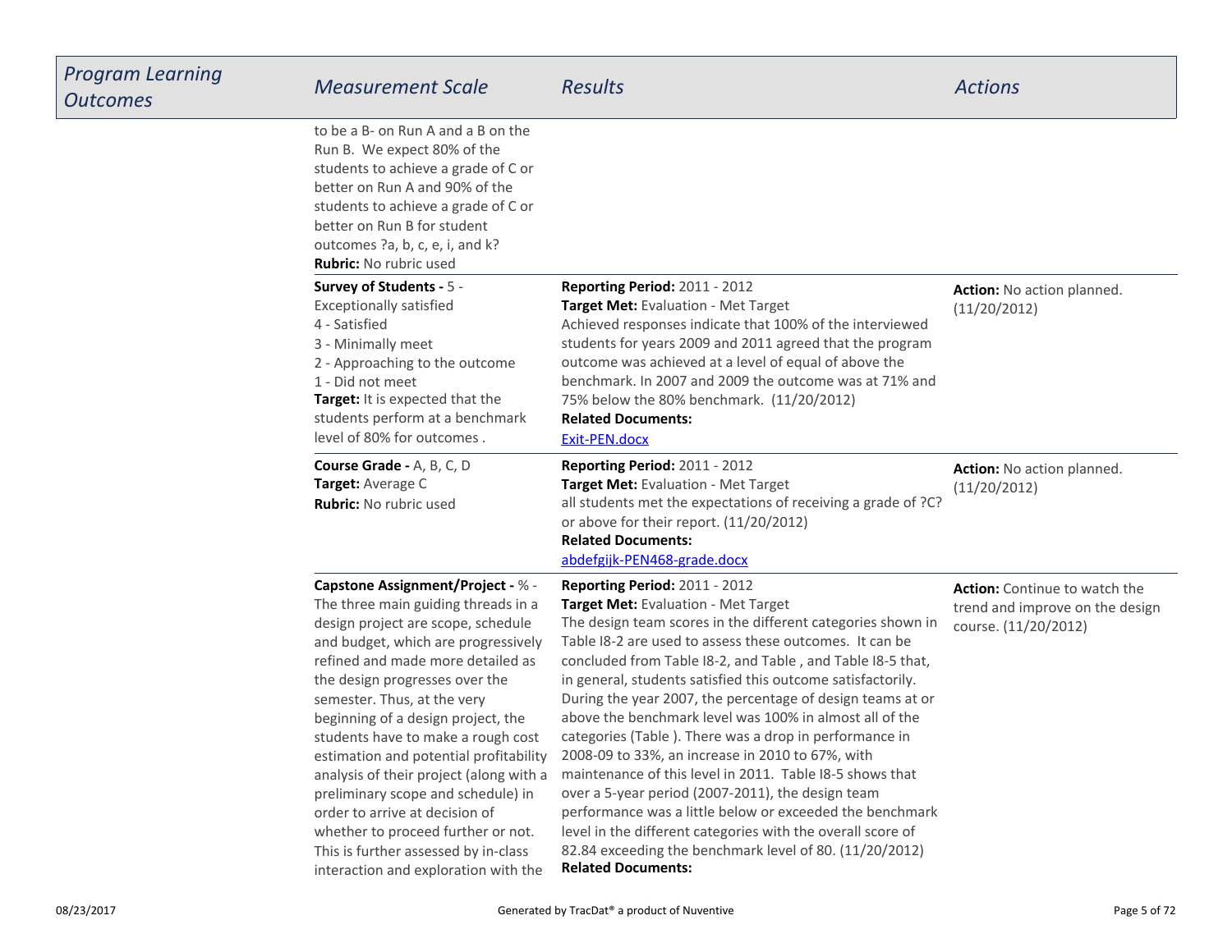| Program Learning Outcomes | Measurement Scale | Results | Actions |
|---|---|---|---|
| | to be a B- on Run A and a B on the Run B. We expect 80% of the students to achieve a grade of C or better on Run A and 90% of the students to achieve a grade of C or better on Run B for student outcomes ?a, b, c, e, i, and k?<br>**Rubric:** No rubric used | | |
| | **Survey of Students -** 5 - Exceptionally satisfied<br>4 - Satisfied<br>3 - Minimally meet<br>2 - Approaching to the outcome<br>1 - Did not meet<br>**Target:** It is expected that the students perform at a benchmark level of 80% for outcomes . | **Reporting Period:** 2011 - 2012<br>**Target Met:** Evaluation - Met Target<br>Achieved responses indicate that 100% of the interviewed students for years 2009 and 2011 agreed that the program outcome was achieved at a level of equal of above the benchmark. In 2007 and 2009 the outcome was at 71% and 75% below the 80% benchmark. (11/20/2012)<br>**Related Documents:**<br>Exit-PEN.docx | **Action:** No action planned. (11/20/2012) |
| | **Course Grade -** A, B, C, D<br>**Target:** Average C<br>**Rubric:** No rubric used | **Reporting Period:** 2011 - 2012<br>**Target Met:** Evaluation - Met Target<br>all students met the expectations of receiving a grade of ?C? or above for their report. (11/20/2012)<br>**Related Documents:**<br>abdefgijk-PEN468-grade.docx | **Action:** No action planned. (11/20/2012) |
| | **Capstone Assignment/Project -** % - The three main guiding threads in a design project are scope, schedule and budget, which are progressively refined and made more detailed as the design progresses over the semester. Thus, at the very beginning of a design project, the students have to make a rough cost estimation and potential profitability analysis of their project (along with a preliminary scope and schedule) in order to arrive at decision of whether to proceed further or not. This is further assessed by in-class interaction and exploration with the | **Reporting Period:** 2011 - 2012<br>**Target Met:** Evaluation - Met Target<br>The design team scores in the different categories shown in Table I8-2 are used to assess these outcomes. It can be concluded from Table I8-2, and Table , and Table I8-5 that, in general, students satisfied this outcome satisfactorily. During the year 2007, the percentage of design teams at or above the benchmark level was 100% in almost all of the categories (Table ). There was a drop in performance in 2008-09 to 33%, an increase in 2010 to 67%, with maintenance of this level in 2011. Table I8-5 shows that over a 5-year period (2007-2011), the design team performance was a little below or exceeded the benchmark level in the different categories with the overall score of 82.84 exceeding the benchmark level of 80. (11/20/2012)<br>**Related Documents:** | **Action:** Continue to watch the trend and improve on the design course. (11/20/2012) |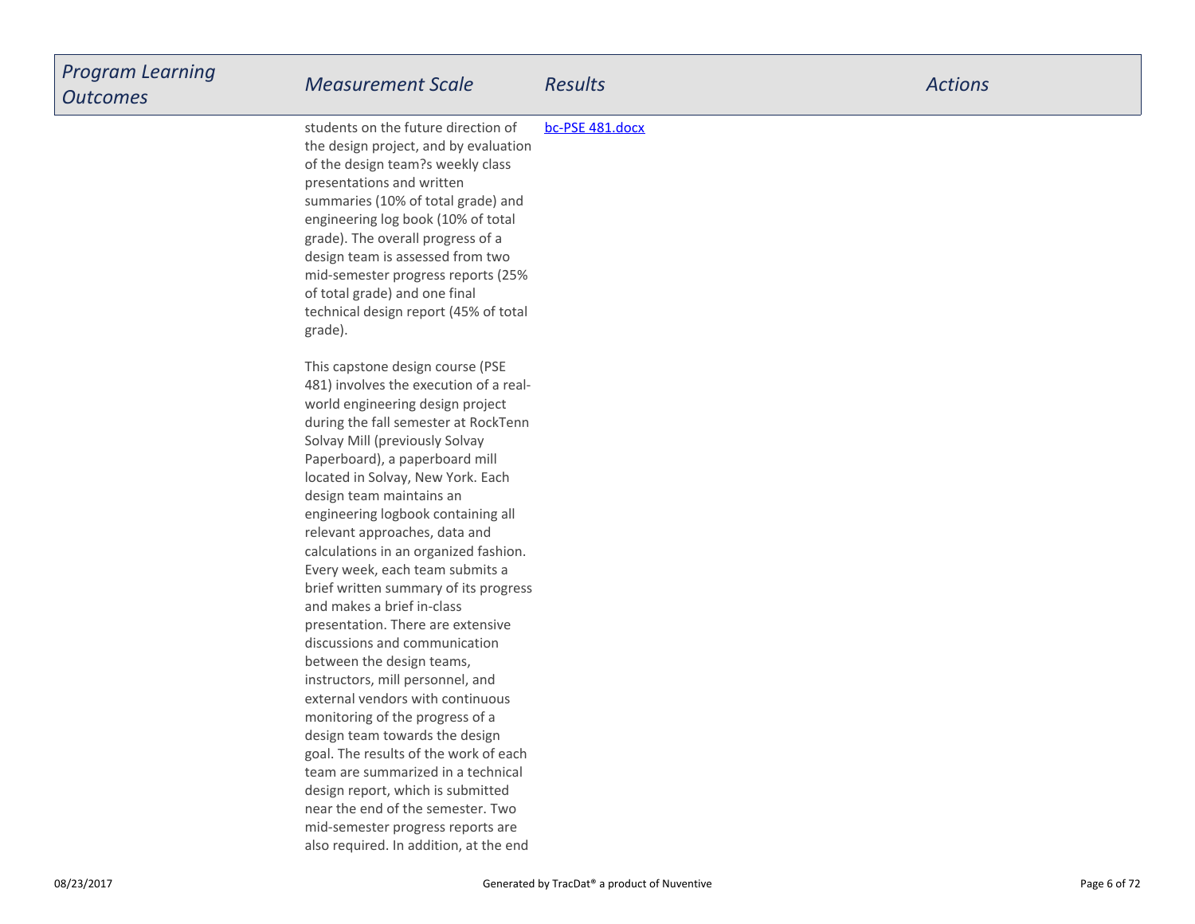| *Program Learning Outcomes* | *Measurement Scale* | *Results* | *Actions* |
|---|---|---|---|
| | students on the future direction of the design project, and by evaluation of the design team?s weekly class presentations and written summaries (10% of total grade) and engineering log book (10% of total grade). The overall progress of a design team is assessed from two mid-semester progress reports (25% of total grade) and one final technical design report (45% of total grade).<br><br>This capstone design course (PSE 481) involves the execution of a real-world engineering design project during the fall semester at RockTenn Solvay Mill (previously Solvay Paperboard), a paperboard mill located in Solvay, New York. Each design team maintains an engineering logbook containing all relevant approaches, data and calculations in an organized fashion. Every week, each team submits a brief written summary of its progress and makes a brief in-class presentation. There are extensive discussions and communication between the design teams, instructors, mill personnel, and external vendors with continuous monitoring of the progress of a design team towards the design goal. The results of the work of each team are summarized in a technical design report, which is submitted near the end of the semester. Two mid-semester progress reports are also required. In addition, at the end | bc-PSE 481.docx | |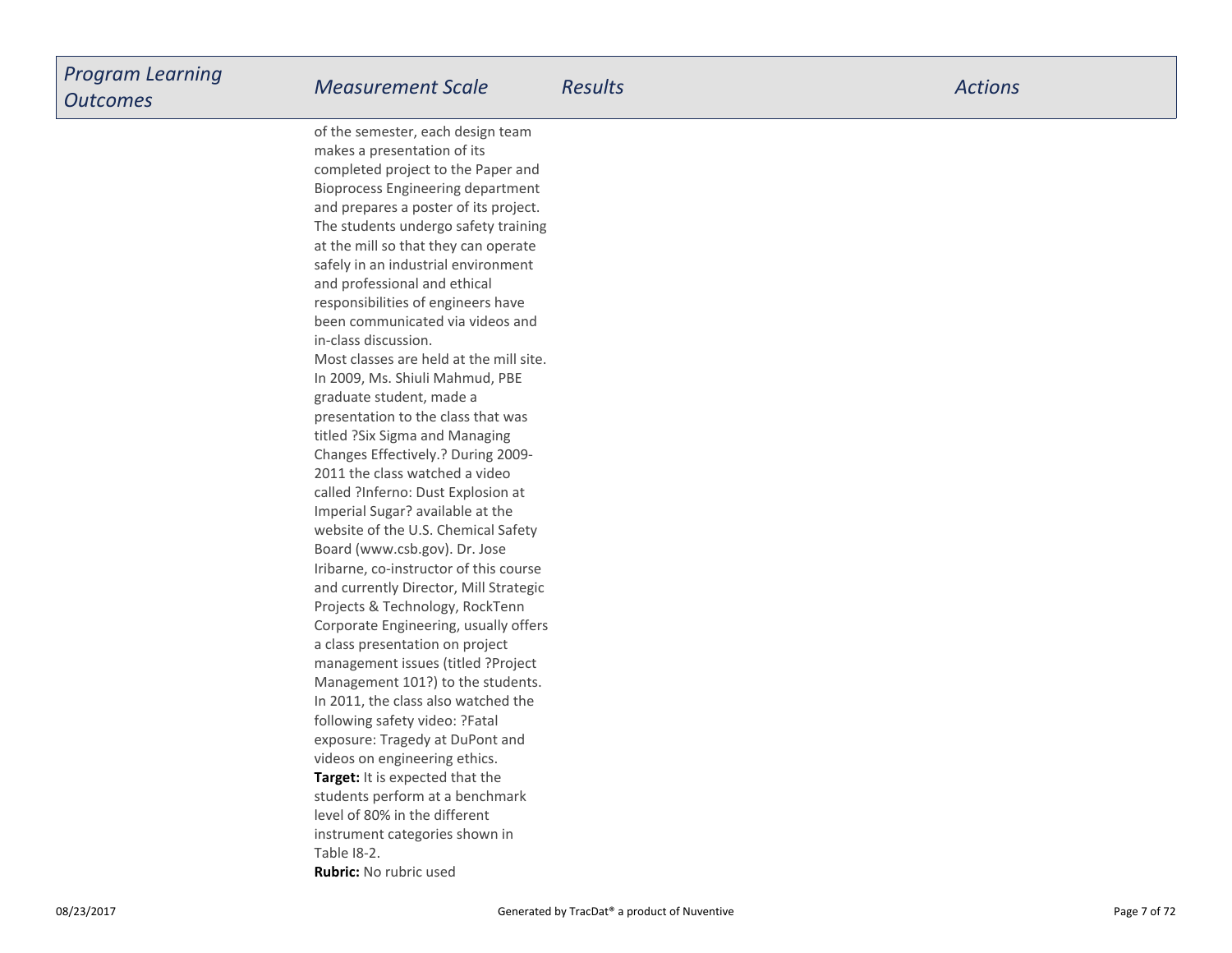| Program Learning Outcomes | Measurement Scale | Results | Actions |
|---|---|---|---|
| | of the semester, each design team makes a presentation of its completed project to the Paper and Bioprocess Engineering department and prepares a poster of its project. The students undergo safety training at the mill so that they can operate safely in an industrial environment and professional and ethical responsibilities of engineers have been communicated via videos and in-class discussion.<br>Most classes are held at the mill site. In 2009, Ms. Shiuli Mahmud, PBE graduate student, made a presentation to the class that was titled ?Six Sigma and Managing Changes Effectively.? During 2009-2011 the class watched a video called ?Inferno: Dust Explosion at Imperial Sugar? available at the website of the U.S. Chemical Safety Board (www.csb.gov). Dr. Jose Iribarne, co-instructor of this course and currently Director, Mill Strategic Projects & Technology, RockTenn Corporate Engineering, usually offers a class presentation on project management issues (titled ?Project Management 101?) to the students. In 2011, the class also watched the following safety video: ?Fatal exposure: Tragedy at DuPont and videos on engineering ethics.<br>**Target:** It is expected that the students perform at a benchmark level of 80% in the different instrument categories shown in Table I8-2.<br>**Rubric:** No rubric used | | |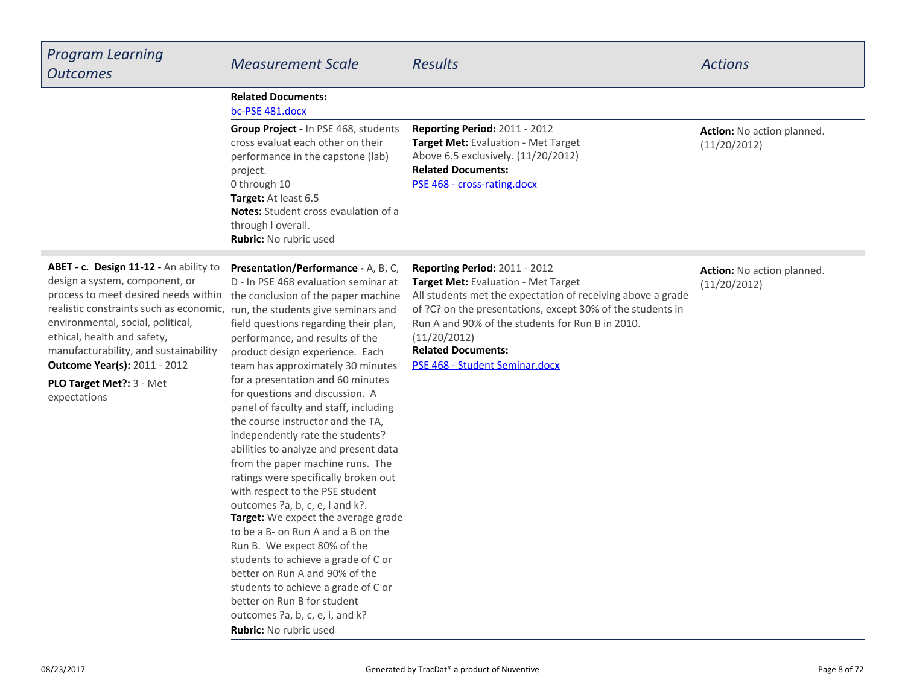| *Program Learning Outcomes* | *Measurement Scale* | *Results* | *Actions* |
|---|---|---|---|
| | **Related Documents:** [bc-PSE 481.docx] | | |
| | **Group Project -** In PSE 468, students cross evaluat each other on their performance in the capstone (lab) project.<br>0 through 10<br>**Target:** At least 6.5<br>**Notes:** Student cross evaulation of a through l overall.<br>**Rubric:** No rubric used | **Reporting Period:** 2011 - 2012<br>**Target Met:** Evaluation - Met Target<br>Above 6.5 exclusively. (11/20/2012)<br>**Related Documents:**<br>[PSE 468 - cross-rating.docx] | **Action:** No action planned. (11/20/2012) |
| **ABET - c. Design 11-12 -** An ability to design a system, component, or process to meet desired needs within realistic constraints such as economic, environmental, social, political, ethical, health and safety, manufacturability, and sustainability<br>**Outcome Year(s):** 2011 - 2012<br>**PLO Target Met?:** 3 - Met expectations | **Presentation/Performance -** A, B, C, D - In PSE 468 evaluation seminar at the conclusion of the paper machine run, the students give seminars and field questions regarding their plan, performance, and results of the product design experience. Each team has approximately 30 minutes for a presentation and 60 minutes for questions and discussion. A panel of faculty and staff, including the course instructor and the TA, independently rate the students? abilities to analyze and present data from the paper machine runs. The ratings were specifically broken out with respect to the PSE student outcomes ?a, b, c, e, I and k?.<br>**Target:** We expect the average grade to be a B- on Run A and a B on the Run B. We expect 80% of the students to achieve a grade of C or better on Run A and 90% of the students to achieve a grade of C or better on Run B for student outcomes ?a, b, c, e, i, and k?<br>**Rubric:** No rubric used | **Reporting Period:** 2011 - 2012<br>**Target Met:** Evaluation - Met Target<br>All students met the expectation of receiving above a grade of ?C? on the presentations, except 30% of the students in Run A and 90% of the students for Run B in 2010. (11/20/2012)<br>**Related Documents:**<br>[PSE 468 - Student Seminar.docx] | **Action:** No action planned. (11/20/2012) |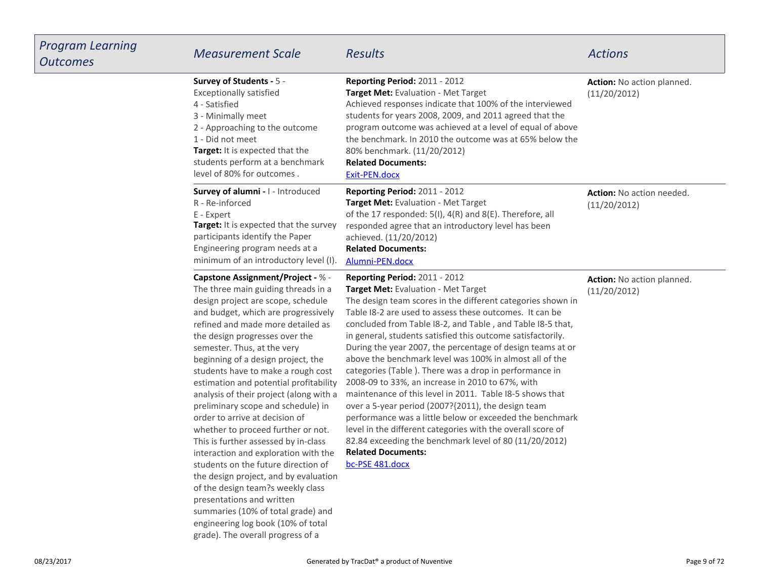| *Program Learning Outcomes* | *Measurement Scale* | *Results* | *Actions* |
|---|---|---|---|
| | **Survey of Students -** 5 - Exceptionally satisfied<br>4 - Satisfied<br>3 - Minimally meet<br>2 - Approaching to the outcome<br>1 - Did not meet<br>**Target:** It is expected that the students perform at a benchmark level of 80% for outcomes . | **Reporting Period:** 2011 - 2012<br>**Target Met:** Evaluation - Met Target<br>Achieved responses indicate that 100% of the interviewed students for years 2008, 2009, and 2011 agreed that the program outcome was achieved at a level of equal of above the benchmark. In 2010 the outcome was at 65% below the 80% benchmark. (11/20/2012)<br>**Related Documents:**<br>Exit-PEN.docx | **Action:** No action planned. (11/20/2012) |
| | **Survey of alumni -** I - Introduced<br>R - Re-inforced<br>E - Expert<br>**Target:** It is expected that the survey participants identify the Paper Engineering program needs at a minimum of an introductory level (I). | **Reporting Period:** 2011 - 2012<br>**Target Met:** Evaluation - Met Target<br>of the 17 responded: 5(I), 4(R) and 8(E). Therefore, all responded agree that an introductory level has been achieved. (11/20/2012)<br>**Related Documents:**<br>Alumni-PEN.docx | **Action:** No action needed. (11/20/2012) |
| | **Capstone Assignment/Project -** % - The three main guiding threads in a design project are scope, schedule and budget, which are progressively refined and made more detailed as the design progresses over the semester. Thus, at the very beginning of a design project, the students have to make a rough cost estimation and potential profitability analysis of their project (along with a preliminary scope and schedule) in order to arrive at decision of whether to proceed further or not. This is further assessed by in-class interaction and exploration with the students on the future direction of the design project, and by evaluation of the design team?s weekly class presentations and written summaries (10% of total grade) and engineering log book (10% of total grade). The overall progress of a | **Reporting Period:** 2011 - 2012<br>**Target Met:** Evaluation - Met Target<br>The design team scores in the different categories shown in Table I8-2 are used to assess these outcomes. It can be concluded from Table I8-2, and Table , and Table I8-5 that, in general, students satisfied this outcome satisfactorily. During the year 2007, the percentage of design teams at or above the benchmark level was 100% in almost all of the categories (Table ). There was a drop in performance in 2008-09 to 33%, an increase in 2010 to 67%, with maintenance of this level in 2011. Table I8-5 shows that over a 5-year period (2007?{2011), the design team performance was a little below or exceeded the benchmark level in the different categories with the overall score of 82.84 exceeding the benchmark level of 80 (11/20/2012)<br>**Related Documents:**<br>bc-PSE 481.docx | **Action:** No action planned. (11/20/2012) |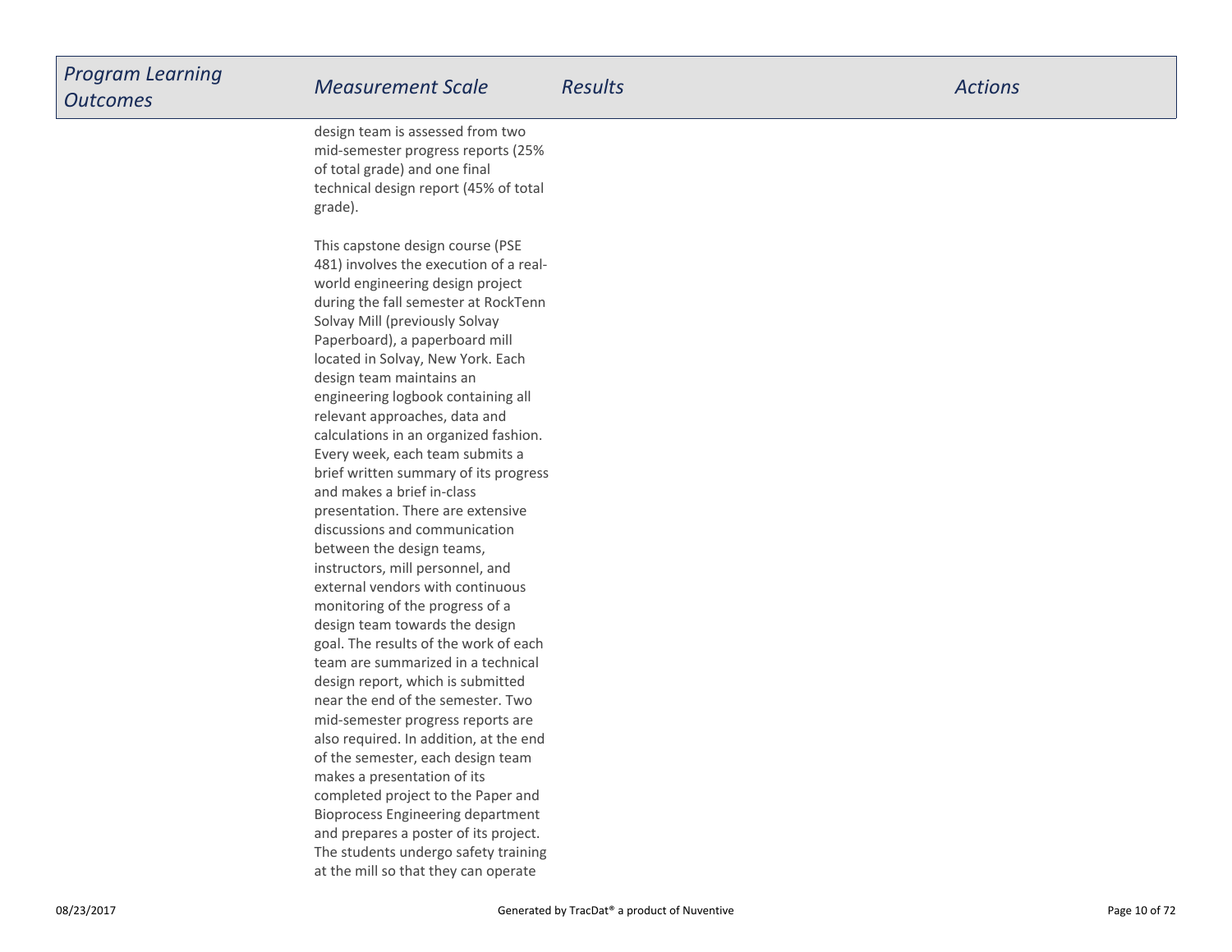| Program Learning Outcomes | Measurement Scale | Results | Actions |
| --- | --- | --- | --- |
| | design team is assessed from two mid-semester progress reports (25% of total grade) and one final technical design report (45% of total grade).<br><br>This capstone design course (PSE 481) involves the execution of a real-world engineering design project during the fall semester at RockTenn Solvay Mill (previously Solvay Paperboard), a paperboard mill located in Solvay, New York. Each design team maintains an engineering logbook containing all relevant approaches, data and calculations in an organized fashion. Every week, each team submits a brief written summary of its progress and makes a brief in-class presentation. There are extensive discussions and communication between the design teams, instructors, mill personnel, and external vendors with continuous monitoring of the progress of a design team towards the design goal. The results of the work of each team are summarized in a technical design report, which is submitted near the end of the semester. Two mid-semester progress reports are also required. In addition, at the end of the semester, each design team makes a presentation of its completed project to the Paper and Bioprocess Engineering department and prepares a poster of its project. The students undergo safety training at the mill so that they can operate | | |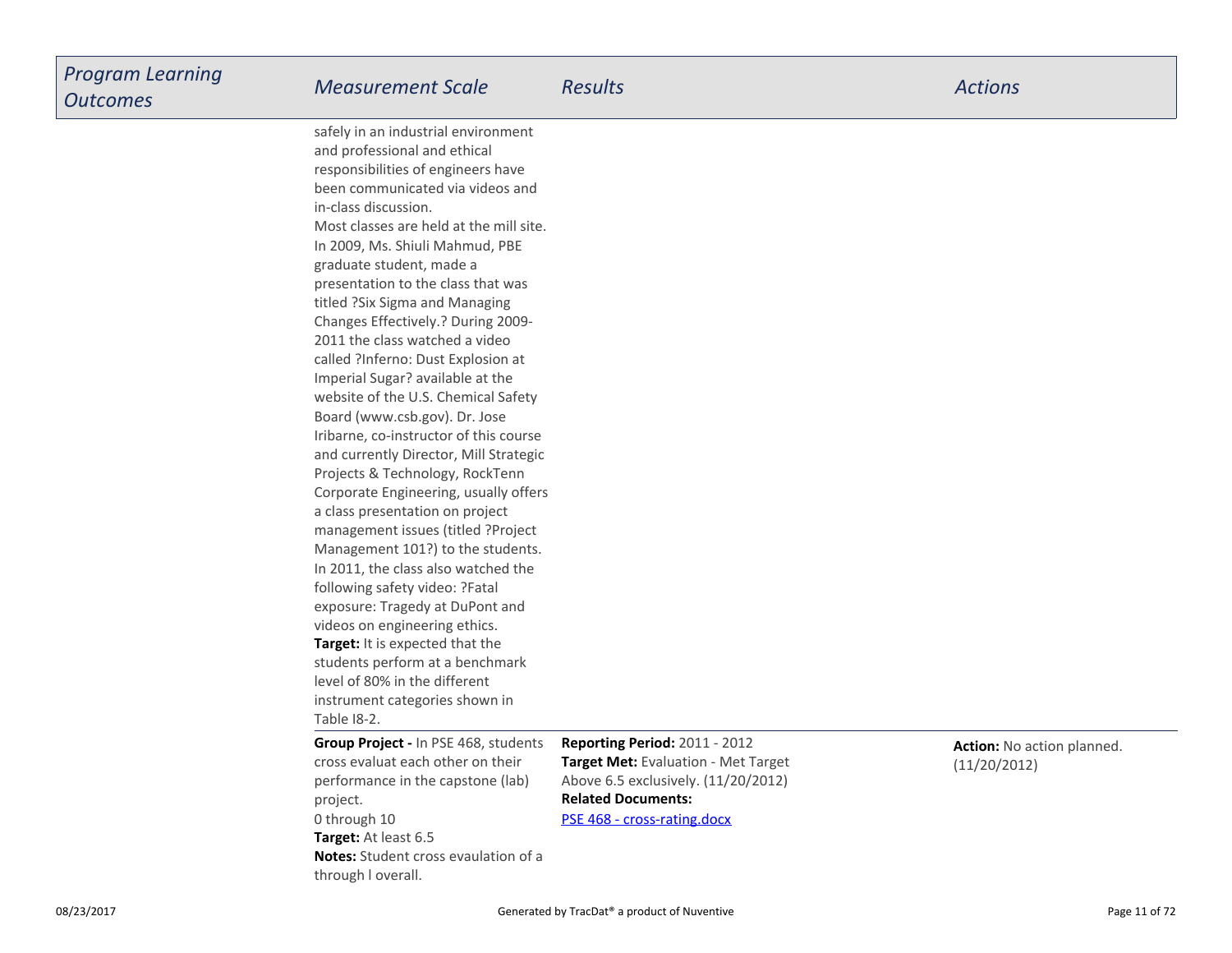| *Program Learning Outcomes* | *Measurement Scale* | *Results* | *Actions* |
|---|---|---|---|
| | safely in an industrial environment and professional and ethical responsibilities of engineers have been communicated via videos and in-class discussion.<br>Most classes are held at the mill site. In 2009, Ms. Shiuli Mahmud, PBE graduate student, made a presentation to the class that was titled ?Six Sigma and Managing Changes Effectively.? During 2009-2011 the class watched a video called ?Inferno: Dust Explosion at Imperial Sugar? available at the website of the U.S. Chemical Safety Board (www.csb.gov). Dr. Jose Iribarne, co-instructor of this course and currently Director, Mill Strategic Projects & Technology, RockTenn Corporate Engineering, usually offers a class presentation on project management issues (titled ?Project Management 101?) to the students. In 2011, the class also watched the following safety video: ?Fatal exposure: Tragedy at DuPont and videos on engineering ethics.<br>**Target:** It is expected that the students perform at a benchmark level of 80% in the different instrument categories shown in Table I8-2. | | |
| | **Group Project -** In PSE 468, students cross evaluat each other on their performance in the capstone (lab) project.<br>0 through 10<br>**Target:** At least 6.5<br>**Notes:** Student cross evaulation of a through l overall. | **Reporting Period:** 2011 - 2012<br>**Target Met:** Evaluation - Met Target Above 6.5 exclusively. (11/20/2012)<br>**Related Documents:**<br>PSE 468 - cross-rating.docx | **Action:** No action planned. (11/20/2012) |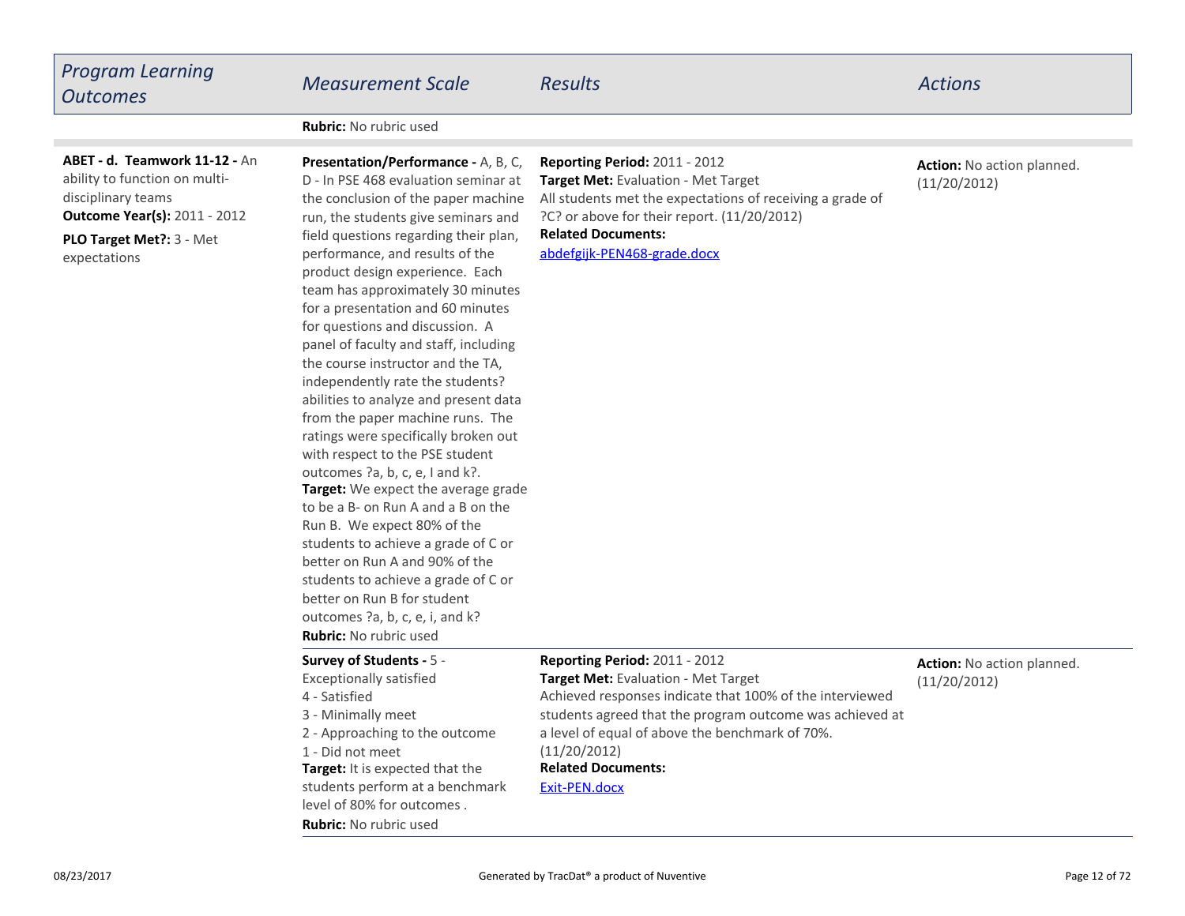| *Program Learning Outcomes* | *Measurement Scale* | *Results* | *Actions* |
|---|---|---|---|
| | **Rubric:** No rubric used | | |
| **ABET - d.  Teamwork 11-12 -** An ability to function on multi-disciplinary teams<br>**Outcome Year(s):** 2011 - 2012<br>**PLO Target Met?:** 3 - Met expectations | **Presentation/Performance -** A, B, C, D - In PSE 468 evaluation seminar at the conclusion of the paper machine run, the students give seminars and field questions regarding their plan, performance, and results of the product design experience.  Each team has approximately 30 minutes for a presentation and 60 minutes for questions and discussion.  A panel of faculty and staff, including the course instructor and the TA, independently rate the students? abilities to analyze and present data from the paper machine runs.  The ratings were specifically broken out with respect to the PSE student outcomes ?a, b, c, e, I and k?.<br>**Target:** We expect the average grade to be a B- on Run A and a B on the Run B.  We expect 80% of the students to achieve a grade of C or better on Run A and 90% of the students to achieve a grade of C or better on Run B for student outcomes ?a, b, c, e, i, and k?<br>**Rubric:** No rubric used | **Reporting Period:** 2011 - 2012<br>**Target Met:** Evaluation - Met Target<br>All students met the expectations of receiving a grade of ?C? or above for their report. (11/20/2012)<br>**Related Documents:**<br>abdefgijk-PEN468-grade.docx | **Action:** No action planned. (11/20/2012) |
| | **Survey of Students -** 5 - Exceptionally satisfied<br>4 - Satisfied<br>3 - Minimally meet<br>2 - Approaching to the outcome<br>1 - Did not meet<br>**Target:** It is expected that the students perform at a benchmark level of 80% for outcomes .<br>**Rubric:** No rubric used | **Reporting Period:** 2011 - 2012<br>**Target Met:** Evaluation - Met Target<br>Achieved responses indicate that 100% of the interviewed students agreed that the program outcome was achieved at a level of equal of above the benchmark of 70%. (11/20/2012)<br>**Related Documents:**<br>Exit-PEN.docx | **Action:** No action planned. (11/20/2012) |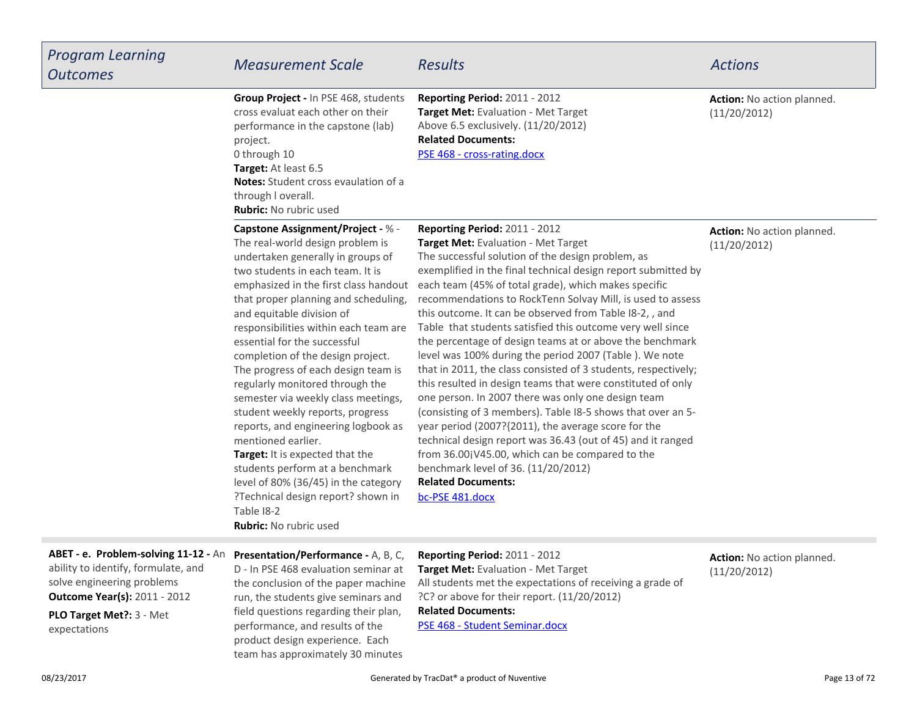| *Program Learning Outcomes* | *Measurement Scale* | *Results* | *Actions* |
|---|---|---|---|
| | **Group Project -** In PSE 468, students cross evaluat each other on their performance in the capstone (lab) project.<br>0 through 10<br>**Target:** At least 6.5<br>**Notes:** Student cross evaulation of a through l overall.<br>**Rubric:** No rubric used | **Reporting Period:** 2011 - 2012<br>**Target Met:** Evaluation - Met Target<br>Above 6.5 exclusively. (11/20/2012)<br>**Related Documents:**<br>PSE 468 - cross-rating.docx | **Action:** No action planned. (11/20/2012) |
| | **Capstone Assignment/Project -** % - The real-world design problem is undertaken generally in groups of two students in each team. It is emphasized in the first class handout that proper planning and scheduling, and equitable division of responsibilities within each team are essential for the successful completion of the design project. The progress of each design team is regularly monitored through the semester via weekly class meetings, student weekly reports, progress reports, and engineering logbook as mentioned earlier.<br>**Target:** It is expected that the students perform at a benchmark level of 80% (36/45) in the category ?Technical design report? shown in Table I8-2<br>**Rubric:** No rubric used | **Reporting Period:** 2011 - 2012<br>**Target Met:** Evaluation - Met Target<br>The successful solution of the design problem, as exemplified in the final technical design report submitted by each team (45% of total grade), which makes specific recommendations to RockTenn Solvay Mill, is used to assess this outcome. It can be observed from Table I8-2, , and Table that students satisfied this outcome very well since the percentage of design teams at or above the benchmark level was 100% during the period 2007 (Table ). We note that in 2011, the class consisted of 3 students, respectively; this resulted in design teams that were constituted of only one person. In 2007 there was only one design team (consisting of 3 members). Table I8-5 shows that over an 5-year period (2007?{2011), the average score for the technical design report was 36.43 (out of 45) and it ranged from 36.00¡V45.00, which can be compared to the benchmark level of 36. (11/20/2012)<br>**Related Documents:**<br>bc-PSE 481.docx | **Action:** No action planned. (11/20/2012) |
| **ABET - e. Problem-solving 11-12 -** An ability to identify, formulate, and solve engineering problems<br>**Outcome Year(s):** 2011 - 2012<br>**PLO Target Met?:** 3 - Met expectations | **Presentation/Performance -** A, B, C, D - In PSE 468 evaluation seminar at the conclusion of the paper machine run, the students give seminars and field questions regarding their plan, performance, and results of the product design experience. Each team has approximately 30 minutes | **Reporting Period:** 2011 - 2012<br>**Target Met:** Evaluation - Met Target<br>All students met the expectations of receiving a grade of ?C? or above for their report. (11/20/2012)<br>**Related Documents:**<br>PSE 468 - Student Seminar.docx | **Action:** No action planned. (11/20/2012) |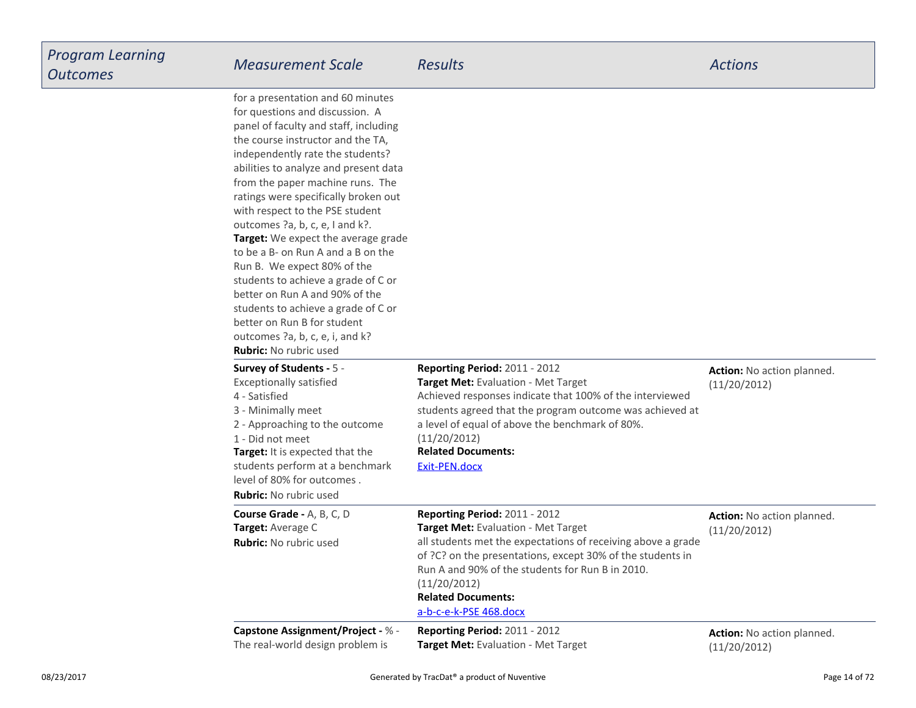| *Program Learning Outcomes* | *Measurement Scale* | *Results* | *Actions* |
|---|---|---|---|
| | for a presentation and 60 minutes for questions and discussion. A panel of faculty and staff, including the course instructor and the TA, independently rate the students? abilities to analyze and present data from the paper machine runs. The ratings were specifically broken out with respect to the PSE student outcomes ?a, b, c, e, I and k?.<br>**Target:** We expect the average grade to be a B- on Run A and a B on the Run B. We expect 80% of the students to achieve a grade of C or better on Run A and 90% of the students to achieve a grade of C or better on Run B for student outcomes ?a, b, c, e, i, and k?<br>**Rubric:** No rubric used | | |
| | **Survey of Students -** 5 - Exceptionally satisfied<br>4 - Satisfied<br>3 - Minimally meet<br>2 - Approaching to the outcome<br>1 - Did not meet<br>**Target:** It is expected that the students perform at a benchmark level of 80% for outcomes .<br>**Rubric:** No rubric used | **Reporting Period:** 2011 - 2012<br>**Target Met:** Evaluation - Met Target<br>Achieved responses indicate that 100% of the interviewed students agreed that the program outcome was achieved at a level of equal of above the benchmark of 80%. (11/20/2012)<br>**Related Documents:**<br>Exit-PEN.docx | **Action:** No action planned. (11/20/2012) |
| | **Course Grade -** A, B, C, D<br>**Target:** Average C<br>**Rubric:** No rubric used | **Reporting Period:** 2011 - 2012<br>**Target Met:** Evaluation - Met Target<br>all students met the expectations of receiving above a grade of ?C? on the presentations, except 30% of the students in Run A and 90% of the students for Run B in 2010. (11/20/2012)<br>**Related Documents:**<br>a-b-c-e-k-PSE 468.docx | **Action:** No action planned. (11/20/2012) |
| | **Capstone Assignment/Project -** % - The real-world design problem is | **Reporting Period:** 2011 - 2012<br>**Target Met:** Evaluation - Met Target | **Action:** No action planned. (11/20/2012) |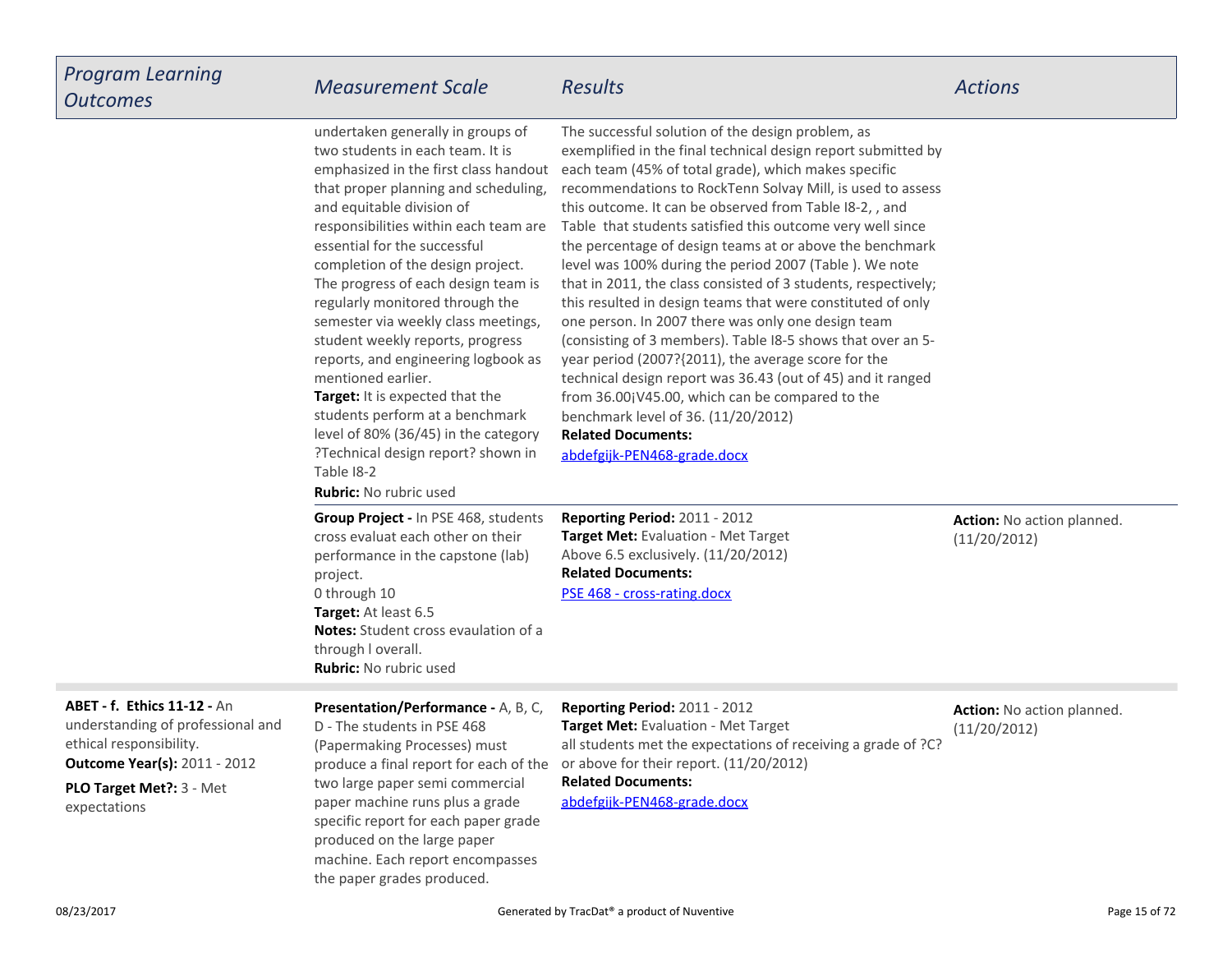| Program Learning Outcomes | Measurement Scale | Results | Actions |
|---|---|---|---|
| | undertaken generally in groups of two students in each team. It is emphasized in the first class handout that proper planning and scheduling, and equitable division of responsibilities within each team are essential for the successful completion of the design project. The progress of each design team is regularly monitored through the semester via weekly class meetings, student weekly reports, progress reports, and engineering logbook as mentioned earlier.<br>**Target:** It is expected that the students perform at a benchmark level of 80% (36/45) in the category ?Technical design report? shown in Table I8-2<br>**Rubric:** No rubric used | The successful solution of the design problem, as exemplified in the final technical design report submitted by each team (45% of total grade), which makes specific recommendations to RockTenn Solvay Mill, is used to assess this outcome. It can be observed from Table I8-2, , and Table that students satisfied this outcome very well since the percentage of design teams at or above the benchmark level was 100% during the period 2007 (Table ). We note that in 2011, the class consisted of 3 students, respectively; this resulted in design teams that were constituted of only one person. In 2007 there was only one design team (consisting of 3 members). Table I8-5 shows that over an 5-year period (2007?{2011), the average score for the technical design report was 36.43 (out of 45) and it ranged from 36.00¡V45.00, which can be compared to the benchmark level of 36. (11/20/2012)<br>**Related Documents:**<br>abdefgijk-PEN468-grade.docx | |
| | **Group Project -** In PSE 468, students cross evaluat each other on their performance in the capstone (lab) project.<br>0 through 10<br>**Target:** At least 6.5<br>**Notes:** Student cross evaulation of a through l overall.<br>**Rubric:** No rubric used | **Reporting Period:** 2011 - 2012<br>**Target Met:** Evaluation - Met Target<br>Above 6.5 exclusively. (11/20/2012)<br>**Related Documents:**<br>PSE 468 - cross-rating.docx | **Action:** No action planned. (11/20/2012) |
| **ABET - f. Ethics 11-12 -** An understanding of professional and ethical responsibility.<br>**Outcome Year(s):** 2011 - 2012<br>**PLO Target Met?:** 3 - Met expectations | **Presentation/Performance -** A, B, C, D - The students in PSE 468 (Papermaking Processes) must produce a final report for each of the two large paper semi commercial paper machine runs plus a grade specific report for each paper grade produced on the large paper machine. Each report encompasses the paper grades produced. | **Reporting Period:** 2011 - 2012<br>**Target Met:** Evaluation - Met Target<br>all students met the expectations of receiving a grade of ?C? or above for their report. (11/20/2012)<br>**Related Documents:**<br>abdefgijk-PEN468-grade.docx | **Action:** No action planned. (11/20/2012) |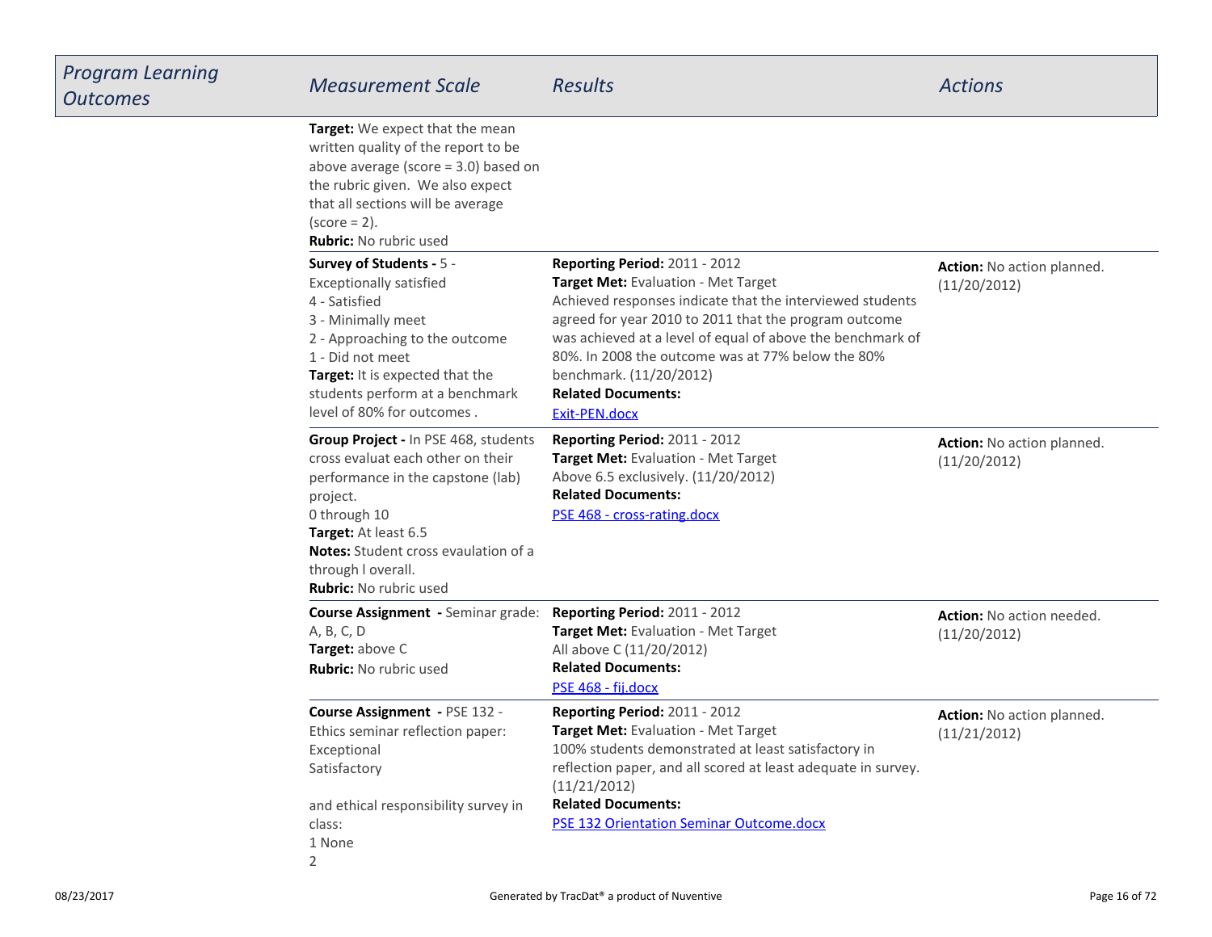| Program Learning Outcomes | Measurement Scale | Results | Actions |
|---|---|---|---|
| | **Target:** We expect that the mean written quality of the report to be above average (score = 3.0) based on the rubric given. We also expect that all sections will be average (score = 2).<br>**Rubric:** No rubric used | | |
| | **Survey of Students -** 5 - Exceptionally satisfied<br>4 - Satisfied<br>3 - Minimally meet<br>2 - Approaching to the outcome<br>1 - Did not meet<br>**Target:** It is expected that the students perform at a benchmark level of 80% for outcomes . | **Reporting Period:** 2011 - 2012<br>**Target Met:** Evaluation - Met Target<br>Achieved responses indicate that the interviewed students agreed for year 2010 to 2011 that the program outcome was achieved at a level of equal of above the benchmark of 80%. In 2008 the outcome was at 77% below the 80% benchmark. (11/20/2012)<br>**Related Documents:**<br>Exit-PEN.docx | **Action:** No action planned. (11/20/2012) |
| | **Group Project -** In PSE 468, students cross evaluat each other on their performance in the capstone (lab) project.<br>0 through 10<br>**Target:** At least 6.5<br>**Notes:** Student cross evaulation of a through l overall.<br>**Rubric:** No rubric used | **Reporting Period:** 2011 - 2012<br>**Target Met:** Evaluation - Met Target<br>Above 6.5 exclusively. (11/20/2012)<br>**Related Documents:**<br>PSE 468 - cross-rating.docx | **Action:** No action planned. (11/20/2012) |
| | **Course Assignment -** Seminar grade: A, B, C, D<br>**Target:** above C<br>**Rubric:** No rubric used | **Reporting Period:** 2011 - 2012<br>**Target Met:** Evaluation - Met Target<br>All above C (11/20/2012)<br>**Related Documents:**<br>PSE 468 - fij.docx | **Action:** No action needed. (11/20/2012) |
| | **Course Assignment -** PSE 132 - Ethics seminar reflection paper:<br>Exceptional<br>Satisfactory<br><br>and ethical responsibility survey in class:<br>1 None<br>2 | **Reporting Period:** 2011 - 2012<br>**Target Met:** Evaluation - Met Target<br>100% students demonstrated at least satisfactory in reflection paper, and all scored at least adequate in survey. (11/21/2012)<br>**Related Documents:**<br>PSE 132 Orientation Seminar Outcome.docx | **Action:** No action planned. (11/21/2012) |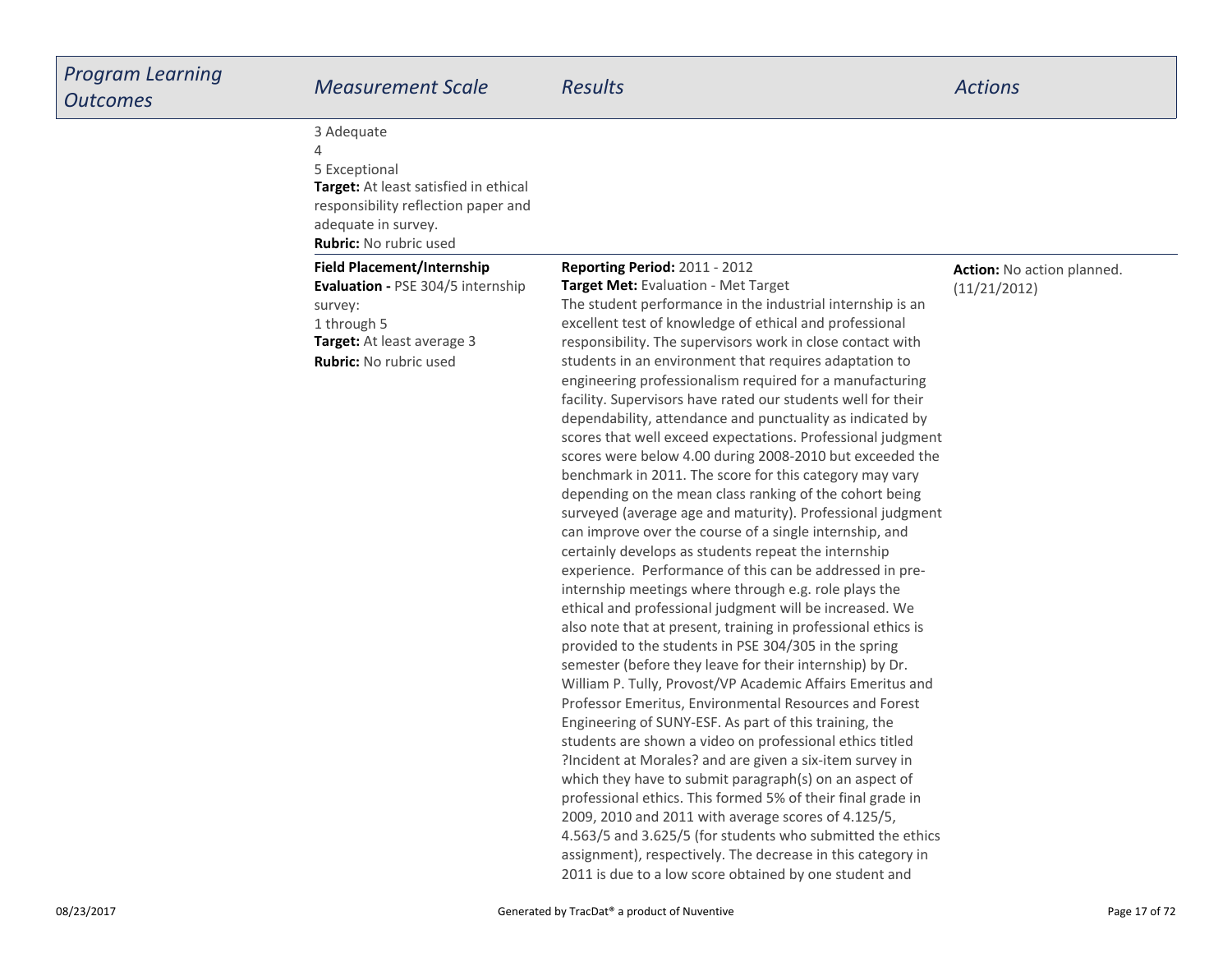| *Program Learning Outcomes* | *Measurement Scale* | *Results* | *Actions* |
|---|---|---|---|
| | 3 Adequate<br>4<br>5 Exceptional<br>**Target:** At least satisfied in ethical responsibility reflection paper and adequate in survey.<br>**Rubric:** No rubric used | | |
| | **Field Placement/Internship Evaluation -** PSE 304/5 internship survey:<br>1 through 5<br>**Target:** At least average 3<br>**Rubric:** No rubric used | **Reporting Period:** 2011 - 2012<br>**Target Met:** Evaluation - Met Target<br>The student performance in the industrial internship is an excellent test of knowledge of ethical and professional responsibility. The supervisors work in close contact with students in an environment that requires adaptation to engineering professionalism required for a manufacturing facility. Supervisors have rated our students well for their dependability, attendance and punctuality as indicated by scores that well exceed expectations. Professional judgment scores were below 4.00 during 2008-2010 but exceeded the benchmark in 2011. The score for this category may vary depending on the mean class ranking of the cohort being surveyed (average age and maturity). Professional judgment can improve over the course of a single internship, and certainly develops as students repeat the internship experience. Performance of this can be addressed in pre-internship meetings where through e.g. role plays the ethical and professional judgment will be increased. We also note that at present, training in professional ethics is provided to the students in PSE 304/305 in the spring semester (before they leave for their internship) by Dr. William P. Tully, Provost/VP Academic Affairs Emeritus and Professor Emeritus, Environmental Resources and Forest Engineering of SUNY-ESF. As part of this training, the students are shown a video on professional ethics titled ?Incident at Morales? and are given a six-item survey in which they have to submit paragraph(s) on an aspect of professional ethics. This formed 5% of their final grade in 2009, 2010 and 2011 with average scores of 4.125/5, 4.563/5 and 3.625/5 (for students who submitted the ethics assignment), respectively. The decrease in this category in 2011 is due to a low score obtained by one student and | **Action:** No action planned. (11/21/2012) |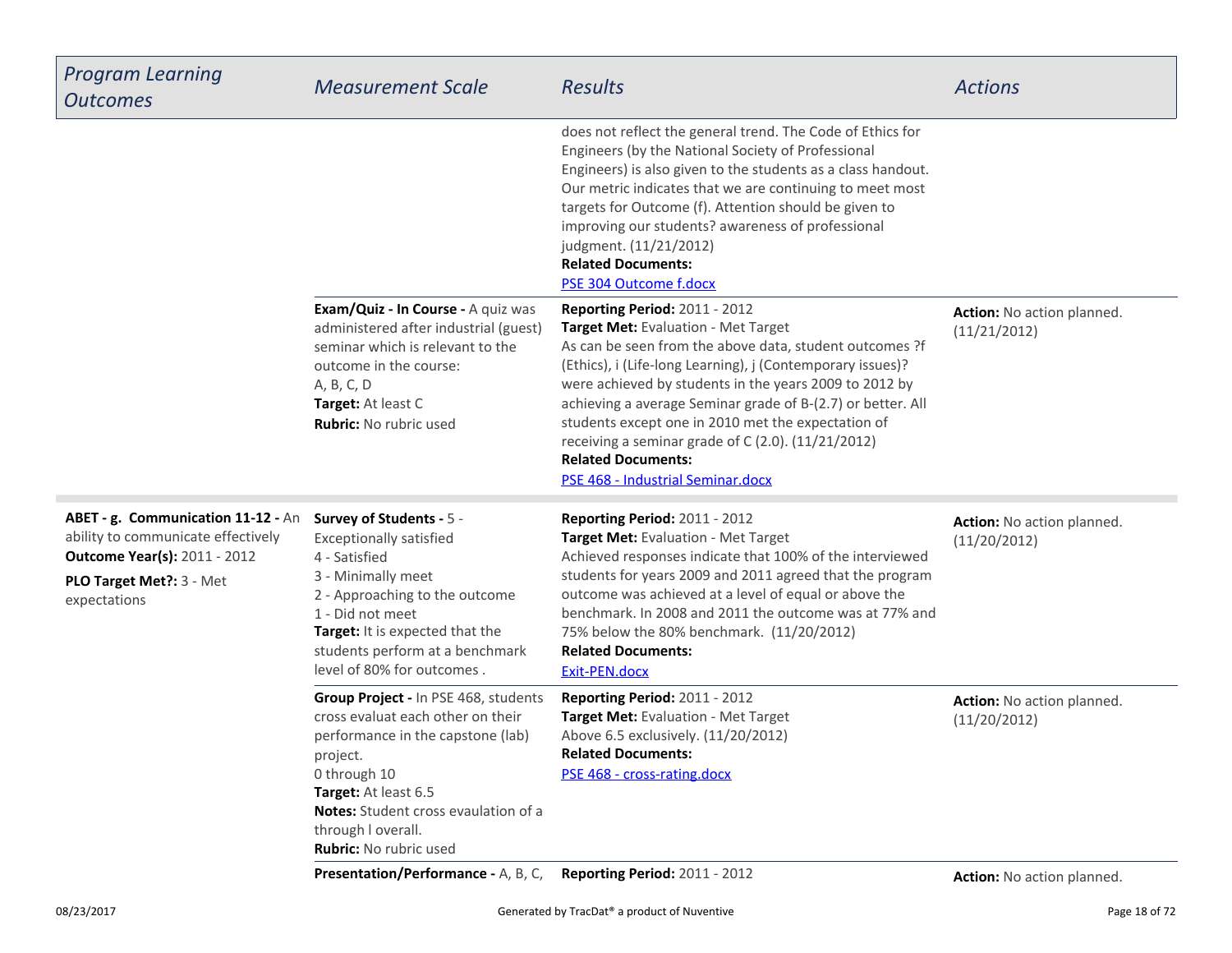| *Program Learning Outcomes* | *Measurement Scale* | *Results* | *Actions* |
|---|---|---|---|
| | | does not reflect the general trend. The Code of Ethics for Engineers (by the National Society of Professional Engineers) is also given to the students as a class handout. Our metric indicates that we are continuing to meet most targets for Outcome (f). Attention should be given to improving our students? awareness of professional judgment. (11/21/2012)<br>**Related Documents:**<br>PSE 304 Outcome f.docx | |
| | **Exam/Quiz - In Course -** A quiz was administered after industrial (guest) seminar which is relevant to the outcome in the course:<br>A, B, C, D<br>**Target:** At least C<br>**Rubric:** No rubric used | **Reporting Period:** 2011 - 2012<br>**Target Met:** Evaluation - Met Target<br>As can be seen from the above data, student outcomes ?f (Ethics), i (Life-long Learning), j (Contemporary issues)? were achieved by students in the years 2009 to 2012 by achieving a average Seminar grade of B-(2.7) or better. All students except one in 2010 met the expectation of receiving a seminar grade of C (2.0). (11/21/2012)<br>**Related Documents:**<br>PSE 468 - Industrial Seminar.docx | **Action:** No action planned. (11/21/2012) |
| **ABET - g. Communication 11-12 -** An ability to communicate effectively<br>**Outcome Year(s):** 2011 - 2012<br>**PLO Target Met?:** 3 - Met expectations | **Survey of Students -** 5 - Exceptionally satisfied<br>4 - Satisfied<br>3 - Minimally meet<br>2 - Approaching to the outcome<br>1 - Did not meet<br>**Target:** It is expected that the students perform at a benchmark level of 80% for outcomes . | **Reporting Period:** 2011 - 2012<br>**Target Met:** Evaluation - Met Target<br>Achieved responses indicate that 100% of the interviewed students for years 2009 and 2011 agreed that the program outcome was achieved at a level of equal or above the benchmark. In 2008 and 2011 the outcome was at 77% and 75% below the 80% benchmark. (11/20/2012)<br>**Related Documents:**<br>Exit-PEN.docx | **Action:** No action planned. (11/20/2012) |
| | **Group Project -** In PSE 468, students cross evaluat each other on their performance in the capstone (lab) project.<br>0 through 10<br>**Target:** At least 6.5<br>**Notes:** Student cross evaulation of a through l overall.<br>**Rubric:** No rubric used | **Reporting Period:** 2011 - 2012<br>**Target Met:** Evaluation - Met Target<br>Above 6.5 exclusively. (11/20/2012)<br>**Related Documents:**<br>PSE 468 - cross-rating.docx | **Action:** No action planned. (11/20/2012) |
| | **Presentation/Performance -** A, B, C, | **Reporting Period:** 2011 - 2012 | **Action:** No action planned. |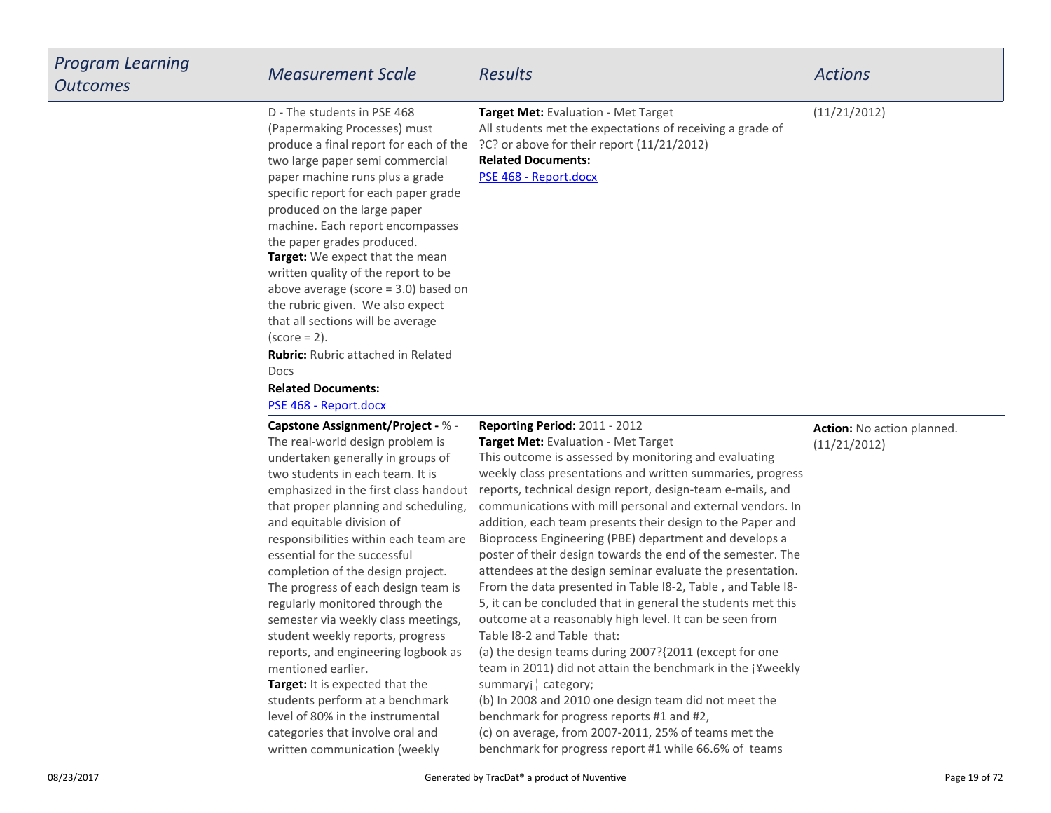| *Program Learning Outcomes* | *Measurement Scale* | *Results* | *Actions* |
|---|---|---|---|
| | D - The students in PSE 468 (Papermaking Processes) must produce a final report for each of the two large paper semi commercial paper machine runs plus a grade specific report for each paper grade produced on the large paper machine. Each report encompasses the paper grades produced.<br>**Target:** We expect that the mean written quality of the report to be above average (score = 3.0) based on the rubric given. We also expect that all sections will be average (score = 2).<br>**Rubric:** Rubric attached in Related Docs<br>**Related Documents:**<br>PSE 468 - Report.docx | **Target Met:** Evaluation - Met Target<br>All students met the expectations of receiving a grade of ?C? or above for their report (11/21/2012)<br>**Related Documents:**<br>PSE 468 - Report.docx | (11/21/2012) |
| | **Capstone Assignment/Project -** % - The real-world design problem is undertaken generally in groups of two students in each team. It is emphasized in the first class handout that proper planning and scheduling, and equitable division of responsibilities within each team are essential for the successful completion of the design project. The progress of each design team is regularly monitored through the semester via weekly class meetings, student weekly reports, progress reports, and engineering logbook as mentioned earlier.<br>**Target:** It is expected that the students perform at a benchmark level of 80% in the instrumental categories that involve oral and written communication (weekly | **Reporting Period:** 2011 - 2012<br>**Target Met:** Evaluation - Met Target<br>This outcome is assessed by monitoring and evaluating weekly class presentations and written summaries, progress reports, technical design report, design-team e-mails, and communications with mill personal and external vendors. In addition, each team presents their design to the Paper and Bioprocess Engineering (PBE) department and develops a poster of their design towards the end of the semester. The attendees at the design seminar evaluate the presentation. From the data presented in Table I8-2, Table , and Table I8-5, it can be concluded that in general the students met this outcome at a reasonably high level. It can be seen from Table I8-2 and Table that:<br>(a) the design teams during 2007?{2011 (except for one team in 2011) did not attain the benchmark in the ¡¥weekly summary¡¦ category;<br>(b) In 2008 and 2010 one design team did not meet the benchmark for progress reports #1 and #2,<br>(c) on average, from 2007-2011, 25% of teams met the benchmark for progress report #1 while 66.6% of teams | **Action:** No action planned. (11/21/2012) |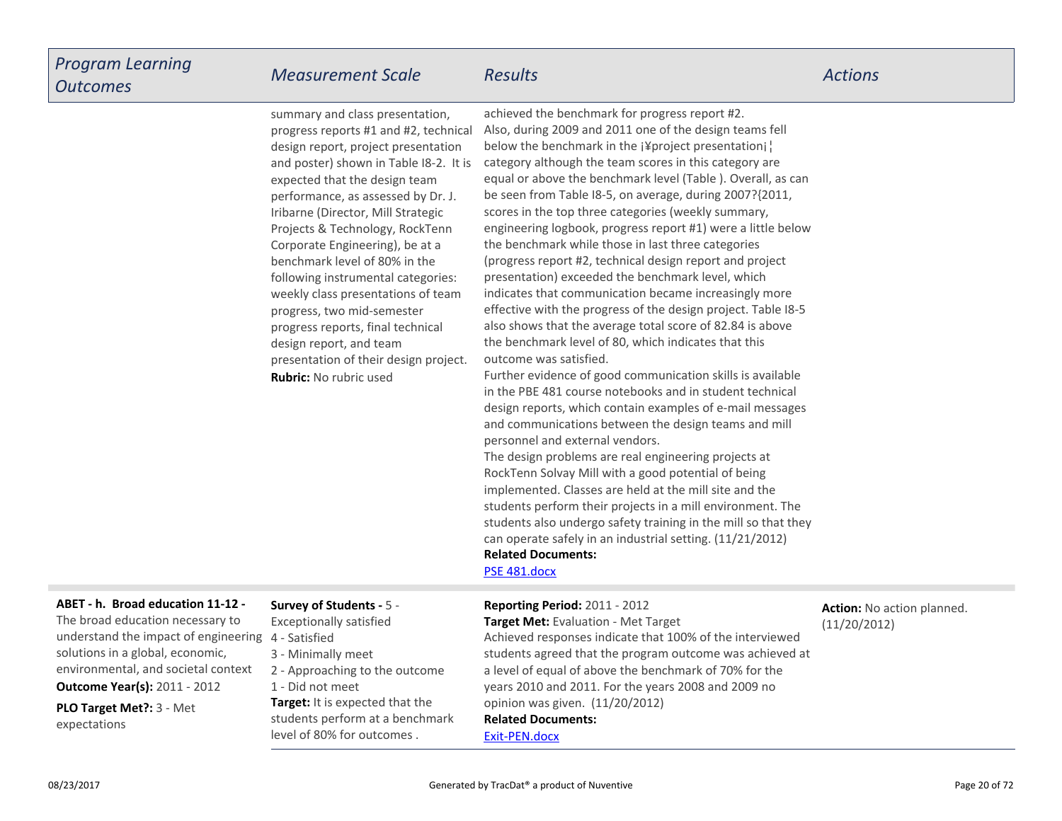| Program Learning Outcomes | Measurement Scale | Results | Actions |
|---|---|---|---|
| | summary and class presentation, progress reports #1 and #2, technical design report, project presentation and poster) shown in Table I8-2. It is expected that the design team performance, as assessed by Dr. J. Iribarne (Director, Mill Strategic Projects & Technology, RockTenn Corporate Engineering), be at a benchmark level of 80% in the following instrumental categories: weekly class presentations of team progress, two mid-semester progress reports, final technical design report, and team presentation of their design project.<br>**Rubric:** No rubric used | achieved the benchmark for progress report #2.<br>Also, during 2009 and 2011 one of the design teams fell below the benchmark in the ¡¥project presentation¡¦ category although the team scores in this category are equal or above the benchmark level (Table ). Overall, as can be seen from Table I8-5, on average, during 2007?{2011, scores in the top three categories (weekly summary, engineering logbook, progress report #1) were a little below the benchmark while those in last three categories (progress report #2, technical design report and project presentation) exceeded the benchmark level, which indicates that communication became increasingly more effective with the progress of the design project. Table I8-5 also shows that the average total score of 82.84 is above the benchmark level of 80, which indicates that this outcome was satisfied.<br>Further evidence of good communication skills is available in the PBE 481 course notebooks and in student technical design reports, which contain examples of e-mail messages and communications between the design teams and mill personnel and external vendors.<br>The design problems are real engineering projects at RockTenn Solvay Mill with a good potential of being implemented. Classes are held at the mill site and the students perform their projects in a mill environment. The students also undergo safety training in the mill so that they can operate safely in an industrial setting. (11/21/2012)<br>**Related Documents:**<br>PSE 481.docx | |
| **ABET - h. Broad education 11-12 -** The broad education necessary to understand the impact of engineering solutions in a global, economic, environmental, and societal context<br>**Outcome Year(s):** 2011 - 2012<br>**PLO Target Met?:** 3 - Met expectations | **Survey of Students -** 5 - Exceptionally satisfied<br>4 - Satisfied<br>3 - Minimally meet<br>2 - Approaching to the outcome<br>1 - Did not meet<br>**Target:** It is expected that the students perform at a benchmark level of 80% for outcomes . | **Reporting Period:** 2011 - 2012<br>**Target Met:** Evaluation - Met Target<br>Achieved responses indicate that 100% of the interviewed students agreed that the program outcome was achieved at a level of equal of above the benchmark of 70% for the years 2010 and 2011. For the years 2008 and 2009 no opinion was given. (11/20/2012)<br>**Related Documents:**<br>Exit-PEN.docx | **Action:** No action planned. (11/20/2012) |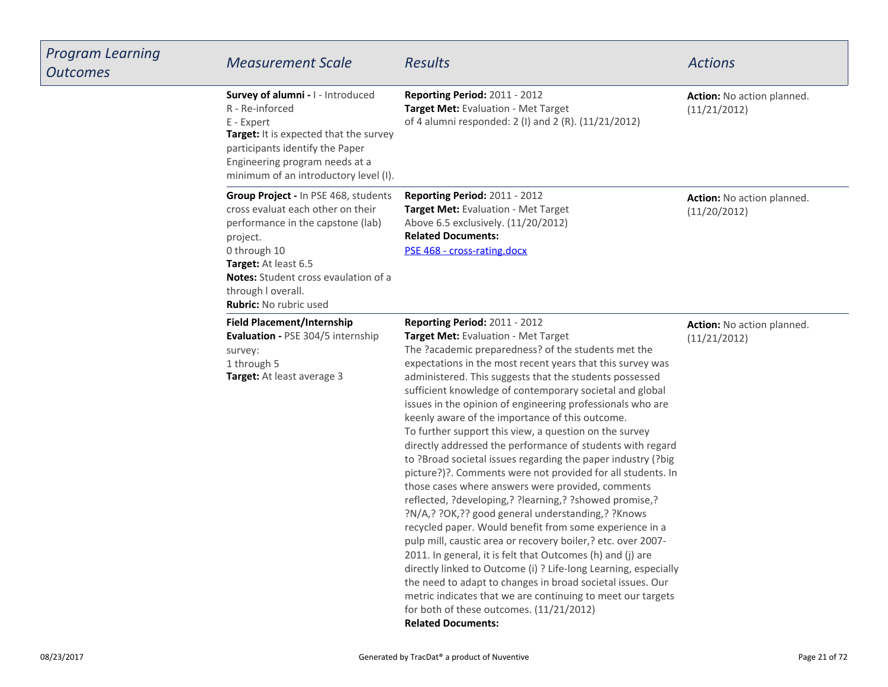| *Program Learning Outcomes* | *Measurement Scale* | *Results* | *Actions* |
|---|---|---|---|
| | **Survey of alumni -** I - Introduced<br>R - Re-inforced<br>E - Expert<br>**Target:** It is expected that the survey participants identify the Paper Engineering program needs at a minimum of an introductory level (I). | **Reporting Period:** 2011 - 2012<br>**Target Met:** Evaluation - Met Target<br>of 4 alumni responded: 2 (I) and 2 (R). (11/21/2012) | **Action:** No action planned. (11/21/2012) |
| | **Group Project -** In PSE 468, students cross evaluat each other on their performance in the capstone (lab) project.<br>0 through 10<br>**Target:** At least 6.5<br>**Notes:** Student cross evaulation of a through l overall.<br>**Rubric:** No rubric used | **Reporting Period:** 2011 - 2012<br>**Target Met:** Evaluation - Met Target<br>Above 6.5 exclusively. (11/20/2012)<br>**Related Documents:**<br>PSE 468 - cross-rating.docx | **Action:** No action planned. (11/20/2012) |
| | **Field Placement/Internship Evaluation -** PSE 304/5 internship survey:<br>1 through 5<br>**Target:** At least average 3 | **Reporting Period:** 2011 - 2012<br>**Target Met:** Evaluation - Met Target<br>The ?academic preparedness? of the students met the expectations in the most recent years that this survey was administered. This suggests that the students possessed sufficient knowledge of contemporary societal and global issues in the opinion of engineering professionals who are keenly aware of the importance of this outcome.<br>To further support this view, a question on the survey directly addressed the performance of students with regard to ?Broad societal issues regarding the paper industry (?big picture?)?. Comments were not provided for all students. In those cases where answers were provided, comments reflected, ?developing,? ?learning,? ?showed promise,? ?N/A,? ?OK,?? good general understanding,? ?Knows recycled paper. Would benefit from some experience in a pulp mill, caustic area or recovery boiler,? etc. over 2007-2011. In general, it is felt that Outcomes (h) and (j) are directly linked to Outcome (i) ? Life-long Learning, especially the need to adapt to changes in broad societal issues. Our metric indicates that we are continuing to meet our targets for both of these outcomes. (11/21/2012)<br>**Related Documents:** | **Action:** No action planned. (11/21/2012) |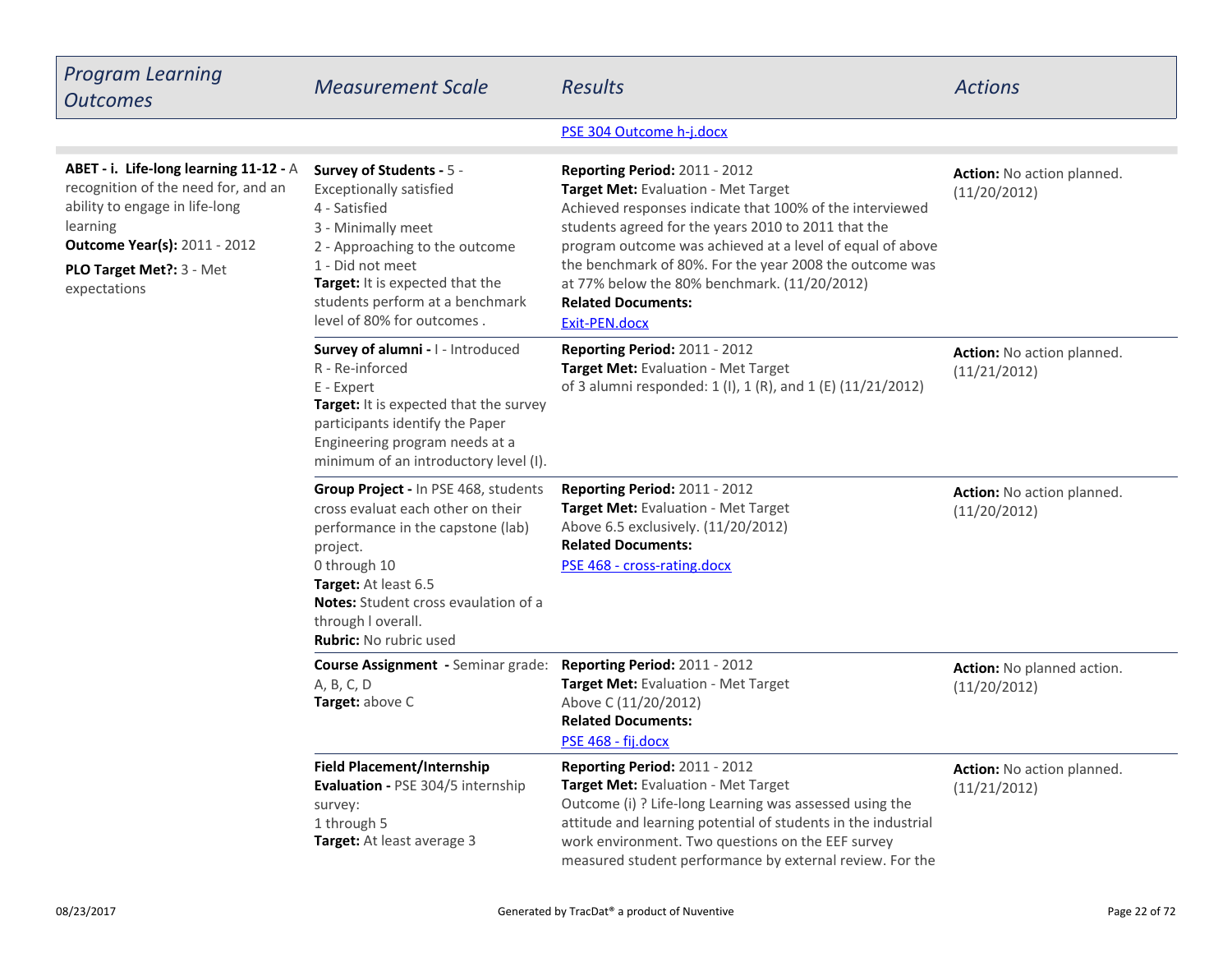| Program Learning Outcomes | Measurement Scale | Results | Actions |
|---|---|---|---|
| | | PSE 304 Outcome h-j.docx | |
| **ABET - i. Life-long learning 11-12 -** A recognition of the need for, and an ability to engage in life-long learning<br>**Outcome Year(s):** 2011 - 2012<br>**PLO Target Met?:** 3 - Met expectations | **Survey of Students -** 5 - Exceptionally satisfied<br>4 - Satisfied<br>3 - Minimally meet<br>2 - Approaching to the outcome<br>1 - Did not meet<br>**Target:** It is expected that the students perform at a benchmark level of 80% for outcomes . | **Reporting Period:** 2011 - 2012<br>**Target Met:** Evaluation - Met Target<br>Achieved responses indicate that 100% of the interviewed students agreed for the years 2010 to 2011 that the program outcome was achieved at a level of equal of above the benchmark of 80%. For the year 2008 the outcome was at 77% below the 80% benchmark. (11/20/2012)<br>**Related Documents:**<br>Exit-PEN.docx | **Action:** No action planned. (11/20/2012) |
| | **Survey of alumni -** I - Introduced<br>R - Re-inforced<br>E - Expert<br>**Target:** It is expected that the survey participants identify the Paper Engineering program needs at a minimum of an introductory level (I). | **Reporting Period:** 2011 - 2012<br>**Target Met:** Evaluation - Met Target<br>of 3 alumni responded: 1 (I), 1 (R), and 1 (E) (11/21/2012) | **Action:** No action planned. (11/21/2012) |
| | **Group Project -** In PSE 468, students cross evaluat each other on their performance in the capstone (lab) project.<br>0 through 10<br>**Target:** At least 6.5<br>**Notes:** Student cross evaulation of a through l overall.<br>**Rubric:** No rubric used | **Reporting Period:** 2011 - 2012<br>**Target Met:** Evaluation - Met Target<br>Above 6.5 exclusively. (11/20/2012)<br>**Related Documents:**<br>PSE 468 - cross-rating.docx | **Action:** No action planned. (11/20/2012) |
| | **Course Assignment -** Seminar grade: A, B, C, D<br>**Target:** above C | **Reporting Period:** 2011 - 2012<br>**Target Met:** Evaluation - Met Target<br>Above C (11/20/2012)<br>**Related Documents:**<br>PSE 468 - fij.docx | **Action:** No planned action. (11/20/2012) |
| | **Field Placement/Internship Evaluation -** PSE 304/5 internship survey:<br>1 through 5<br>**Target:** At least average 3 | **Reporting Period:** 2011 - 2012<br>**Target Met:** Evaluation - Met Target<br>Outcome (i) ? Life-long Learning was assessed using the attitude and learning potential of students in the industrial work environment. Two questions on the EEF survey measured student performance by external review. For the | **Action:** No action planned. (11/21/2012) |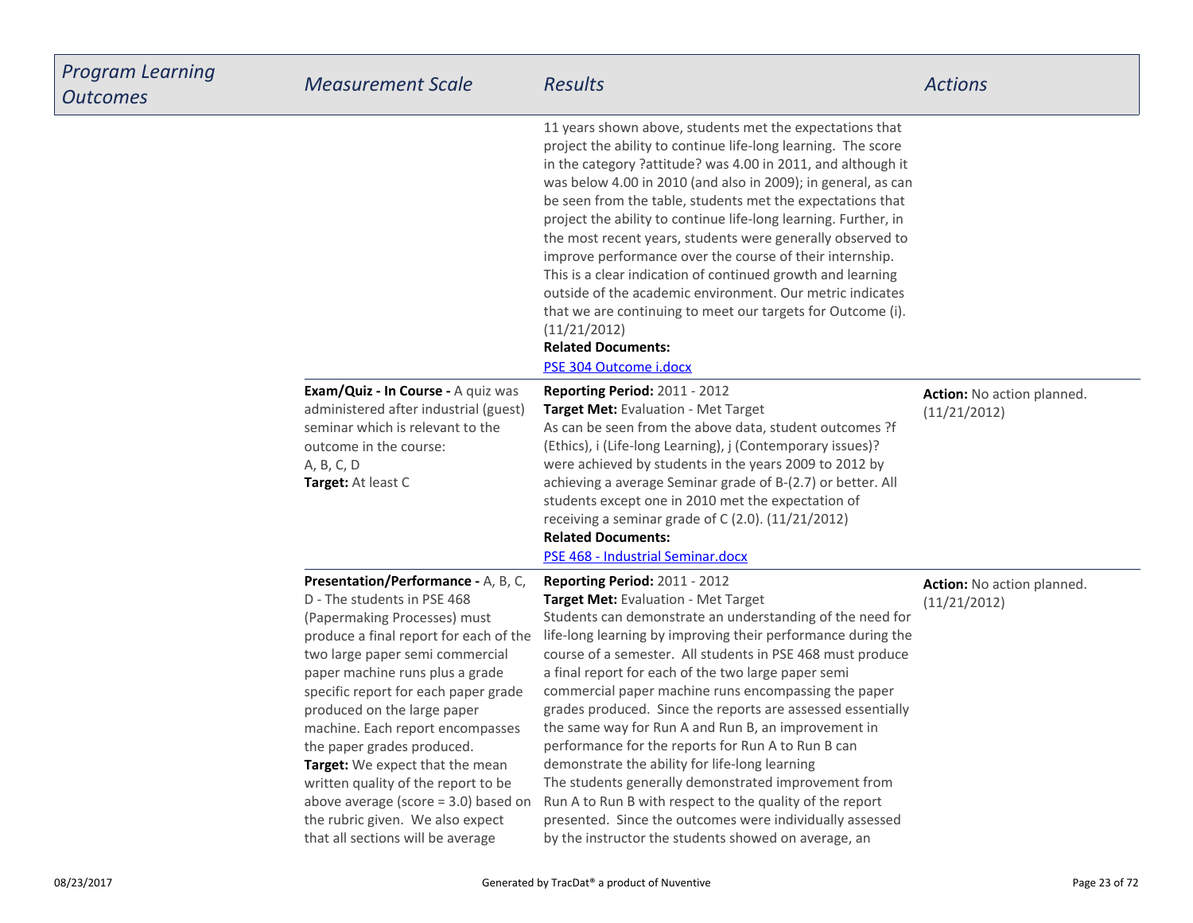| *Program Learning Outcomes* | *Measurement Scale* | *Results* | *Actions* |
| --- | --- | --- | --- |
| | | 11 years shown above, students met the expectations that project the ability to continue life-long learning. The score in the category ?attitude? was 4.00 in 2011, and although it was below 4.00 in 2010 (and also in 2009); in general, as can be seen from the table, students met the expectations that project the ability to continue life-long learning. Further, in the most recent years, students were generally observed to improve performance over the course of their internship. This is a clear indication of continued growth and learning outside of the academic environment. Our metric indicates that we are continuing to meet our targets for Outcome (i). (11/21/2012)<br>**Related Documents:**<br>PSE 304 Outcome i.docx | |
| | **Exam/Quiz - In Course -** A quiz was administered after industrial (guest) seminar which is relevant to the outcome in the course:<br>A, B, C, D<br>**Target:** At least C | **Reporting Period:** 2011 - 2012<br>**Target Met:** Evaluation - Met Target<br>As can be seen from the above data, student outcomes ?f (Ethics), i (Life-long Learning), j (Contemporary issues)? were achieved by students in the years 2009 to 2012 by achieving a average Seminar grade of B-(2.7) or better. All students except one in 2010 met the expectation of receiving a seminar grade of C (2.0). (11/21/2012)<br>**Related Documents:**<br>PSE 468 - Industrial Seminar.docx | **Action:** No action planned. (11/21/2012) |
| | **Presentation/Performance -** A, B, C, D - The students in PSE 468 (Papermaking Processes) must produce a final report for each of the two large paper semi commercial paper machine runs plus a grade specific report for each paper grade produced on the large paper machine. Each report encompasses the paper grades produced.<br>**Target:** We expect that the mean written quality of the report to be above average (score = 3.0) based on the rubric given. We also expect that all sections will be average | **Reporting Period:** 2011 - 2012<br>**Target Met:** Evaluation - Met Target<br>Students can demonstrate an understanding of the need for life-long learning by improving their performance during the course of a semester. All students in PSE 468 must produce a final report for each of the two large paper semi commercial paper machine runs encompassing the paper grades produced. Since the reports are assessed essentially the same way for Run A and Run B, an improvement in performance for the reports for Run A to Run B can demonstrate the ability for life-long learning<br>The students generally demonstrated improvement from Run A to Run B with respect to the quality of the report presented. Since the outcomes were individually assessed by the instructor the students showed on average, an | **Action:** No action planned. (11/21/2012) |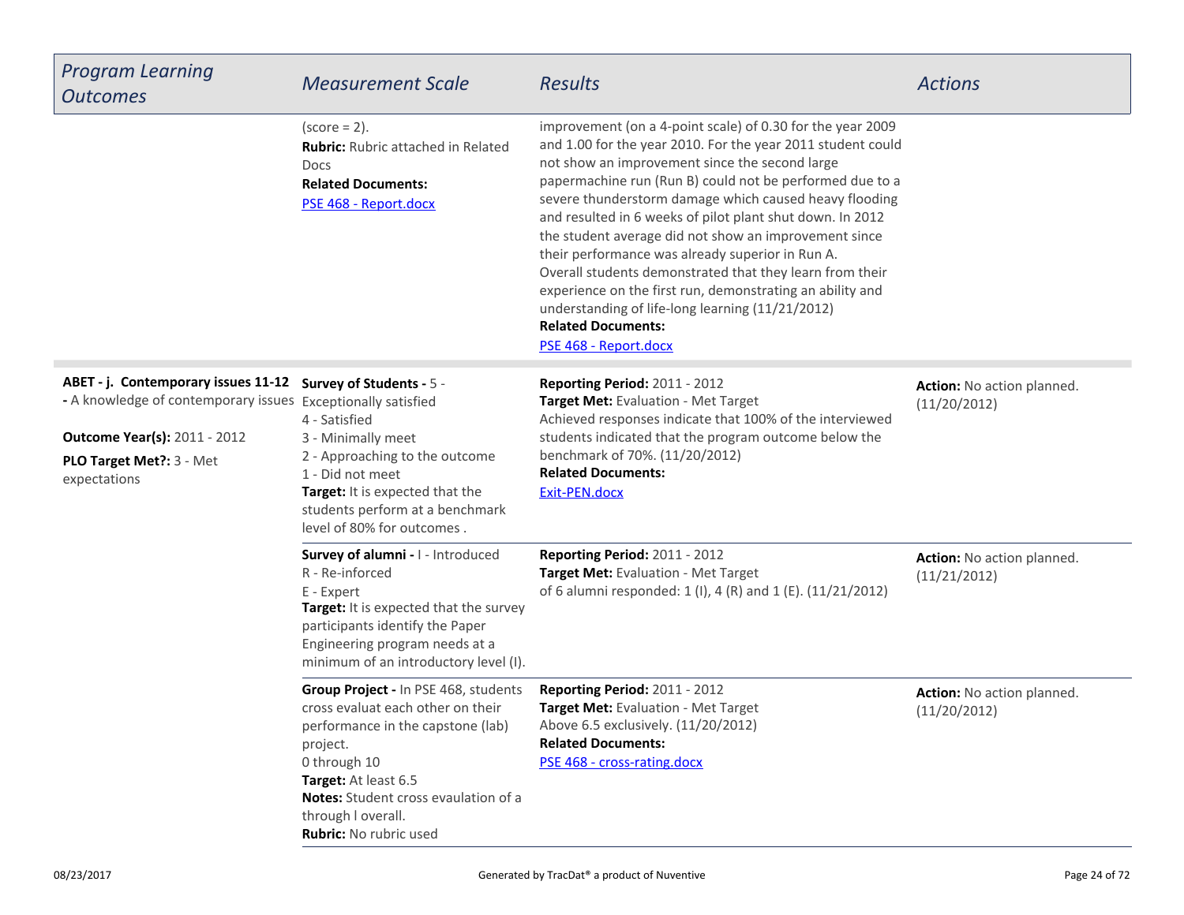| Program Learning Outcomes | Measurement Scale | Results | Actions |
|---|---|---|---|
| | (score = 2).<br>**Rubric:** Rubric attached in Related Docs<br>**Related Documents:**<br>PSE 468 - Report.docx | improvement (on a 4-point scale) of 0.30 for the year 2009 and 1.00 for the year 2010. For the year 2011 student could not show an improvement since the second large papermachine run (Run B) could not be performed due to a severe thunderstorm damage which caused heavy flooding and resulted in 6 weeks of pilot plant shut down. In 2012 the student average did not show an improvement since their performance was already superior in Run A.<br>Overall students demonstrated that they learn from their experience on the first run, demonstrating an ability and understanding of life-long learning (11/21/2012)<br>**Related Documents:**<br>PSE 468 - Report.docx | |
| **ABET - j. Contemporary issues 11-12 -** A knowledge of contemporary issues<br><br>**Outcome Year(s):** 2011 - 2012<br><br>**PLO Target Met?:** 3 - Met expectations | **Survey of Students -** 5 - Exceptionally satisfied<br>4 - Satisfied<br>3 - Minimally meet<br>2 - Approaching to the outcome<br>1 - Did not meet<br>**Target:** It is expected that the students perform at a benchmark level of 80% for outcomes . | **Reporting Period:** 2011 - 2012<br>**Target Met:** Evaluation - Met Target<br>Achieved responses indicate that 100% of the interviewed students indicated that the program outcome below the benchmark of 70%. (11/20/2012)<br>**Related Documents:**<br>Exit-PEN.docx | **Action:** No action planned. (11/20/2012) |
| | **Survey of alumni -** I - Introduced<br>R - Re-inforced<br>E - Expert<br>**Target:** It is expected that the survey participants identify the Paper Engineering program needs at a minimum of an introductory level (I). | **Reporting Period:** 2011 - 2012<br>**Target Met:** Evaluation - Met Target<br>of 6 alumni responded: 1 (I), 4 (R) and 1 (E). (11/21/2012) | **Action:** No action planned. (11/21/2012) |
| | **Group Project -** In PSE 468, students cross evaluat each other on their performance in the capstone (lab) project.<br>0 through 10<br>**Target:** At least 6.5<br>**Notes:** Student cross evaulation of a through l overall.<br>**Rubric:** No rubric used | **Reporting Period:** 2011 - 2012<br>**Target Met:** Evaluation - Met Target<br>Above 6.5 exclusively. (11/20/2012)<br>**Related Documents:**<br>PSE 468 - cross-rating.docx | **Action:** No action planned. (11/20/2012) |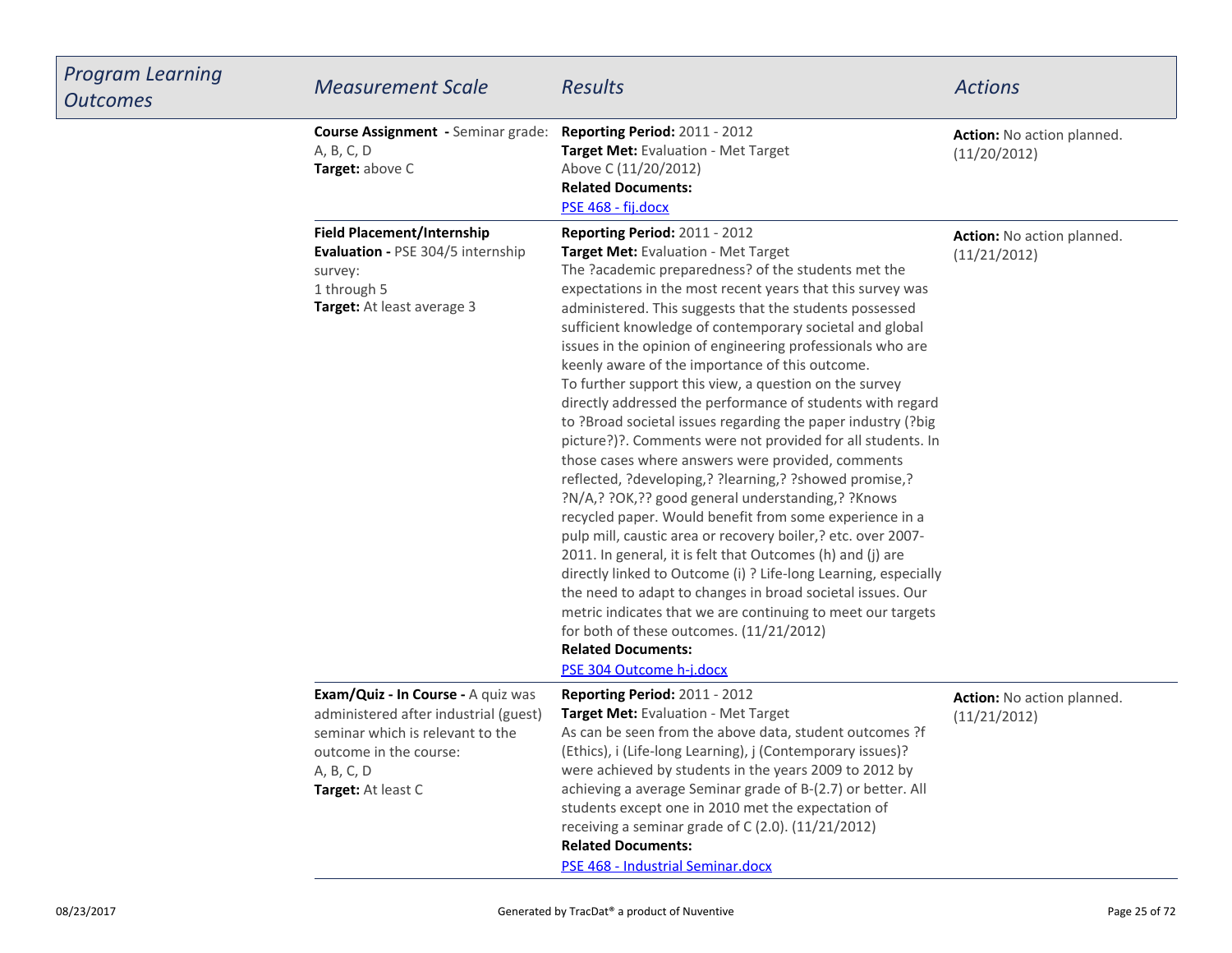| Program Learning Outcomes | Measurement Scale | Results | Actions |
| --- | --- | --- | --- |
| | **Course Assignment -** Seminar grade: A, B, C, D<br>**Target:** above C | **Reporting Period:** 2011 - 2012<br>**Target Met:** Evaluation - Met Target<br>Above C (11/20/2012)<br>**Related Documents:**<br>PSE 468 - fij.docx | **Action:** No action planned. (11/20/2012) |
| | **Field Placement/Internship Evaluation -** PSE 304/5 internship survey:<br>1 through 5<br>**Target:** At least average 3 | **Reporting Period:** 2011 - 2012<br>**Target Met:** Evaluation - Met Target<br>The ?academic preparedness? of the students met the expectations in the most recent years that this survey was administered. This suggests that the students possessed sufficient knowledge of contemporary societal and global issues in the opinion of engineering professionals who are keenly aware of the importance of this outcome.<br>To further support this view, a question on the survey directly addressed the performance of students with regard to ?Broad societal issues regarding the paper industry (?big picture?)?. Comments were not provided for all students. In those cases where answers were provided, comments reflected, ?developing,? ?learning,? ?showed promise,? ?N/A,? ?OK,?? good general understanding,? ?Knows recycled paper. Would benefit from some experience in a pulp mill, caustic area or recovery boiler,? etc. over 2007-2011. In general, it is felt that Outcomes (h) and (j) are directly linked to Outcome (i) ? Life-long Learning, especially the need to adapt to changes in broad societal issues. Our metric indicates that we are continuing to meet our targets for both of these outcomes. (11/21/2012)<br>**Related Documents:**<br>PSE 304 Outcome h-j.docx | **Action:** No action planned. (11/21/2012) |
| | **Exam/Quiz - In Course -** A quiz was administered after industrial (guest) seminar which is relevant to the outcome in the course:<br>A, B, C, D<br>**Target:** At least C | **Reporting Period:** 2011 - 2012<br>**Target Met:** Evaluation - Met Target<br>As can be seen from the above data, student outcomes ?f (Ethics), i (Life-long Learning), j (Contemporary issues)? were achieved by students in the years 2009 to 2012 by achieving a average Seminar grade of B-(2.7) or better. All students except one in 2010 met the expectation of receiving a seminar grade of C (2.0). (11/21/2012)<br>**Related Documents:**<br>PSE 468 - Industrial Seminar.docx | **Action:** No action planned. (11/21/2012) |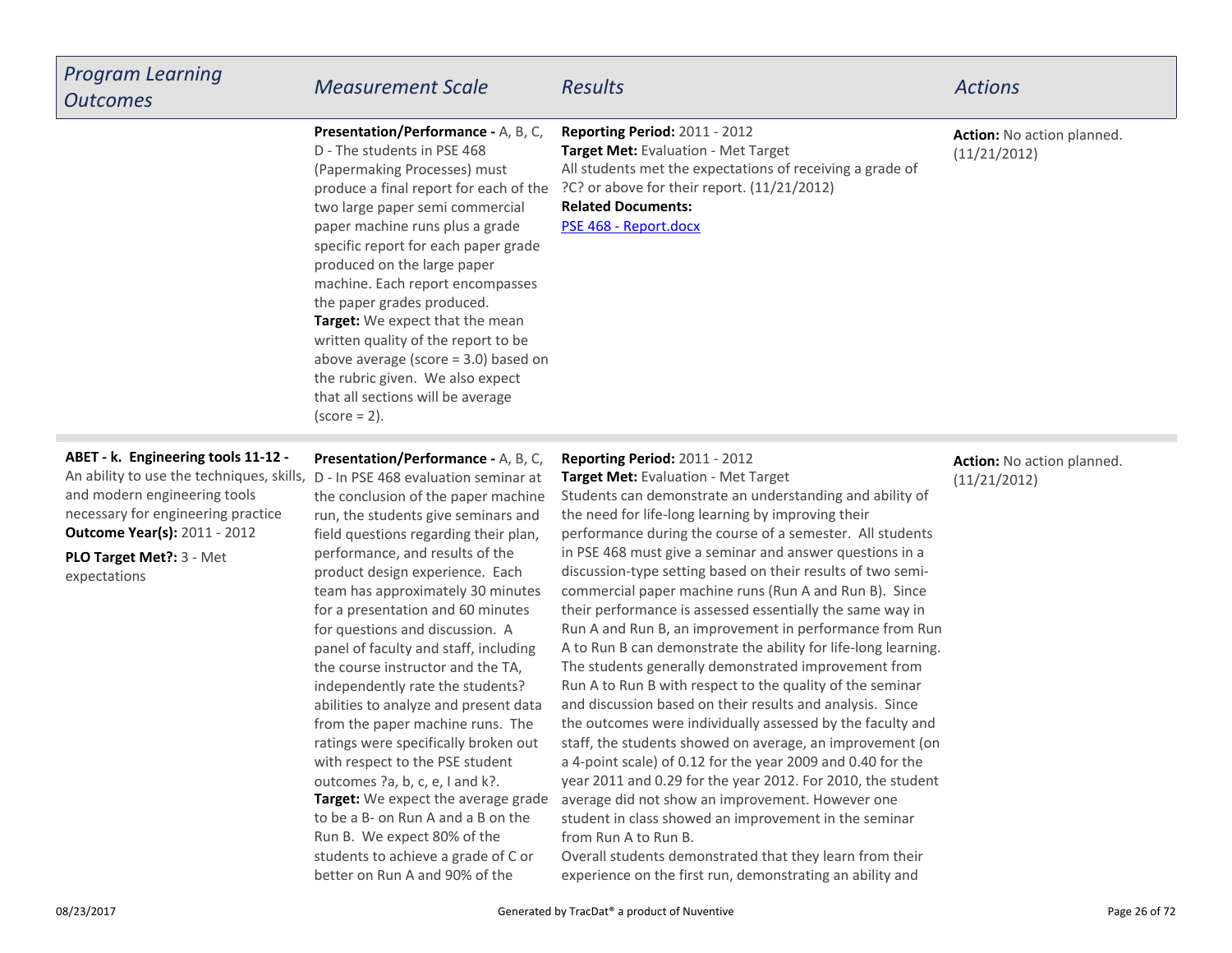| Program Learning Outcomes | Measurement Scale | Results | Actions |
|---|---|---|---|
| | **Presentation/Performance -** A, B, C, D - The students in PSE 468 (Papermaking Processes) must produce a final report for each of the two large paper semi commercial paper machine runs plus a grade specific report for each paper grade produced on the large paper machine. Each report encompasses the paper grades produced. **Target:** We expect that the mean written quality of the report to be above average (score = 3.0) based on the rubric given. We also expect that all sections will be average (score = 2). | **Reporting Period:** 2011 - 2012 **Target Met:** Evaluation - Met Target All students met the expectations of receiving a grade of ?C? or above for their report. (11/21/2012) **Related Documents:** PSE 468 - Report.docx | **Action:** No action planned. (11/21/2012) |
| **ABET - k. Engineering tools 11-12 -** An ability to use the techniques, skills, and modern engineering tools necessary for engineering practice **Outcome Year(s):** 2011 - 2012 **PLO Target Met?:** 3 - Met expectations | **Presentation/Performance -** A, B, C, D - In PSE 468 evaluation seminar at the conclusion of the paper machine run, the students give seminars and field questions regarding their plan, performance, and results of the product design experience. Each team has approximately 30 minutes for a presentation and 60 minutes for questions and discussion. A panel of faculty and staff, including the course instructor and the TA, independently rate the students? abilities to analyze and present data from the paper machine runs. The ratings were specifically broken out with respect to the PSE student outcomes ?a, b, c, e, I and k?. **Target:** We expect the average grade to be a B- on Run A and a B on the Run B. We expect 80% of the students to achieve a grade of C or better on Run A and 90% of the | **Reporting Period:** 2011 - 2012 **Target Met:** Evaluation - Met Target Students can demonstrate an understanding and ability of the need for life-long learning by improving their performance during the course of a semester. All students in PSE 468 must give a seminar and answer questions in a discussion-type setting based on their results of two semi-commercial paper machine runs (Run A and Run B). Since their performance is assessed essentially the same way in Run A and Run B, an improvement in performance from Run A to Run B can demonstrate the ability for life-long learning. The students generally demonstrated improvement from Run A to Run B with respect to the quality of the seminar and discussion based on their results and analysis. Since the outcomes were individually assessed by the faculty and staff, the students showed on average, an improvement (on a 4-point scale) of 0.12 for the year 2009 and 0.40 for the year 2011 and 0.29 for the year 2012. For 2010, the student average did not show an improvement. However one student in class showed an improvement in the seminar from Run A to Run B. Overall students demonstrated that they learn from their experience on the first run, demonstrating an ability and | **Action:** No action planned. (11/21/2012) |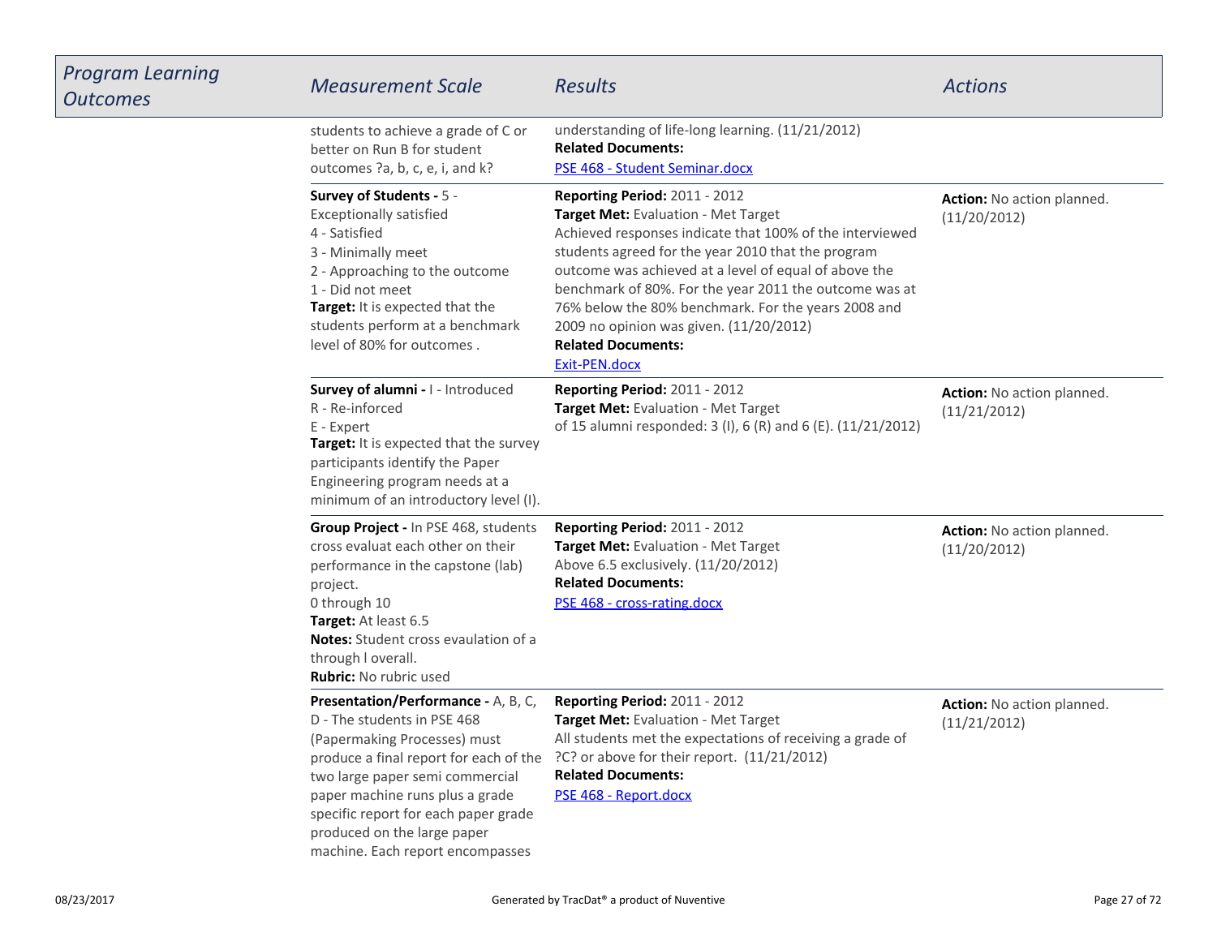| Program Learning Outcomes | Measurement Scale | Results | Actions |
|---|---|---|---|
| | students to achieve a grade of C or better on Run B for student outcomes ?a, b, c, e, i, and k? | understanding of life-long learning. (11/21/2012)<br>**Related Documents:**<br>PSE 468 - Student Seminar.docx | |
| | **Survey of Students -** 5 - Exceptionally satisfied<br>4 - Satisfied<br>3 - Minimally meet<br>2 - Approaching to the outcome<br>1 - Did not meet<br>**Target:** It is expected that the students perform at a benchmark level of 80% for outcomes . | **Reporting Period:** 2011 - 2012<br>**Target Met:** Evaluation - Met Target<br>Achieved responses indicate that 100% of the interviewed students agreed for the year 2010 that the program outcome was achieved at a level of equal of above the benchmark of 80%. For the year 2011 the outcome was at 76% below the 80% benchmark. For the years 2008 and 2009 no opinion was given. (11/20/2012)<br>**Related Documents:**<br>Exit-PEN.docx | **Action:** No action planned. (11/20/2012) |
| | **Survey of alumni -** I - Introduced<br>R - Re-inforced<br>E - Expert<br>**Target:** It is expected that the survey participants identify the Paper Engineering program needs at a minimum of an introductory level (I). | **Reporting Period:** 2011 - 2012<br>**Target Met:** Evaluation - Met Target<br>of 15 alumni responded: 3 (I), 6 (R) and 6 (E). (11/21/2012) | **Action:** No action planned. (11/21/2012) |
| | **Group Project -** In PSE 468, students cross evaluat each other on their performance in the capstone (lab) project.<br>0 through 10<br>**Target:** At least 6.5<br>**Notes:** Student cross evaulation of a through l overall.<br>**Rubric:** No rubric used | **Reporting Period:** 2011 - 2012<br>**Target Met:** Evaluation - Met Target<br>Above 6.5 exclusively. (11/20/2012)<br>**Related Documents:**<br>PSE 468 - cross-rating.docx | **Action:** No action planned. (11/20/2012) |
| | **Presentation/Performance -** A, B, C, D - The students in PSE 468 (Papermaking Processes) must produce a final report for each of the two large paper semi commercial paper machine runs plus a grade specific report for each paper grade produced on the large paper machine. Each report encompasses | **Reporting Period:** 2011 - 2012<br>**Target Met:** Evaluation - Met Target<br>All students met the expectations of receiving a grade of ?C? or above for their report. (11/21/2012)<br>**Related Documents:**<br>PSE 468 - Report.docx | **Action:** No action planned. (11/21/2012) |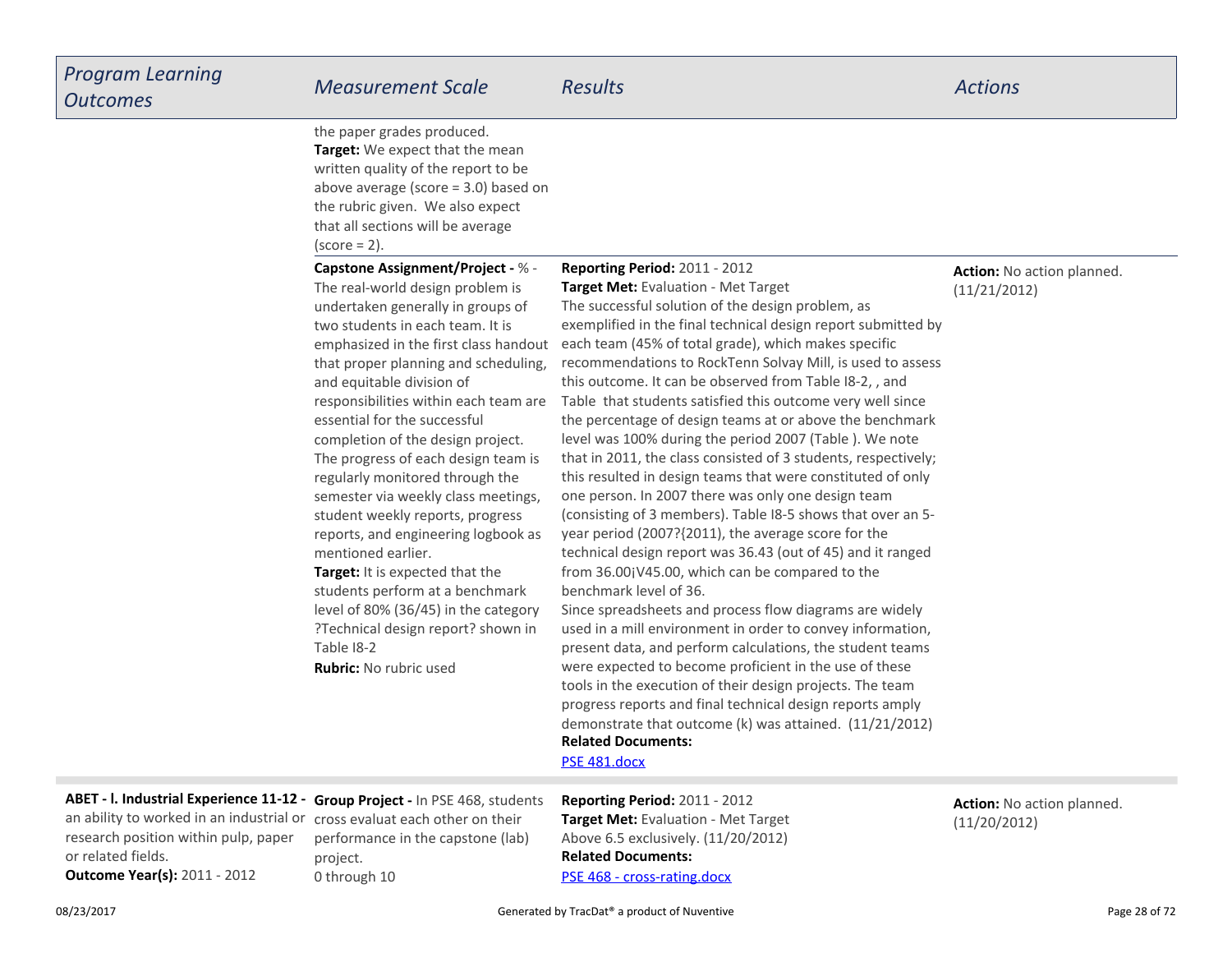| *Program Learning Outcomes* | *Measurement Scale* | *Results* | *Actions* |
|---|---|---|---|
| | the paper grades produced.<br>**Target:** We expect that the mean written quality of the report to be above average (score = 3.0) based on the rubric given. We also expect that all sections will be average (score = 2). | | |
| | **Capstone Assignment/Project -** % - The real-world design problem is undertaken generally in groups of two students in each team. It is emphasized in the first class handout that proper planning and scheduling, and equitable division of responsibilities within each team are essential for the successful completion of the design project. The progress of each design team is regularly monitored through the semester via weekly class meetings, student weekly reports, progress reports, and engineering logbook as mentioned earlier.<br>**Target:** It is expected that the students perform at a benchmark level of 80% (36/45) in the category ?Technical design report? shown in Table I8-2<br>**Rubric:** No rubric used | **Reporting Period:** 2011 - 2012<br>**Target Met:** Evaluation - Met Target<br>The successful solution of the design problem, as exemplified in the final technical design report submitted by each team (45% of total grade), which makes specific recommendations to RockTenn Solvay Mill, is used to assess this outcome. It can be observed from Table I8-2, , and Table that students satisfied this outcome very well since the percentage of design teams at or above the benchmark level was 100% during the period 2007 (Table ). We note that in 2011, the class consisted of 3 students, respectively; this resulted in design teams that were constituted of only one person. In 2007 there was only one design team (consisting of 3 members). Table I8-5 shows that over an 5-year period (2007?{2011), the average score for the technical design report was 36.43 (out of 45) and it ranged from 36.00¡V45.00, which can be compared to the benchmark level of 36.<br>Since spreadsheets and process flow diagrams are widely used in a mill environment in order to convey information, present data, and perform calculations, the student teams were expected to become proficient in the use of these tools in the execution of their design projects. The team progress reports and final technical design reports amply demonstrate that outcome (k) was attained. (11/21/2012)<br>**Related Documents:**<br>PSE 481.docx | **Action:** No action planned. (11/21/2012) |
| **ABET - l. Industrial Experience 11-12 -** an ability to worked in an industrial or research position within pulp, paper or related fields.<br>**Outcome Year(s):** 2011 - 2012 | **Group Project -** In PSE 468, students cross evaluat each other on their performance in the capstone (lab) project.<br>0 through 10 | **Reporting Period:** 2011 - 2012<br>**Target Met:** Evaluation - Met Target<br>Above 6.5 exclusively. (11/20/2012)<br>**Related Documents:**<br>PSE 468 - cross-rating.docx | **Action:** No action planned. (11/20/2012) |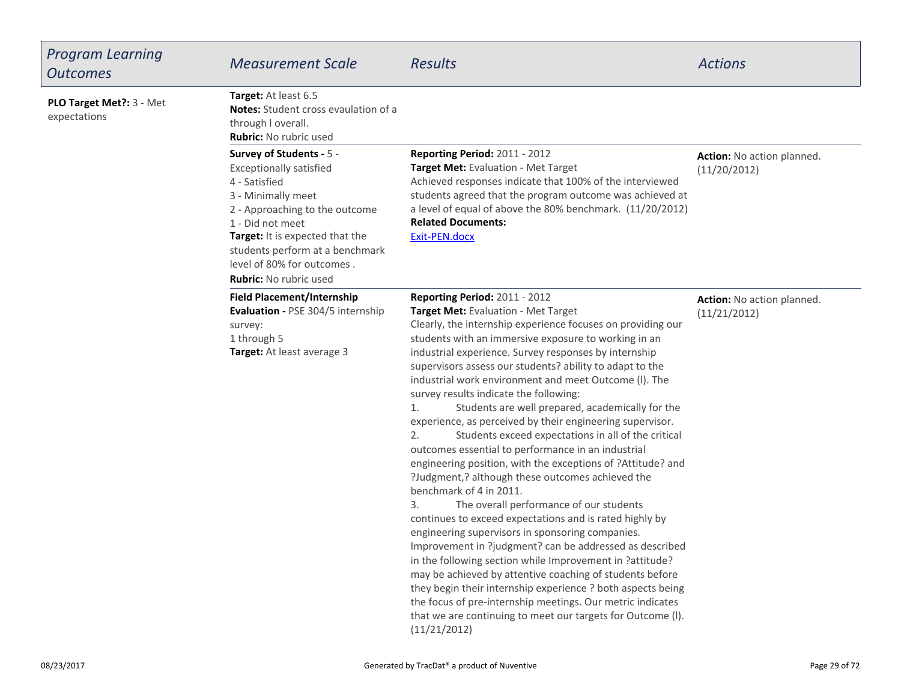| *Program Learning Outcomes* | *Measurement Scale* | *Results* | *Actions* |
|---|---|---|---|
| **PLO Target Met?:** 3 - Met expectations | **Target:** At least 6.5<br>**Notes:** Student cross evaulation of a through l overall.<br>**Rubric:** No rubric used | | |
| | **Survey of Students -** 5 - Exceptionally satisfied<br>4 - Satisfied<br>3 - Minimally meet<br>2 - Approaching to the outcome<br>1 - Did not meet<br>**Target:** It is expected that the students perform at a benchmark level of 80% for outcomes .<br>**Rubric:** No rubric used | **Reporting Period:** 2011 - 2012<br>**Target Met:** Evaluation - Met Target<br>Achieved responses indicate that 100% of the interviewed students agreed that the program outcome was achieved at a level of equal of above the 80% benchmark. (11/20/2012)<br>**Related Documents:**<br>Exit-PEN.docx | **Action:** No action planned. (11/20/2012) |
| | **Field Placement/Internship Evaluation -** PSE 304/5 internship survey:<br>1 through 5<br>**Target:** At least average 3 | **Reporting Period:** 2011 - 2012<br>**Target Met:** Evaluation - Met Target<br>Clearly, the internship experience focuses on providing our students with an immersive exposure to working in an industrial experience. Survey responses by internship supervisors assess our students? ability to adapt to the industrial work environment and meet Outcome (l). The survey results indicate the following:<br>1. Students are well prepared, academically for the experience, as perceived by their engineering supervisor.<br>2. Students exceed expectations in all of the critical outcomes essential to performance in an industrial engineering position, with the exceptions of ?Attitude? and ?Judgment,? although these outcomes achieved the benchmark of 4 in 2011.<br>3. The overall performance of our students continues to exceed expectations and is rated highly by engineering supervisors in sponsoring companies. Improvement in ?judgment? can be addressed as described in the following section while Improvement in ?attitude? may be achieved by attentive coaching of students before they begin their internship experience ? both aspects being the focus of pre-internship meetings. Our metric indicates that we are continuing to meet our targets for Outcome (l). (11/21/2012) | **Action:** No action planned. (11/21/2012) |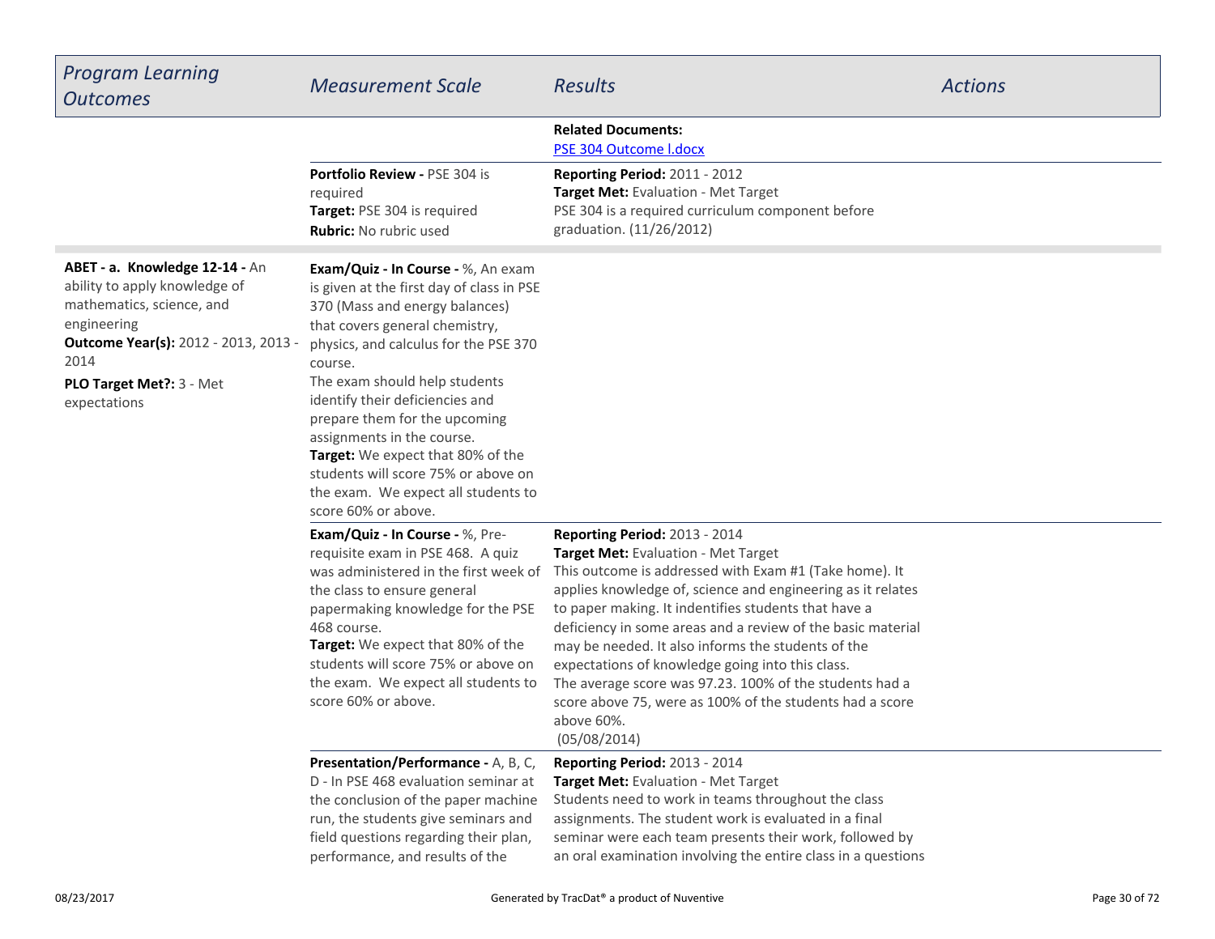| *Program Learning Outcomes* | *Measurement Scale* | *Results* | *Actions* |
|---|---|---|---|
| | | **Related Documents:** [PSE 304 Outcome l.docx]() | |
| | **Portfolio Review -** PSE 304 is required<br>**Target:** PSE 304 is required<br>**Rubric:** No rubric used | **Reporting Period:** 2011 - 2012<br>**Target Met:** Evaluation - Met Target<br>PSE 304 is a required curriculum component before graduation. (11/26/2012) | |
| **ABET - a. Knowledge 12-14 -** An ability to apply knowledge of mathematics, science, and engineering<br>**Outcome Year(s):** 2012 - 2013, 2013 - 2014<br>**PLO Target Met?:** 3 - Met expectations | **Exam/Quiz - In Course -** %, An exam is given at the first day of class in PSE 370 (Mass and energy balances) that covers general chemistry, physics, and calculus for the PSE 370 course.<br>The exam should help students identify their deficiencies and prepare them for the upcoming assignments in the course.<br>**Target:** We expect that 80% of the students will score 75% or above on the exam. We expect all students to score 60% or above. | | |
| | **Exam/Quiz - In Course -** %, Pre-requisite exam in PSE 468. A quiz was administered in the first week of the class to ensure general papermaking knowledge for the PSE 468 course.<br>**Target:** We expect that 80% of the students will score 75% or above on the exam. We expect all students to score 60% or above. | **Reporting Period:** 2013 - 2014<br>**Target Met:** Evaluation - Met Target<br>This outcome is addressed with Exam #1 (Take home). It applies knowledge of, science and engineering as it relates to paper making. It indentifies students that have a deficiency in some areas and a review of the basic material may be needed. It also informs the students of the expectations of knowledge going into this class.<br>The average score was 97.23. 100% of the students had a score above 75, were as 100% of the students had a score above 60%.<br>(05/08/2014) | |
| | **Presentation/Performance -** A, B, C, D - In PSE 468 evaluation seminar at the conclusion of the paper machine run, the students give seminars and field questions regarding their plan, performance, and results of the | **Reporting Period:** 2013 - 2014<br>**Target Met:** Evaluation - Met Target<br>Students need to work in teams throughout the class assignments. The student work is evaluated in a final seminar were each team presents their work, followed by an oral examination involving the entire class in a questions | |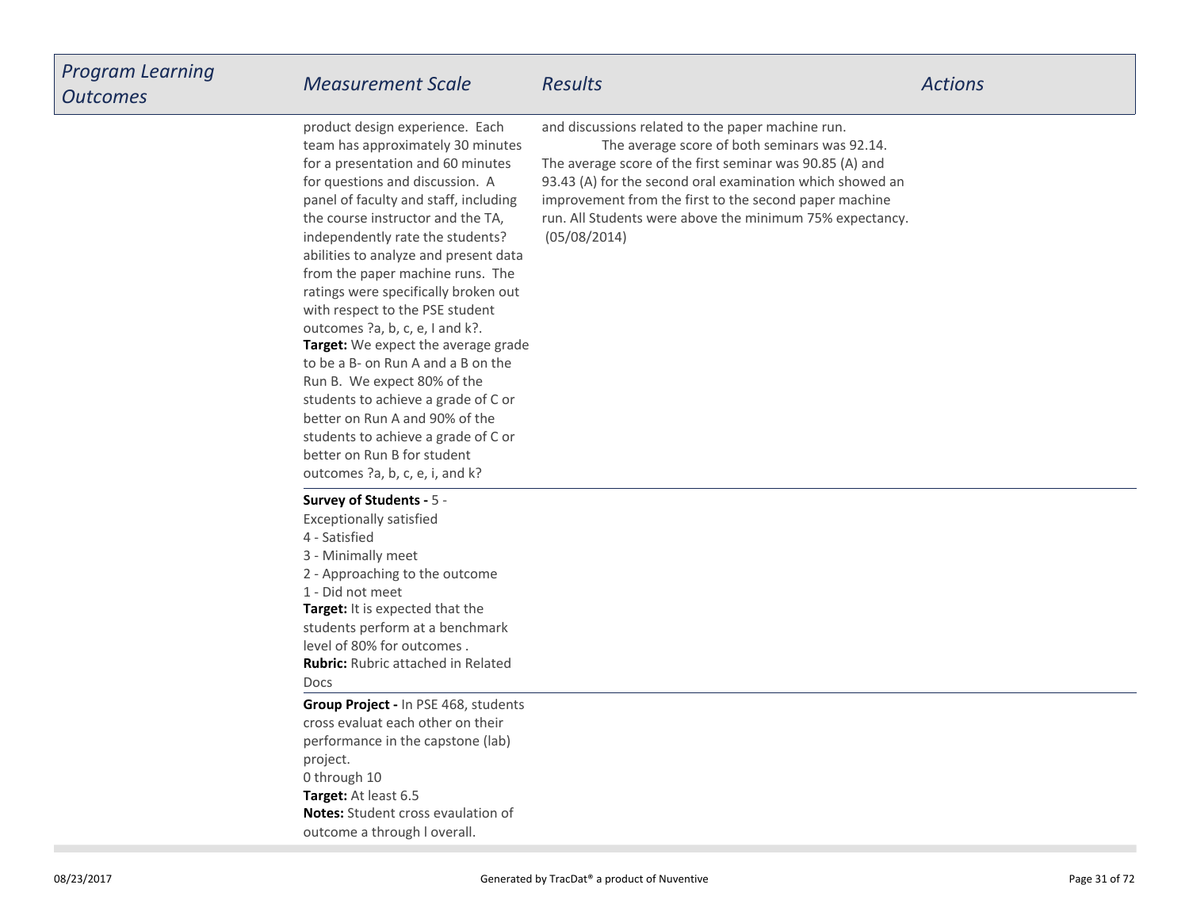| Program Learning Outcomes | Measurement Scale | Results | Actions |
|---|---|---|---|
| | product design experience. Each team has approximately 30 minutes for a presentation and 60 minutes for questions and discussion. A panel of faculty and staff, including the course instructor and the TA, independently rate the students? abilities to analyze and present data from the paper machine runs. The ratings were specifically broken out with respect to the PSE student outcomes ?a, b, c, e, I and k?. **Target:** We expect the average grade to be a B- on Run A and a B on the Run B. We expect 80% of the students to achieve a grade of C or better on Run A and 90% of the students to achieve a grade of C or better on Run B for student outcomes ?a, b, c, e, i, and k? | and discussions related to the paper machine run. The average score of both seminars was 92.14. The average score of the first seminar was 90.85 (A) and 93.43 (A) for the second oral examination which showed an improvement from the first to the second paper machine run. All Students were above the minimum 75% expectancy. (05/08/2014) | |
| | **Survey of Students -** 5 - Exceptionally satisfied<br>4 - Satisfied<br>3 - Minimally meet<br>2 - Approaching to the outcome<br>1 - Did not meet<br>**Target:** It is expected that the students perform at a benchmark level of 80% for outcomes .<br>**Rubric:** Rubric attached in Related Docs | | |
| | **Group Project -** In PSE 468, students cross evaluat each other on their performance in the capstone (lab) project.<br>0 through 10<br>**Target:** At least 6.5<br>**Notes:** Student cross evaulation of outcome a through l overall. | | |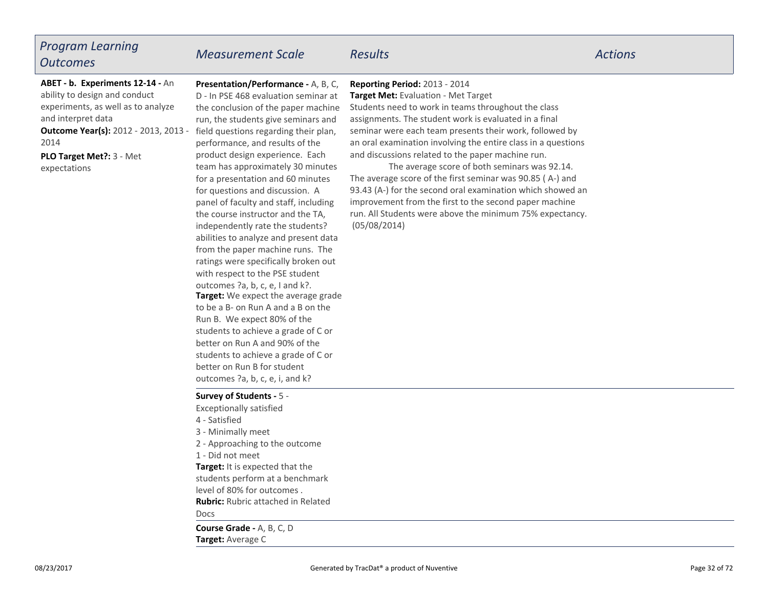| *Program Learning Outcomes* | *Measurement Scale* | *Results* | *Actions* |
| --- | --- | --- | --- |
| **ABET - b. Experiments 12-14 -** An ability to design and conduct experiments, as well as to analyze and interpret data<br>**Outcome Year(s):** 2012 - 2013, 2013 - 2014<br>**PLO Target Met?:** 3 - Met expectations | **Presentation/Performance -** A, B, C, D - In PSE 468 evaluation seminar at the conclusion of the paper machine run, the students give seminars and field questions regarding their plan, performance, and results of the product design experience. Each team has approximately 30 minutes for a presentation and 60 minutes for questions and discussion. A panel of faculty and staff, including the course instructor and the TA, independently rate the students? abilities to analyze and present data from the paper machine runs. The ratings were specifically broken out with respect to the PSE student outcomes ?a, b, c, e, I and k?.<br>**Target:** We expect the average grade to be a B- on Run A and a B on the Run B. We expect 80% of the students to achieve a grade of C or better on Run A and 90% of the students to achieve a grade of C or better on Run B for student outcomes ?a, b, c, e, i, and k? | **Reporting Period:** 2013 - 2014<br>**Target Met:** Evaluation - Met Target<br>Students need to work in teams throughout the class assignments. The student work is evaluated in a final seminar were each team presents their work, followed by an oral examination involving the entire class in a questions and discussions related to the paper machine run.<br>The average score of both seminars was 92.14. The average score of the first seminar was 90.85 ( A-) and 93.43 (A-) for the second oral examination which showed an improvement from the first to the second paper machine run. All Students were above the minimum 75% expectancy. (05/08/2014) | |
| | **Survey of Students -** 5 - Exceptionally satisfied<br>4 - Satisfied<br>3 - Minimally meet<br>2 - Approaching to the outcome<br>1 - Did not meet<br>**Target:** It is expected that the students perform at a benchmark level of 80% for outcomes .<br>**Rubric:** Rubric attached in Related Docs | | |
| | **Course Grade -** A, B, C, D<br>**Target:** Average C | | |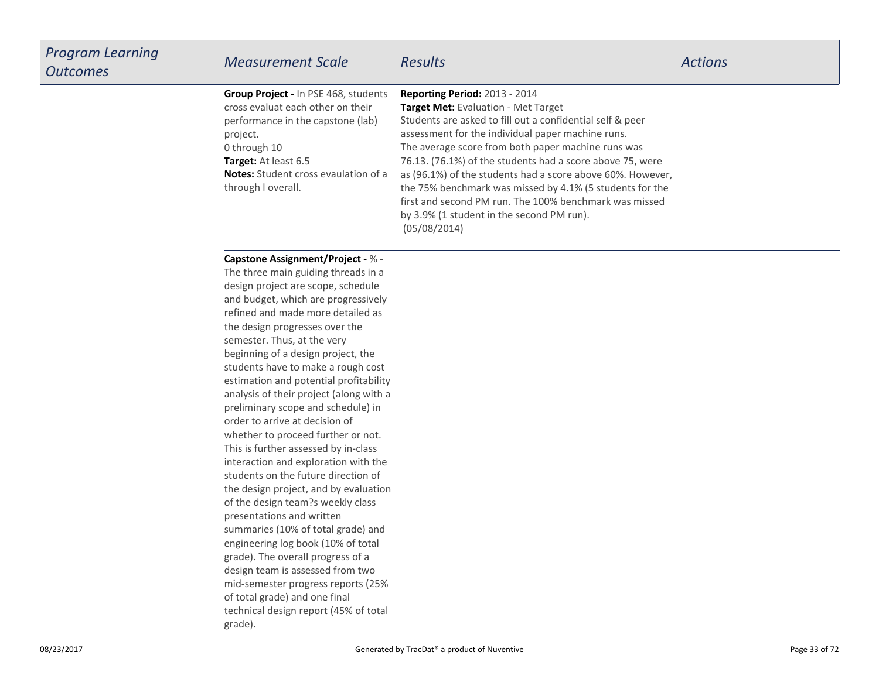| *Program Learning Outcomes* | *Measurement Scale* | *Results* | *Actions* |
|---|---|---|---|
| | **Group Project -** In PSE 468, students cross evaluat each other on their performance in the capstone (lab) project.<br>0 through 10<br>**Target:** At least 6.5<br>**Notes:** Student cross evaulation of a through l overall. | **Reporting Period:** 2013 - 2014<br>**Target Met:** Evaluation - Met Target<br>Students are asked to fill out a confidential self & peer assessment for the individual paper machine runs.<br>The average score from both paper machine runs was 76.13. (76.1%) of the students had a score above 75, were as (96.1%) of the students had a score above 60%. However, the 75% benchmark was missed by 4.1% (5 students for the first and second PM run. The 100% benchmark was missed by 3.9% (1 student in the second PM run).<br>(05/08/2014) | |
| | **Capstone Assignment/Project -** % - The three main guiding threads in a design project are scope, schedule and budget, which are progressively refined and made more detailed as the design progresses over the semester. Thus, at the very beginning of a design project, the students have to make a rough cost estimation and potential profitability analysis of their project (along with a preliminary scope and schedule) in order to arrive at decision of whether to proceed further or not. This is further assessed by in-class interaction and exploration with the students on the future direction of the design project, and by evaluation of the design team?s weekly class presentations and written summaries (10% of total grade) and engineering log book (10% of total grade). The overall progress of a design team is assessed from two mid-semester progress reports (25% of total grade) and one final technical design report (45% of total grade). | | |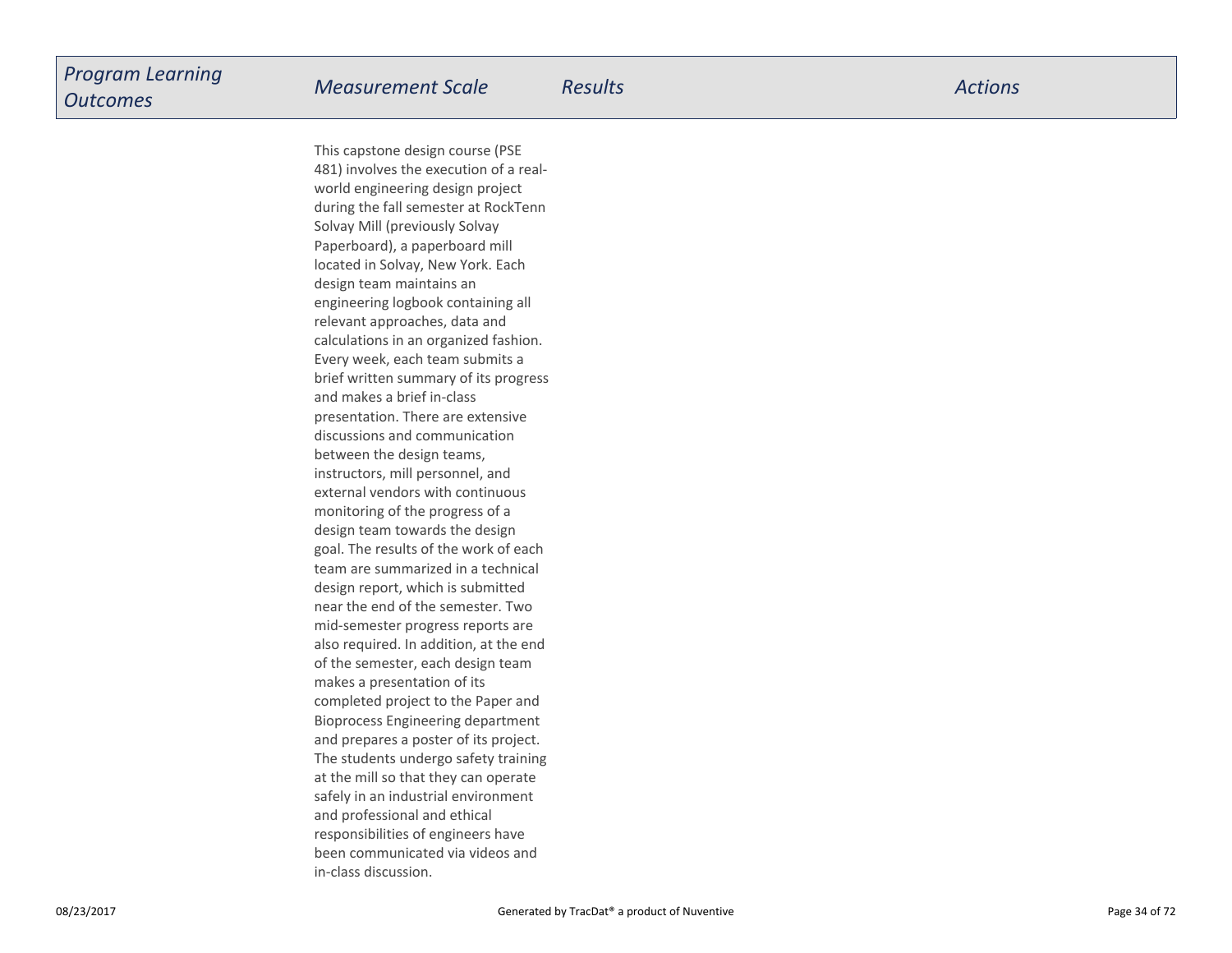| *Program Learning Outcomes* | *Measurement Scale* | *Results* | *Actions* |
| --- | --- | --- | --- |
| | This capstone design course (PSE 481) involves the execution of a real-world engineering design project during the fall semester at RockTenn Solvay Mill (previously Solvay Paperboard), a paperboard mill located in Solvay, New York. Each design team maintains an engineering logbook containing all relevant approaches, data and calculations in an organized fashion. Every week, each team submits a brief written summary of its progress and makes a brief in-class presentation. There are extensive discussions and communication between the design teams, instructors, mill personnel, and external vendors with continuous monitoring of the progress of a design team towards the design goal. The results of the work of each team are summarized in a technical design report, which is submitted near the end of the semester. Two mid-semester progress reports are also required. In addition, at the end of the semester, each design team makes a presentation of its completed project to the Paper and Bioprocess Engineering department and prepares a poster of its project. The students undergo safety training at the mill so that they can operate safely in an industrial environment and professional and ethical responsibilities of engineers have been communicated via videos and in-class discussion. | | |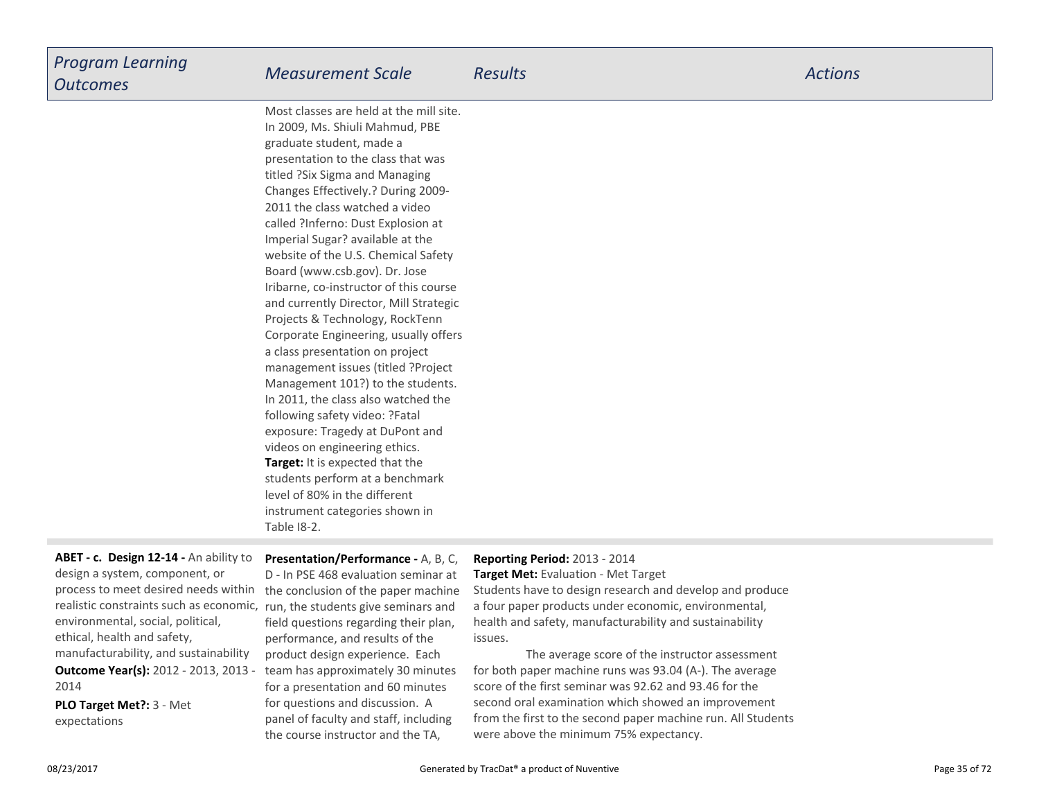| *Program Learning Outcomes* | *Measurement Scale* | *Results* | *Actions* |
|---|---|---|---|
| | Most classes are held at the mill site. In 2009, Ms. Shiuli Mahmud, PBE graduate student, made a presentation to the class that was titled ?Six Sigma and Managing Changes Effectively.? During 2009-2011 the class watched a video called ?Inferno: Dust Explosion at Imperial Sugar? available at the website of the U.S. Chemical Safety Board (www.csb.gov). Dr. Jose Iribarne, co-instructor of this course and currently Director, Mill Strategic Projects & Technology, RockTenn Corporate Engineering, usually offers a class presentation on project management issues (titled ?Project Management 101?) to the students. In 2011, the class also watched the following safety video: ?Fatal exposure: Tragedy at DuPont and videos on engineering ethics.<br>**Target:** It is expected that the students perform at a benchmark level of 80% in the different instrument categories shown in Table I8-2. | | |
| **ABET - c. Design 12-14 -** An ability to design a system, component, or process to meet desired needs within realistic constraints such as economic, environmental, social, political, ethical, health and safety, manufacturability, and sustainability<br>**Outcome Year(s):** 2012 - 2013, 2013 - 2014<br>**PLO Target Met?:** 3 - Met expectations | **Presentation/Performance -** A, B, C, D - In PSE 468 evaluation seminar at the conclusion of the paper machine run, the students give seminars and field questions regarding their plan, performance, and results of the product design experience. Each team has approximately 30 minutes for a presentation and 60 minutes for questions and discussion. A panel of faculty and staff, including the course instructor and the TA, | **Reporting Period:** 2013 - 2014<br>**Target Met:** Evaluation - Met Target<br>Students have to design research and develop and produce a four paper products under economic, environmental, health and safety, manufacturability and sustainability issues.<br>The average score of the instructor assessment for both paper machine runs was 93.04 (A-). The average score of the first seminar was 92.62 and 93.46 for the second oral examination which showed an improvement from the first to the second paper machine run. All Students were above the minimum 75% expectancy. | |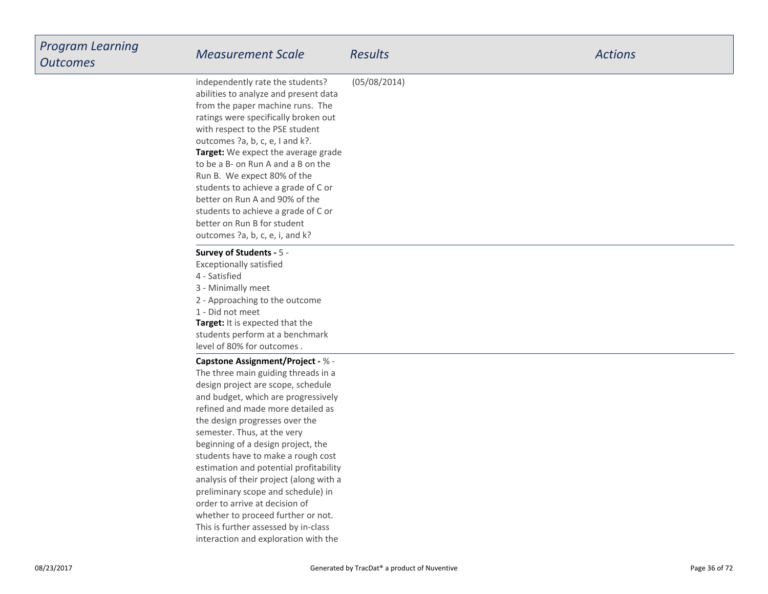| Program Learning Outcomes | Measurement Scale | Results | Actions |
|---|---|---|---|
| | independently rate the students? abilities to analyze and present data from the paper machine runs. The ratings were specifically broken out with respect to the PSE student outcomes ?a, b, c, e, I and k?. **Target:** We expect the average grade to be a B- on Run A and a B on the Run B. We expect 80% of the students to achieve a grade of C or better on Run A and 90% of the students to achieve a grade of C or better on Run B for student outcomes ?a, b, c, e, i, and k? | (05/08/2014) | |
| | **Survey of Students -** 5 - Exceptionally satisfied<br>4 - Satisfied<br>3 - Minimally meet<br>2 - Approaching to the outcome<br>1 - Did not meet<br>**Target:** It is expected that the students perform at a benchmark level of 80% for outcomes . | | |
| | **Capstone Assignment/Project -** % - The three main guiding threads in a design project are scope, schedule and budget, which are progressively refined and made more detailed as the design progresses over the semester. Thus, at the very beginning of a design project, the students have to make a rough cost estimation and potential profitability analysis of their project (along with a preliminary scope and schedule) in order to arrive at decision of whether to proceed further or not. This is further assessed by in-class interaction and exploration with the | | |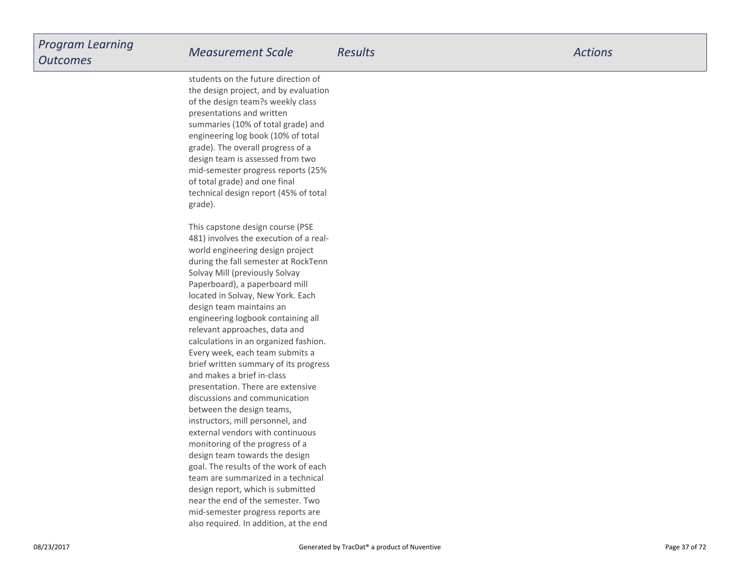| Program Learning Outcomes | Measurement Scale | Results | Actions |
| --- | --- | --- | --- |
| | students on the future direction of the design project, and by evaluation of the design team?s weekly class presentations and written summaries (10% of total grade) and engineering log book (10% of total grade). The overall progress of a design team is assessed from two mid-semester progress reports (25% of total grade) and one final technical design report (45% of total grade).<br><br>This capstone design course (PSE 481) involves the execution of a real-world engineering design project during the fall semester at RockTenn Solvay Mill (previously Solvay Paperboard), a paperboard mill located in Solvay, New York. Each design team maintains an engineering logbook containing all relevant approaches, data and calculations in an organized fashion. Every week, each team submits a brief written summary of its progress and makes a brief in-class presentation. There are extensive discussions and communication between the design teams, instructors, mill personnel, and external vendors with continuous monitoring of the progress of a design team towards the design goal. The results of the work of each team are summarized in a technical design report, which is submitted near the end of the semester. Two mid-semester progress reports are also required. In addition, at the end | | |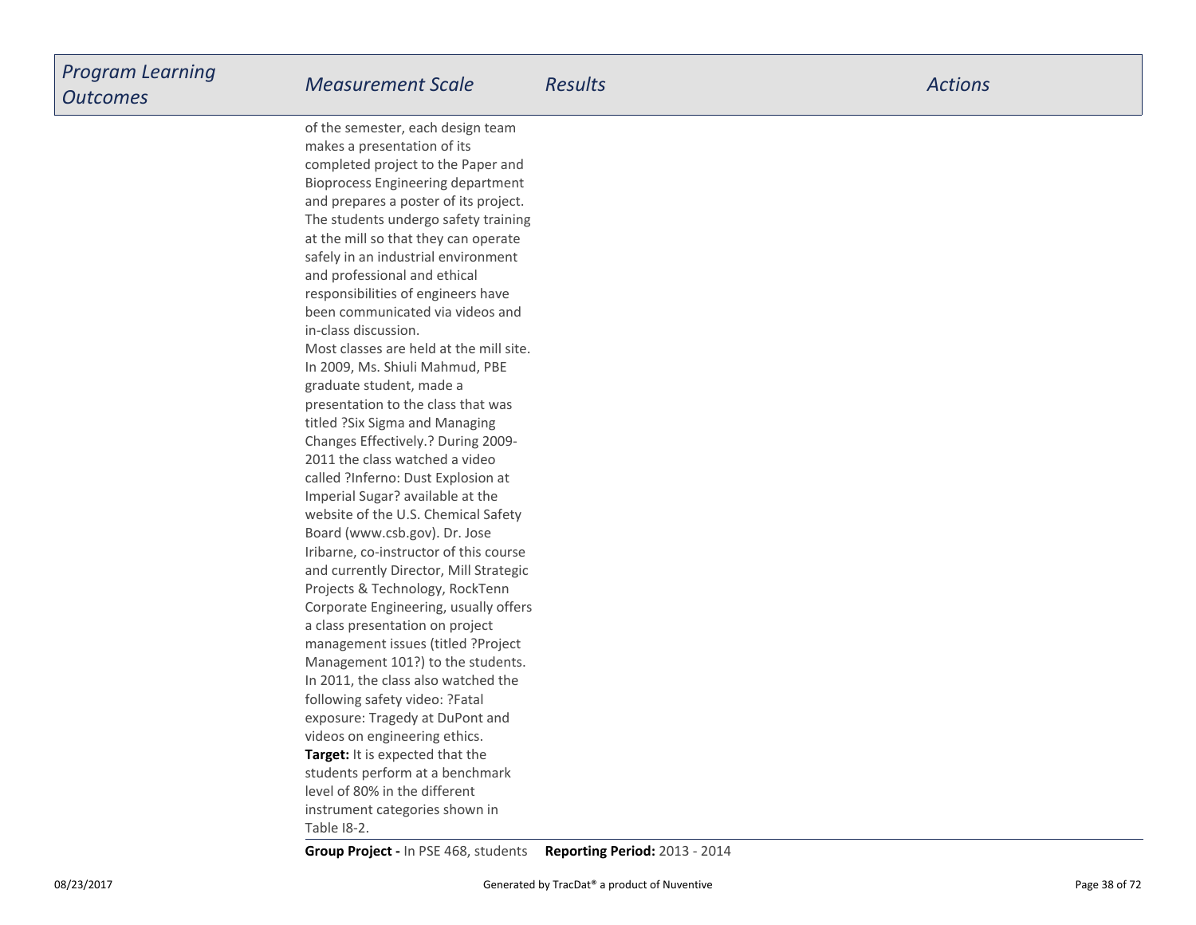| *Program Learning Outcomes* | *Measurement Scale* | *Results* | *Actions* |
|---|---|---|---|
| | of the semester, each design team makes a presentation of its completed project to the Paper and Bioprocess Engineering department and prepares a poster of its project. The students undergo safety training at the mill so that they can operate safely in an industrial environment and professional and ethical responsibilities of engineers have been communicated via videos and in-class discussion.<br>Most classes are held at the mill site. In 2009, Ms. Shiuli Mahmud, PBE graduate student, made a presentation to the class that was titled ?Six Sigma and Managing Changes Effectively.? During 2009-2011 the class watched a video called ?Inferno: Dust Explosion at Imperial Sugar? available at the website of the U.S. Chemical Safety Board (www.csb.gov). Dr. Jose Iribarne, co-instructor of this course and currently Director, Mill Strategic Projects & Technology, RockTenn Corporate Engineering, usually offers a class presentation on project management issues (titled ?Project Management 101?) to the students. In 2011, the class also watched the following safety video: ?Fatal exposure: Tragedy at DuPont and videos on engineering ethics.<br>**Target:** It is expected that the students perform at a benchmark level of 80% in the different instrument categories shown in Table I8-2. | | |
| | **Group Project -** In PSE 468, students | **Reporting Period:** 2013 - 2014 | |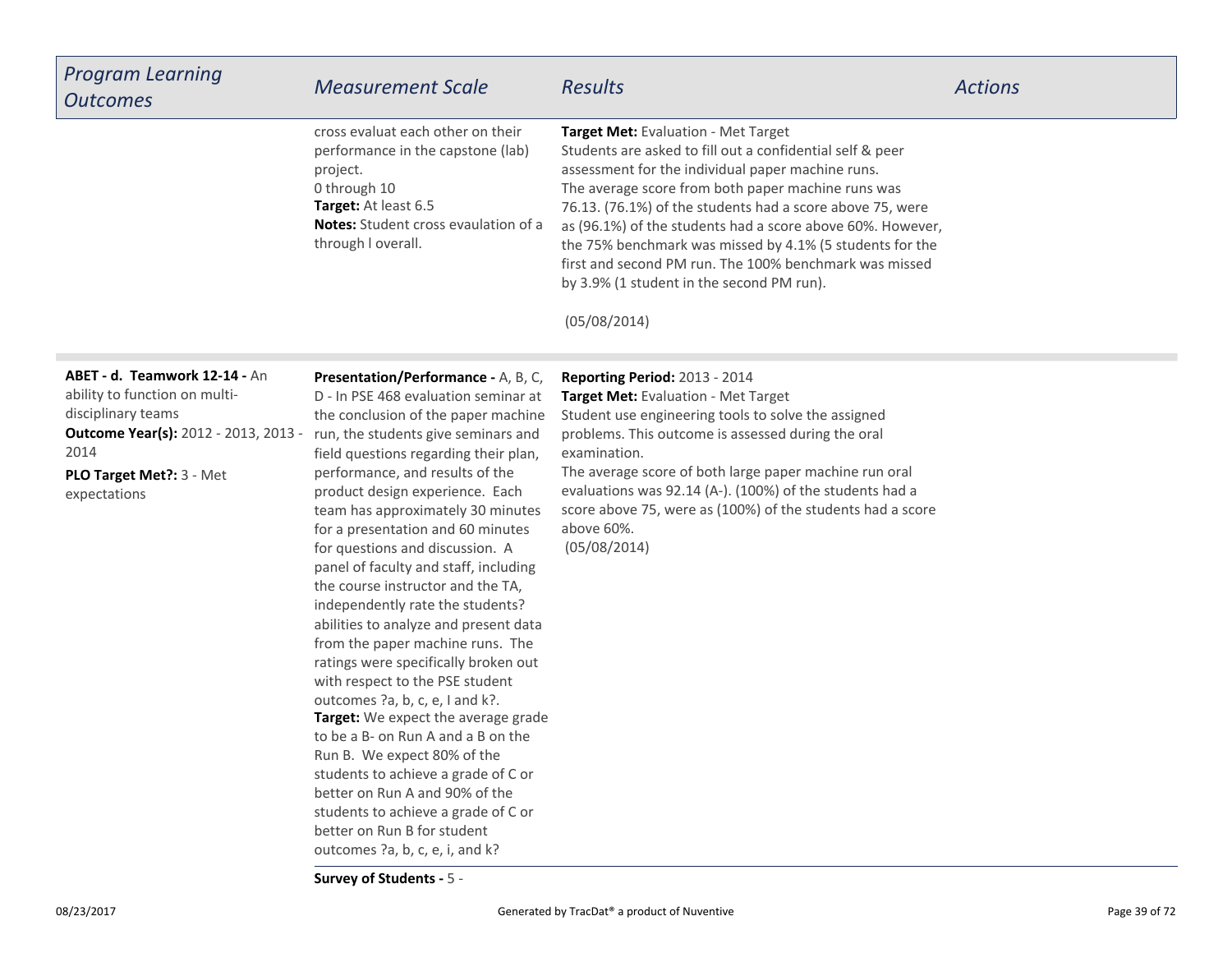| *Program Learning Outcomes* | *Measurement Scale* | *Results* | *Actions* |
|---|---|---|---|
| | cross evaluat each other on their performance in the capstone (lab) project.<br>0 through 10<br>**Target:** At least 6.5<br>**Notes:** Student cross evaulation of a through l overall. | **Target Met:** Evaluation - Met Target<br>Students are asked to fill out a confidential self & peer assessment for the individual paper machine runs.<br>The average score from both paper machine runs was 76.13. (76.1%) of the students had a score above 75, were as (96.1%) of the students had a score above 60%. However, the 75% benchmark was missed by 4.1% (5 students for the first and second PM run. The 100% benchmark was missed by 3.9% (1 student in the second PM run).<br><br>(05/08/2014) | |
| **ABET - d. Teamwork 12-14 -** An ability to function on multi-disciplinary teams<br>**Outcome Year(s):** 2012 - 2013, 2013 - 2014<br>**PLO Target Met?:** 3 - Met expectations | **Presentation/Performance -** A, B, C, D - In PSE 468 evaluation seminar at the conclusion of the paper machine run, the students give seminars and field questions regarding their plan, performance, and results of the product design experience. Each team has approximately 30 minutes for a presentation and 60 minutes for questions and discussion. A panel of faculty and staff, including the course instructor and the TA, independently rate the students? abilities to analyze and present data from the paper machine runs. The ratings were specifically broken out with respect to the PSE student outcomes ?a, b, c, e, I and k?.<br>**Target:** We expect the average grade to be a B- on Run A and a B on the Run B. We expect 80% of the students to achieve a grade of C or better on Run A and 90% of the students to achieve a grade of C or better on Run B for student outcomes ?a, b, c, e, i, and k? | **Reporting Period:** 2013 - 2014<br>**Target Met:** Evaluation - Met Target<br>Student use engineering tools to solve the assigned problems. This outcome is assessed during the oral examination.<br>The average score of both large paper machine run oral evaluations was 92.14 (A-). (100%) of the students had a score above 75, were as (100%) of the students had a score above 60%.<br>(05/08/2014) | |
| | **Survey of Students -** 5 - | | |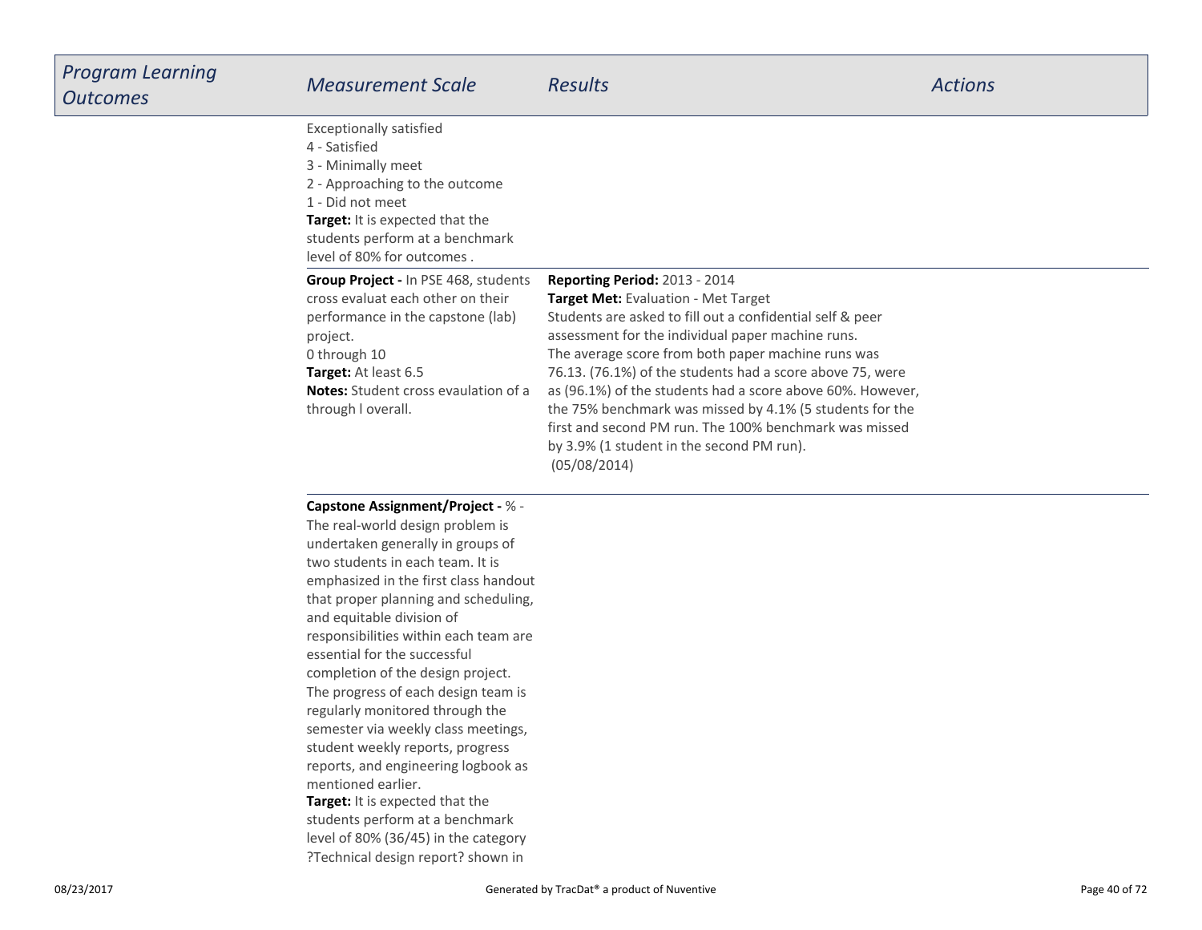| *Program Learning Outcomes* | *Measurement Scale* | *Results* | *Actions* |
|---|---|---|---|
| | Exceptionally satisfied<br>4 - Satisfied<br>3 - Minimally meet<br>2 - Approaching to the outcome<br>1 - Did not meet<br>**Target:** It is expected that the students perform at a benchmark level of 80% for outcomes . | | |
| | **Group Project -** In PSE 468, students cross evaluat each other on their performance in the capstone (lab) project.<br>0 through 10<br>**Target:** At least 6.5<br>**Notes:** Student cross evaulation of a through l overall. | **Reporting Period:** 2013 - 2014<br>**Target Met:** Evaluation - Met Target<br>Students are asked to fill out a confidential self & peer assessment for the individual paper machine runs.<br>The average score from both paper machine runs was 76.13. (76.1%) of the students had a score above 75, were as (96.1%) of the students had a score above 60%. However, the 75% benchmark was missed by 4.1% (5 students for the first and second PM run. The 100% benchmark was missed by 3.9% (1 student in the second PM run).<br>(05/08/2014) | |
| | **Capstone Assignment/Project -** % - The real-world design problem is undertaken generally in groups of two students in each team. It is emphasized in the first class handout that proper planning and scheduling, and equitable division of responsibilities within each team are essential for the successful completion of the design project. The progress of each design team is regularly monitored through the semester via weekly class meetings, student weekly reports, progress reports, and engineering logbook as mentioned earlier.<br>**Target:** It is expected that the students perform at a benchmark level of 80% (36/45) in the category ?Technical design report? shown in | | |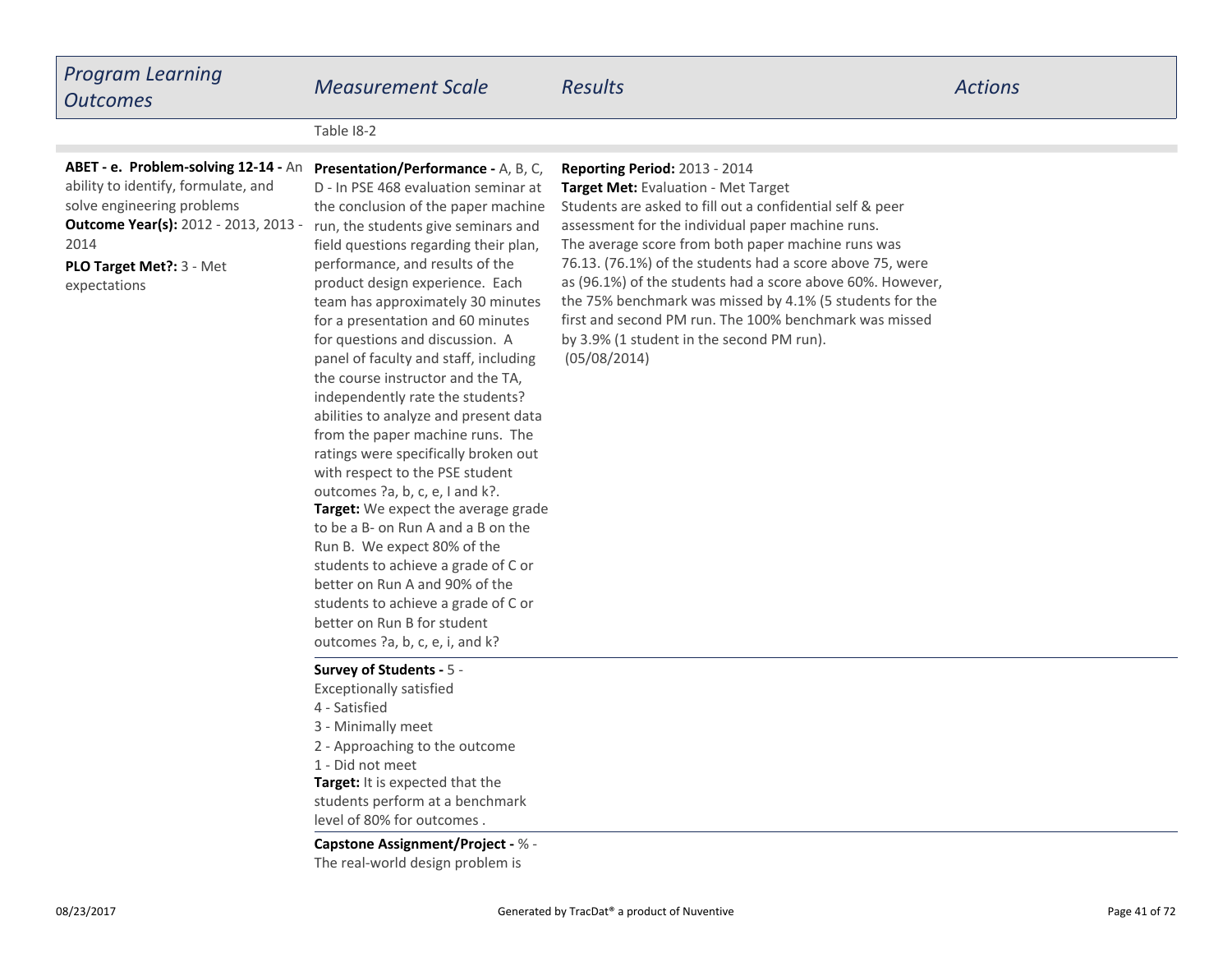| *Program Learning Outcomes* | *Measurement Scale* | *Results* | *Actions* |
|---|---|---|---|
| | Table I8-2 | | |
| **ABET - e. Problem-solving 12-14 -** An ability to identify, formulate, and solve engineering problems **Outcome Year(s):** 2012 - 2013, 2013 - 2014 **PLO Target Met?:** 3 - Met expectations | **Presentation/Performance -** A, B, C, D - In PSE 468 evaluation seminar at the conclusion of the paper machine run, the students give seminars and field questions regarding their plan, performance, and results of the product design experience. Each team has approximately 30 minutes for a presentation and 60 minutes for questions and discussion. A panel of faculty and staff, including the course instructor and the TA, independently rate the students? abilities to analyze and present data from the paper machine runs. The ratings were specifically broken out with respect to the PSE student outcomes ?a, b, c, e, I and k?. **Target:** We expect the average grade to be a B- on Run A and a B on the Run B. We expect 80% of the students to achieve a grade of C or better on Run A and 90% of the students to achieve a grade of C or better on Run B for student outcomes ?a, b, c, e, i, and k? | **Reporting Period:** 2013 - 2014 **Target Met:** Evaluation - Met Target Students are asked to fill out a confidential self & peer assessment for the individual paper machine runs. The average score from both paper machine runs was 76.13. (76.1%) of the students had a score above 75, were as (96.1%) of the students had a score above 60%. However, the 75% benchmark was missed by 4.1% (5 students for the first and second PM run. The 100% benchmark was missed by 3.9% (1 student in the second PM run). (05/08/2014) | |
| | **Survey of Students -** 5 - Exceptionally satisfied<br>4 - Satisfied<br>3 - Minimally meet<br>2 - Approaching to the outcome<br>1 - Did not meet<br>**Target:** It is expected that the students perform at a benchmark level of 80% for outcomes . | | |
| | **Capstone Assignment/Project -** % - The real-world design problem is | | |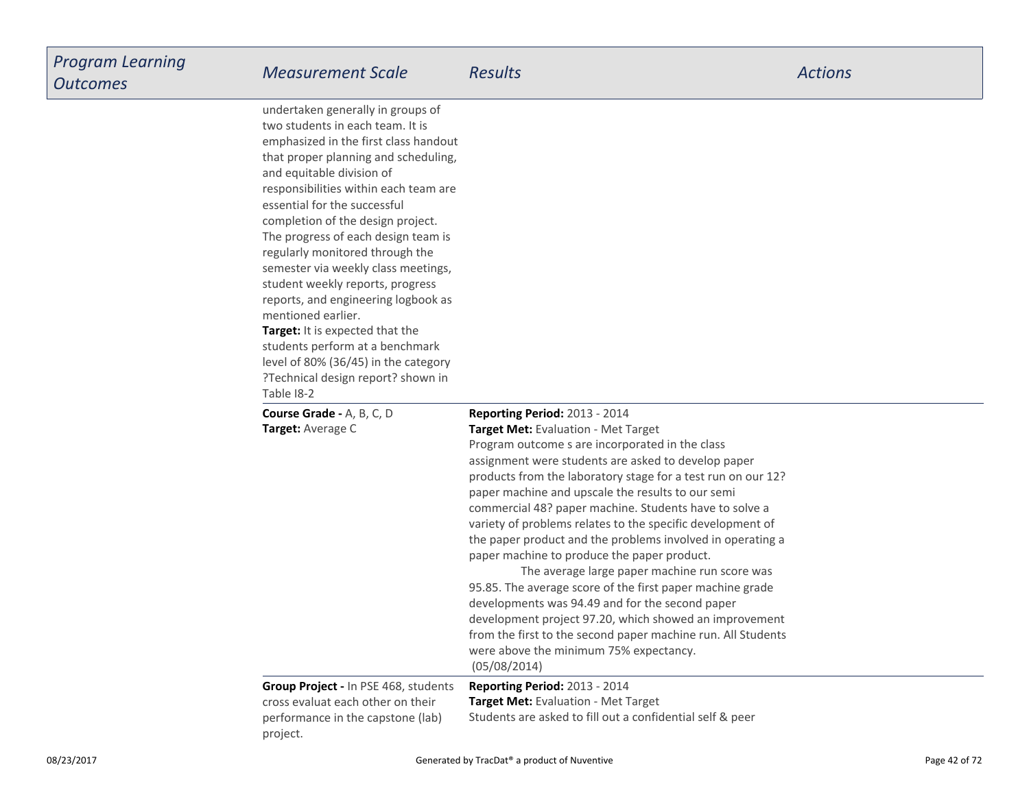| Program Learning Outcomes | Measurement Scale | Results | Actions |
|---|---|---|---|
| | undertaken generally in groups of two students in each team. It is emphasized in the first class handout that proper planning and scheduling, and equitable division of responsibilities within each team are essential for the successful completion of the design project. The progress of each design team is regularly monitored through the semester via weekly class meetings, student weekly reports, progress reports, and engineering logbook as mentioned earlier.<br>**Target:** It is expected that the students perform at a benchmark level of 80% (36/45) in the category ?Technical design report? shown in Table I8-2 | | |
| | **Course Grade -** A, B, C, D<br>**Target:** Average C | **Reporting Period:** 2013 - 2014<br>**Target Met:** Evaluation - Met Target<br>Program outcome s are incorporated in the class assignment were students are asked to develop paper products from the laboratory stage for a test run on our 12? paper machine and upscale the results to our semi commercial 48? paper machine. Students have to solve a variety of problems relates to the specific development of the paper product and the problems involved in operating a paper machine to produce the paper product.<br>The average large paper machine run score was 95.85. The average score of the first paper machine grade developments was 94.49 and for the second paper development project 97.20, which showed an improvement from the first to the second paper machine run. All Students were above the minimum 75% expectancy.<br>(05/08/2014) | |
| | **Group Project -** In PSE 468, students cross evaluat each other on their performance in the capstone (lab) project. | **Reporting Period:** 2013 - 2014<br>**Target Met:** Evaluation - Met Target<br>Students are asked to fill out a confidential self & peer | |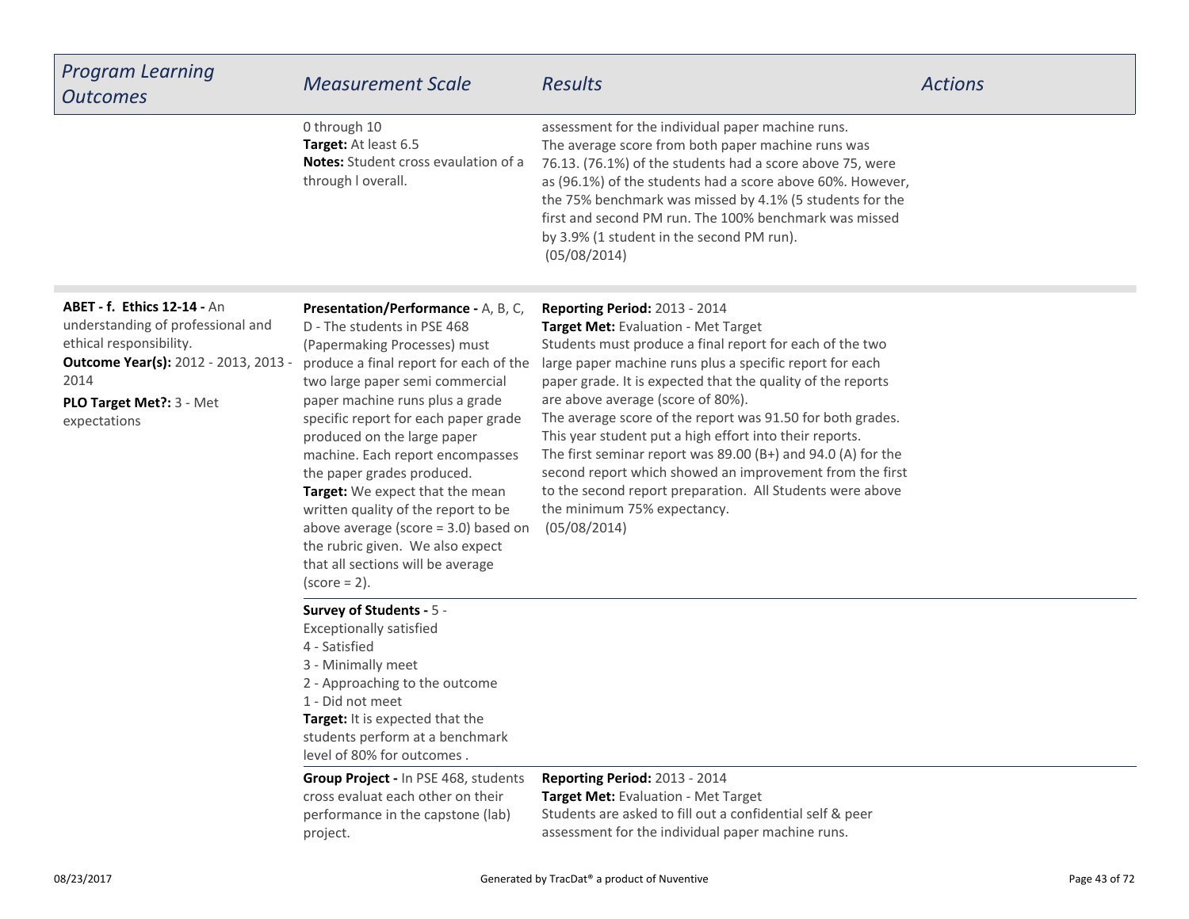| Program Learning Outcomes | Measurement Scale | Results | Actions |
|---|---|---|---|
| | 0 through 10<br>**Target:** At least 6.5<br>**Notes:** Student cross evaulation of a through l overall. | assessment for the individual paper machine runs.<br>The average score from both paper machine runs was 76.13. (76.1%) of the students had a score above 75, were as (96.1%) of the students had a score above 60%. However, the 75% benchmark was missed by 4.1% (5 students for the first and second PM run. The 100% benchmark was missed by 3.9% (1 student in the second PM run).<br>(05/08/2014) | |
| **ABET - f. Ethics 12-14 -** An understanding of professional and ethical responsibility.<br>**Outcome Year(s):** 2012 - 2013, 2013 - 2014<br>**PLO Target Met?:** 3 - Met expectations | **Presentation/Performance -** A, B, C, D - The students in PSE 468 (Papermaking Processes) must produce a final report for each of the two large paper semi commercial paper machine runs plus a grade specific report for each paper grade produced on the large paper machine. Each report encompasses the paper grades produced.<br>**Target:** We expect that the mean written quality of the report to be above average (score = 3.0) based on the rubric given. We also expect that all sections will be average (score = 2). | **Reporting Period:** 2013 - 2014<br>**Target Met:** Evaluation - Met Target<br>Students must produce a final report for each of the two large paper machine runs plus a specific report for each paper grade. It is expected that the quality of the reports are above average (score of 80%).<br>The average score of the report was 91.50 for both grades. This year student put a high effort into their reports.<br>The first seminar report was 89.00 (B+) and 94.0 (A) for the second report which showed an improvement from the first to the second report preparation. All Students were above the minimum 75% expectancy.<br>(05/08/2014) | |
| | **Survey of Students -** 5 - Exceptionally satisfied<br>4 - Satisfied<br>3 - Minimally meet<br>2 - Approaching to the outcome<br>1 - Did not meet<br>**Target:** It is expected that the students perform at a benchmark level of 80% for outcomes . | | |
| | **Group Project -** In PSE 468, students cross evaluat each other on their performance in the capstone (lab) project. | **Reporting Period:** 2013 - 2014<br>**Target Met:** Evaluation - Met Target<br>Students are asked to fill out a confidential self & peer assessment for the individual paper machine runs. | |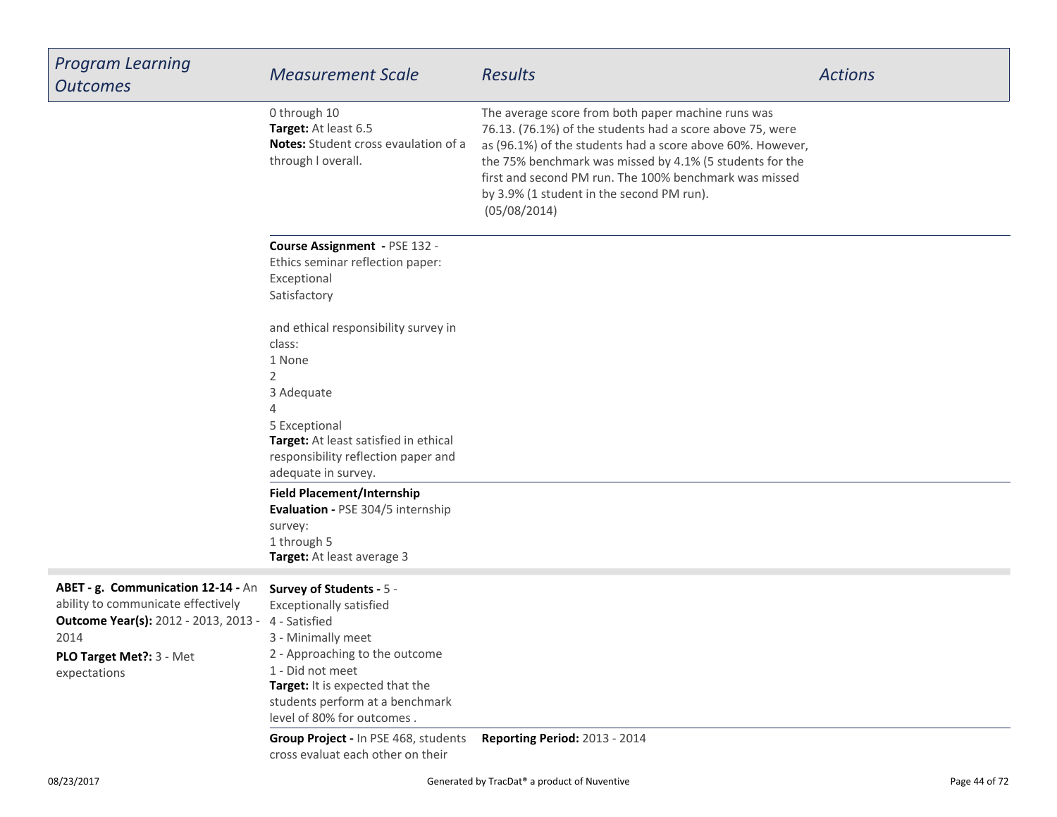| *Program Learning Outcomes* | *Measurement Scale* | *Results* | *Actions* |
|---|---|---|---|
| | 0 through 10<br>**Target:** At least 6.5<br>**Notes:** Student cross evaulation of a through l overall. | The average score from both paper machine runs was 76.13. (76.1%) of the students had a score above 75, were as (96.1%) of the students had a score above 60%. However, the 75% benchmark was missed by 4.1% (5 students for the first and second PM run. The 100% benchmark was missed by 3.9% (1 student in the second PM run).<br>(05/08/2014) | |
| | **Course Assignment -** PSE 132 - Ethics seminar reflection paper:<br>Exceptional<br>Satisfactory<br><br>and ethical responsibility survey in class:<br>1 None<br>2<br>3 Adequate<br>4<br>5 Exceptional<br>**Target:** At least satisfied in ethical responsibility reflection paper and adequate in survey. | | |
| | **Field Placement/Internship Evaluation -** PSE 304/5 internship survey:<br>1 through 5<br>**Target:** At least average 3 | | |
| **ABET - g. Communication 12-14 -** An ability to communicate effectively<br>**Outcome Year(s):** 2012 - 2013, 2013 - 2014<br>**PLO Target Met?:** 3 - Met expectations | **Survey of Students -** 5 - Exceptionally satisfied<br>4 - Satisfied<br>3 - Minimally meet<br>2 - Approaching to the outcome<br>1 - Did not meet<br>**Target:** It is expected that the students perform at a benchmark level of 80% for outcomes . | | |
| | **Group Project -** In PSE 468, students cross evaluat each other on their | **Reporting Period:** 2013 - 2014 | |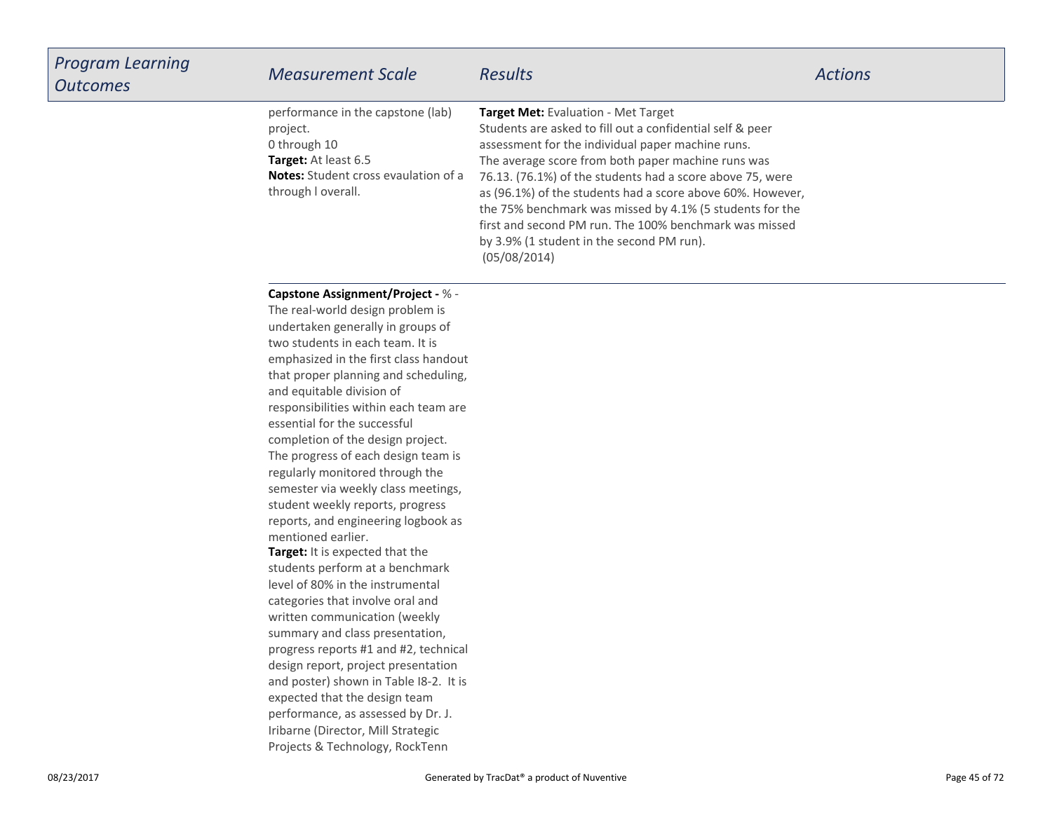| *Program Learning Outcomes* | *Measurement Scale* | *Results* | *Actions* |
|---|---|---|---|
| | performance in the capstone (lab) project.<br>0 through 10<br>**Target:** At least 6.5<br>**Notes:** Student cross evaulation of a through l overall. | **Target Met:** Evaluation - Met Target<br>Students are asked to fill out a confidential self & peer assessment for the individual paper machine runs.<br>The average score from both paper machine runs was 76.13. (76.1%) of the students had a score above 75, were as (96.1%) of the students had a score above 60%. However, the 75% benchmark was missed by 4.1% (5 students for the first and second PM run. The 100% benchmark was missed by 3.9% (1 student in the second PM run).<br>(05/08/2014) | |
| | **Capstone Assignment/Project -** % - The real-world design problem is undertaken generally in groups of two students in each team. It is emphasized in the first class handout that proper planning and scheduling, and equitable division of responsibilities within each team are essential for the successful completion of the design project. The progress of each design team is regularly monitored through the semester via weekly class meetings, student weekly reports, progress reports, and engineering logbook as mentioned earlier.<br>**Target:** It is expected that the students perform at a benchmark level of 80% in the instrumental categories that involve oral and written communication (weekly summary and class presentation, progress reports #1 and #2, technical design report, project presentation and poster) shown in Table I8-2. It is expected that the design team performance, as assessed by Dr. J. Iribarne (Director, Mill Strategic Projects & Technology, RockTenn | | |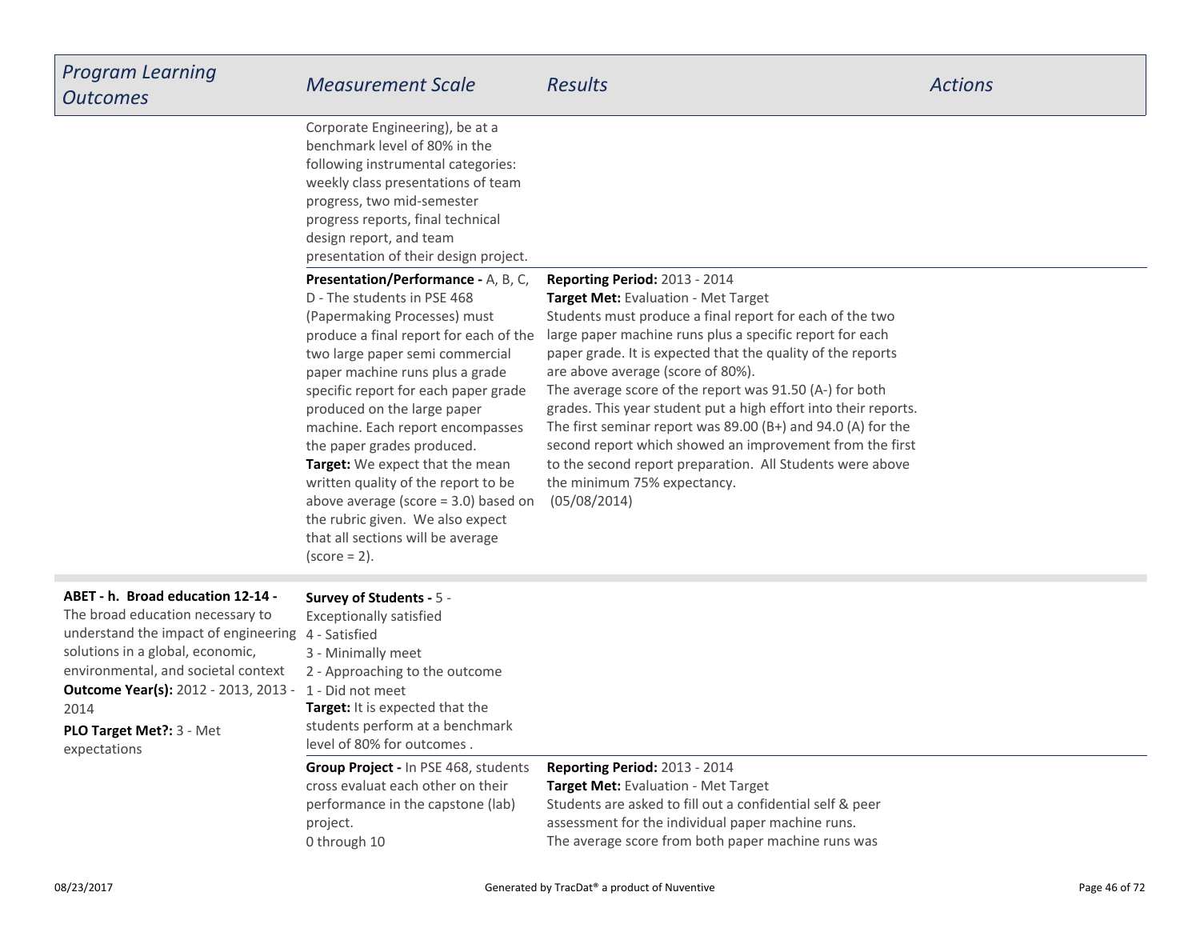| Program Learning Outcomes | Measurement Scale | Results | Actions |
|---|---|---|---|
| | Corporate Engineering), be at a benchmark level of 80% in the following instrumental categories: weekly class presentations of team progress, two mid-semester progress reports, final technical design report, and team presentation of their design project. | | |
| | **Presentation/Performance -** A, B, C, D - The students in PSE 468 (Papermaking Processes) must produce a final report for each of the two large paper semi commercial paper machine runs plus a grade specific report for each paper grade produced on the large paper machine. Each report encompasses the paper grades produced.<br>**Target:** We expect that the mean written quality of the report to be above average (score = 3.0) based on the rubric given. We also expect that all sections will be average (score = 2). | **Reporting Period:** 2013 - 2014<br>**Target Met:** Evaluation - Met Target<br>Students must produce a final report for each of the two large paper machine runs plus a specific report for each paper grade. It is expected that the quality of the reports are above average (score of 80%).<br>The average score of the report was 91.50 (A-) for both grades. This year student put a high effort into their reports. The first seminar report was 89.00 (B+) and 94.0 (A) for the second report which showed an improvement from the first to the second report preparation. All Students were above the minimum 75% expectancy.<br>(05/08/2014) | |
| **ABET - h. Broad education 12-14 -** The broad education necessary to understand the impact of engineering solutions in a global, economic, environmental, and societal context<br>**Outcome Year(s):** 2012 - 2013, 2013 - 2014<br>**PLO Target Met?:** 3 - Met expectations | **Survey of Students -** 5 - Exceptionally satisfied<br>4 - Satisfied<br>3 - Minimally meet<br>2 - Approaching to the outcome<br>1 - Did not meet<br>**Target:** It is expected that the students perform at a benchmark level of 80% for outcomes . | | |
| | **Group Project -** In PSE 468, students cross evaluat each other on their performance in the capstone (lab) project.<br>0 through 10 | **Reporting Period:** 2013 - 2014<br>**Target Met:** Evaluation - Met Target<br>Students are asked to fill out a confidential self & peer assessment for the individual paper machine runs.<br>The average score from both paper machine runs was | |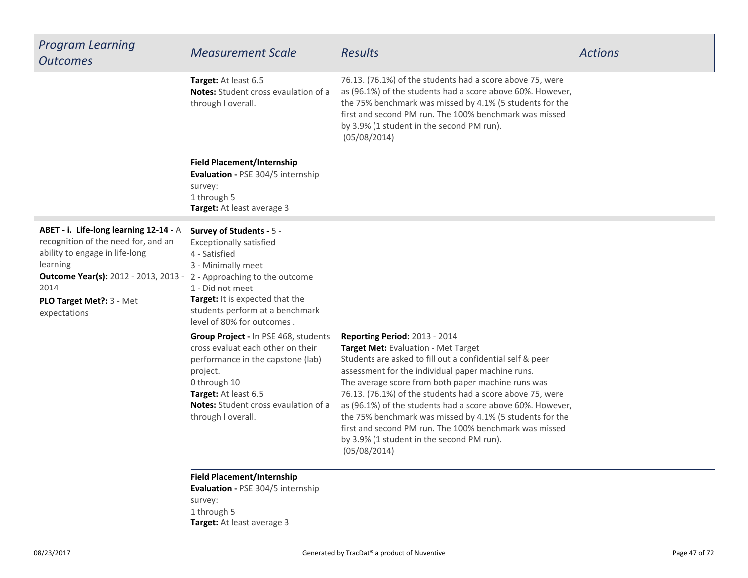| Program Learning Outcomes | Measurement Scale | Results | Actions |
|---|---|---|---|
| | **Target:** At least 6.5<br>**Notes:** Student cross evaulation of a through l overall. | 76.13. (76.1%) of the students had a score above 75, were as (96.1%) of the students had a score above 60%. However, the 75% benchmark was missed by 4.1% (5 students for the first and second PM run. The 100% benchmark was missed by 3.9% (1 student in the second PM run).<br>(05/08/2014) | |
| | **Field Placement/Internship Evaluation -** PSE 304/5 internship survey:<br>1 through 5<br>**Target:** At least average 3 | | |
| **ABET - i. Life-long learning 12-14 -** A recognition of the need for, and an ability to engage in life-long learning<br>**Outcome Year(s):** 2012 - 2013, 2013 - 2014<br>**PLO Target Met?:** 3 - Met expectations | **Survey of Students -** 5 - Exceptionally satisfied<br>4 - Satisfied<br>3 - Minimally meet<br>2 - Approaching to the outcome<br>1 - Did not meet<br>**Target:** It is expected that the students perform at a benchmark level of 80% for outcomes . | | |
| | **Group Project -** In PSE 468, students cross evaluat each other on their performance in the capstone (lab) project.<br>0 through 10<br>**Target:** At least 6.5<br>**Notes:** Student cross evaulation of a through l overall. | **Reporting Period:** 2013 - 2014<br>**Target Met:** Evaluation - Met Target<br>Students are asked to fill out a confidential self & peer assessment for the individual paper machine runs.<br>The average score from both paper machine runs was 76.13. (76.1%) of the students had a score above 75, were as (96.1%) of the students had a score above 60%. However, the 75% benchmark was missed by 4.1% (5 students for the first and second PM run. The 100% benchmark was missed by 3.9% (1 student in the second PM run).<br>(05/08/2014) | |
| | **Field Placement/Internship Evaluation -** PSE 304/5 internship survey:<br>1 through 5<br>**Target:** At least average 3 | | |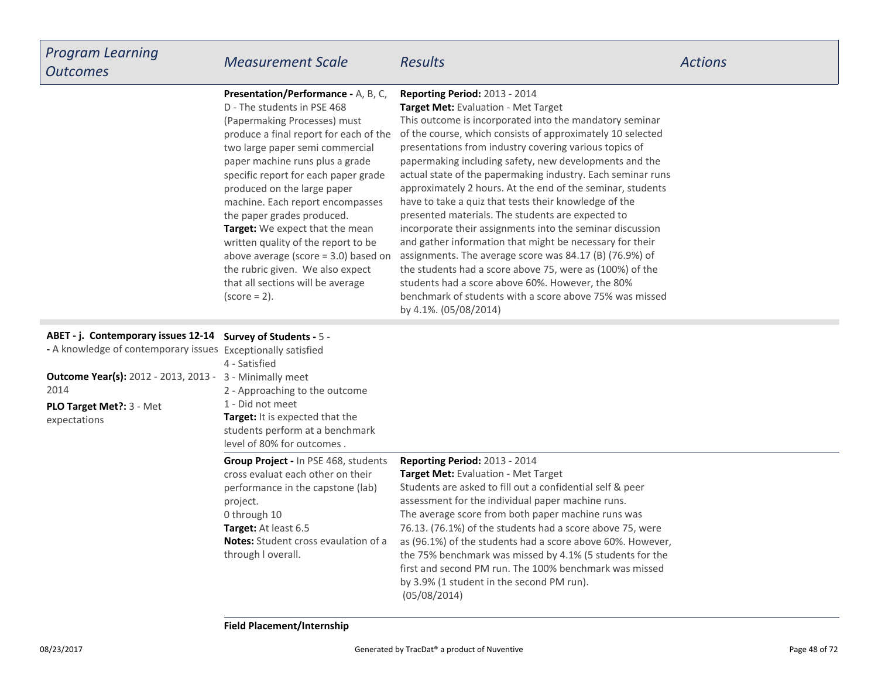| *Program Learning Outcomes* | *Measurement Scale* | *Results* | *Actions* |
| --- | --- | --- | --- |
| | **Presentation/Performance -** A, B, C, D - The students in PSE 468 (Papermaking Processes) must produce a final report for each of the two large paper semi commercial paper machine runs plus a grade specific report for each paper grade produced on the large paper machine. Each report encompasses the paper grades produced.<br>**Target:** We expect that the mean written quality of the report to be above average (score = 3.0) based on the rubric given. We also expect that all sections will be average (score = 2). | **Reporting Period:** 2013 - 2014<br>**Target Met:** Evaluation - Met Target<br>This outcome is incorporated into the mandatory seminar of the course, which consists of approximately 10 selected presentations from industry covering various topics of papermaking including safety, new developments and the actual state of the papermaking industry. Each seminar runs approximately 2 hours. At the end of the seminar, students have to take a quiz that tests their knowledge of the presented materials. The students are expected to incorporate their assignments into the seminar discussion and gather information that might be necessary for their assignments. The average score was 84.17 (B) (76.9%) of the students had a score above 75, were as (100%) of the students had a score above 60%. However, the 80% benchmark of students with a score above 75% was missed by 4.1%. (05/08/2014) | |
| **ABET - j. Contemporary issues 12-14 -** A knowledge of contemporary issues<br><br>**Outcome Year(s):** 2012 - 2013, 2013 - 2014<br><br>**PLO Target Met?:** 3 - Met expectations | **Survey of Students -** 5 - Exceptionally satisfied<br>4 - Satisfied<br>3 - Minimally meet<br>2 - Approaching to the outcome<br>1 - Did not meet<br>**Target:** It is expected that the students perform at a benchmark level of 80% for outcomes . | | |
| | **Group Project -** In PSE 468, students cross evaluat each other on their performance in the capstone (lab) project.<br>0 through 10<br>**Target:** At least 6.5<br>**Notes:** Student cross evaulation of a through l overall. | **Reporting Period:** 2013 - 2014<br>**Target Met:** Evaluation - Met Target<br>Students are asked to fill out a confidential self & peer assessment for the individual paper machine runs.<br>The average score from both paper machine runs was 76.13. (76.1%) of the students had a score above 75, were as (96.1%) of the students had a score above 60%. However, the 75% benchmark was missed by 4.1% (5 students for the first and second PM run. The 100% benchmark was missed by 3.9% (1 student in the second PM run).<br>(05/08/2014) | |
| | **Field Placement/Internship** | | |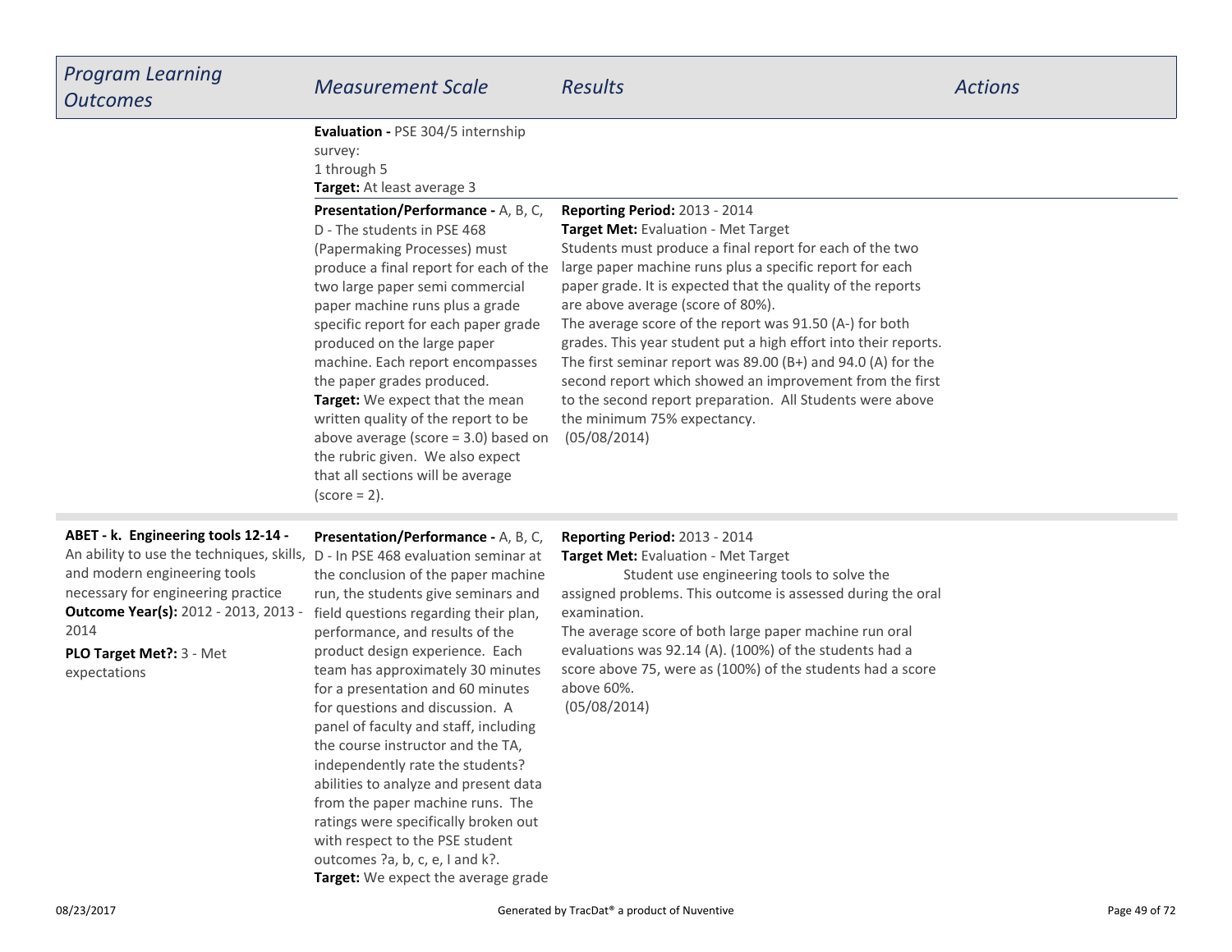| *Program Learning Outcomes* | *Measurement Scale* | *Results* | *Actions* |
| --- | --- | --- | --- |
| | **Evaluation -** PSE 304/5 internship survey:<br>1 through 5<br>**Target:** At least average 3 | | |
| | **Presentation/Performance -** A, B, C, D - The students in PSE 468 (Papermaking Processes) must produce a final report for each of the two large paper semi commercial paper machine runs plus a grade specific report for each paper grade produced on the large paper machine. Each report encompasses the paper grades produced.<br>**Target:** We expect that the mean written quality of the report to be above average (score = 3.0) based on the rubric given. We also expect that all sections will be average (score = 2). | **Reporting Period:** 2013 - 2014<br>**Target Met:** Evaluation - Met Target<br>Students must produce a final report for each of the two large paper machine runs plus a specific report for each paper grade. It is expected that the quality of the reports are above average (score of 80%).<br>The average score of the report was 91.50 (A-) for both grades. This year student put a high effort into their reports. The first seminar report was 89.00 (B+) and 94.0 (A) for the second report which showed an improvement from the first to the second report preparation. All Students were above the minimum 75% expectancy.<br>(05/08/2014) | |
| **ABET - k. Engineering tools 12-14 -** An ability to use the techniques, skills, and modern engineering tools necessary for engineering practice<br>**Outcome Year(s):** 2012 - 2013, 2013 - 2014<br>**PLO Target Met?:** 3 - Met expectations | **Presentation/Performance -** A, B, C, D - In PSE 468 evaluation seminar at the conclusion of the paper machine run, the students give seminars and field questions regarding their plan, performance, and results of the product design experience. Each team has approximately 30 minutes for a presentation and 60 minutes for questions and discussion. A panel of faculty and staff, including the course instructor and the TA, independently rate the students? abilities to analyze and present data from the paper machine runs. The ratings were specifically broken out with respect to the PSE student outcomes ?a, b, c, e, I and k?.<br>**Target:** We expect the average grade | **Reporting Period:** 2013 - 2014<br>**Target Met:** Evaluation - Met Target<br>Student use engineering tools to solve the assigned problems. This outcome is assessed during the oral examination.<br>The average score of both large paper machine run oral evaluations was 92.14 (A). (100%) of the students had a score above 75, were as (100%) of the students had a score above 60%.<br>(05/08/2014) | |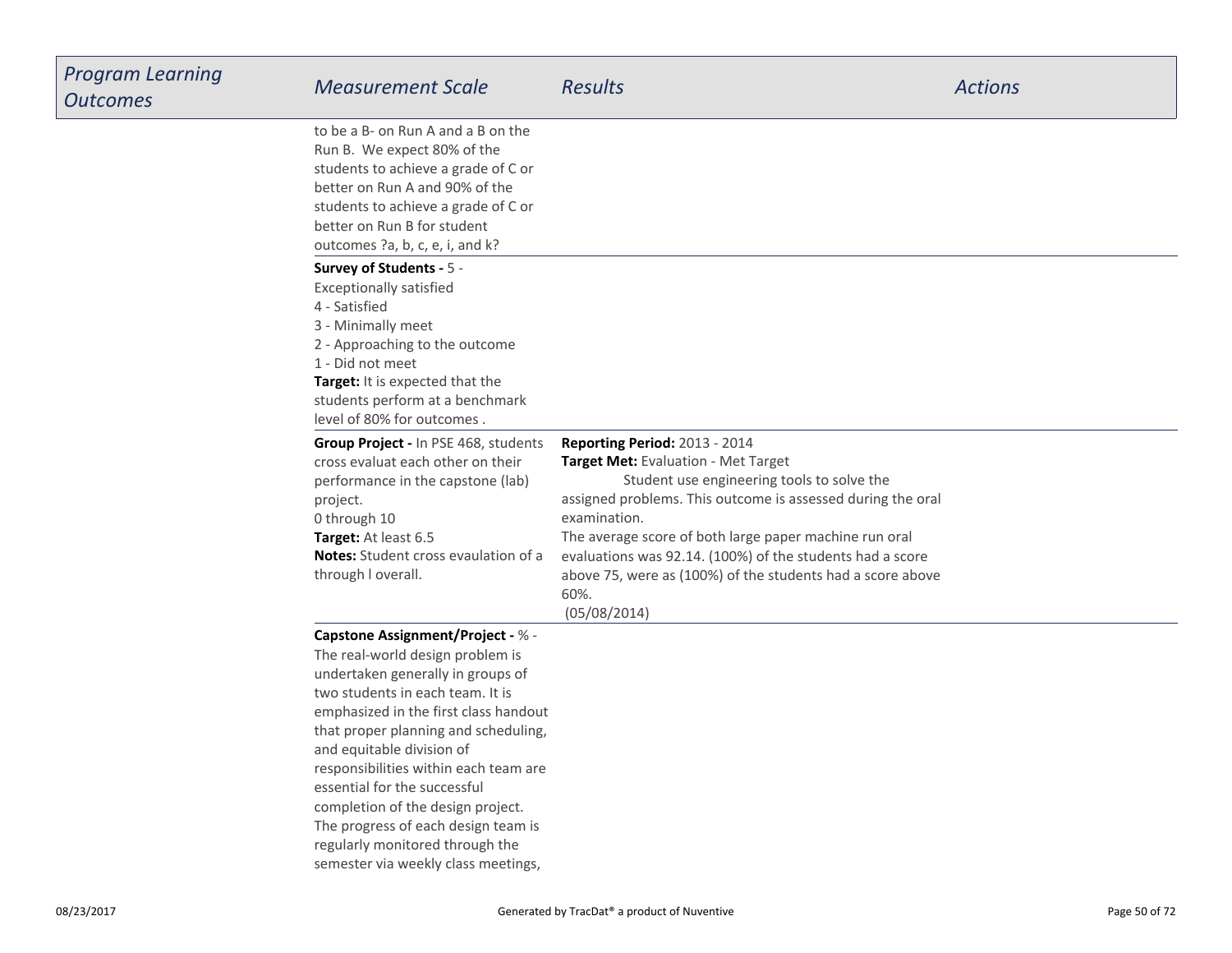| Program Learning Outcomes | Measurement Scale | Results | Actions |
| --- | --- | --- | --- |
| | to be a B- on Run A and a B on the Run B. We expect 80% of the students to achieve a grade of C or better on Run A and 90% of the students to achieve a grade of C or better on Run B for student outcomes ?a, b, c, e, i, and k? | | |
| | **Survey of Students -** 5 - Exceptionally satisfied<br>4 - Satisfied<br>3 - Minimally meet<br>2 - Approaching to the outcome<br>1 - Did not meet<br>**Target:** It is expected that the students perform at a benchmark level of 80% for outcomes . | | |
| | **Group Project -** In PSE 468, students cross evaluat each other on their performance in the capstone (lab) project.<br>0 through 10<br>**Target:** At least 6.5<br>**Notes:** Student cross evaulation of a through l overall. | **Reporting Period:** 2013 - 2014<br>**Target Met:** Evaluation - Met Target<br>Student use engineering tools to solve the assigned problems. This outcome is assessed during the oral examination.<br>The average score of both large paper machine run oral evaluations was 92.14. (100%) of the students had a score above 75, were as (100%) of the students had a score above 60%.<br>(05/08/2014) | |
| | **Capstone Assignment/Project -** % - The real-world design problem is undertaken generally in groups of two students in each team. It is emphasized in the first class handout that proper planning and scheduling, and equitable division of responsibilities within each team are essential for the successful completion of the design project. The progress of each design team is regularly monitored through the semester via weekly class meetings, | | |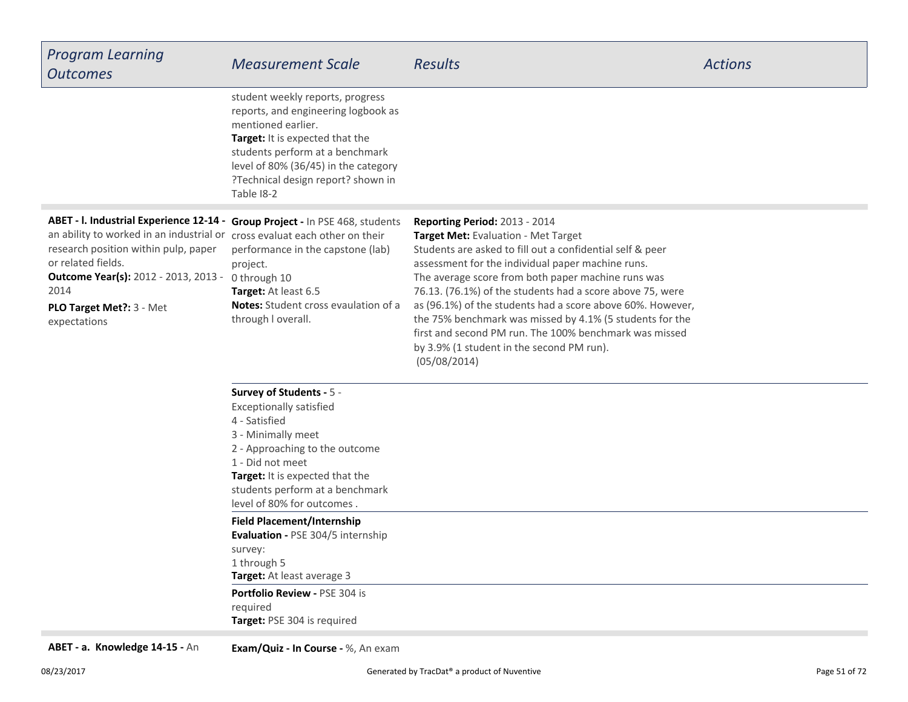| *Program Learning Outcomes* | *Measurement Scale* | *Results* | *Actions* |
|---|---|---|---|
| | student weekly reports, progress reports, and engineering logbook as mentioned earlier.<br>**Target:** It is expected that the students perform at a benchmark level of 80% (36/45) in the category ?Technical design report? shown in Table I8-2 | | |
| **ABET - l. Industrial Experience 12-14 -** an ability to worked in an industrial or research position within pulp, paper or related fields.<br>**Outcome Year(s):** 2012 - 2013, 2013 - 2014<br>**PLO Target Met?:** 3 - Met expectations | **Group Project -** In PSE 468, students cross evaluat each other on their performance in the capstone (lab) project.<br>0 through 10<br>**Target:** At least 6.5<br>**Notes:** Student cross evaulation of a through l overall. | **Reporting Period:** 2013 - 2014<br>**Target Met:** Evaluation - Met Target<br>Students are asked to fill out a confidential self & peer assessment for the individual paper machine runs.<br>The average score from both paper machine runs was 76.13. (76.1%) of the students had a score above 75, were as (96.1%) of the students had a score above 60%. However, the 75% benchmark was missed by 4.1% (5 students for the first and second PM run. The 100% benchmark was missed by 3.9% (1 student in the second PM run).<br>(05/08/2014) | |
| | **Survey of Students -** 5 - Exceptionally satisfied<br>4 - Satisfied<br>3 - Minimally meet<br>2 - Approaching to the outcome<br>1 - Did not meet<br>**Target:** It is expected that the students perform at a benchmark level of 80% for outcomes . | | |
| | **Field Placement/Internship Evaluation -** PSE 304/5 internship survey:<br>1 through 5<br>**Target:** At least average 3 | | |
| | **Portfolio Review -** PSE 304 is required<br>**Target:** PSE 304 is required | | |
| **ABET - a. Knowledge 14-15 -** An | **Exam/Quiz - In Course -** %, An exam | | |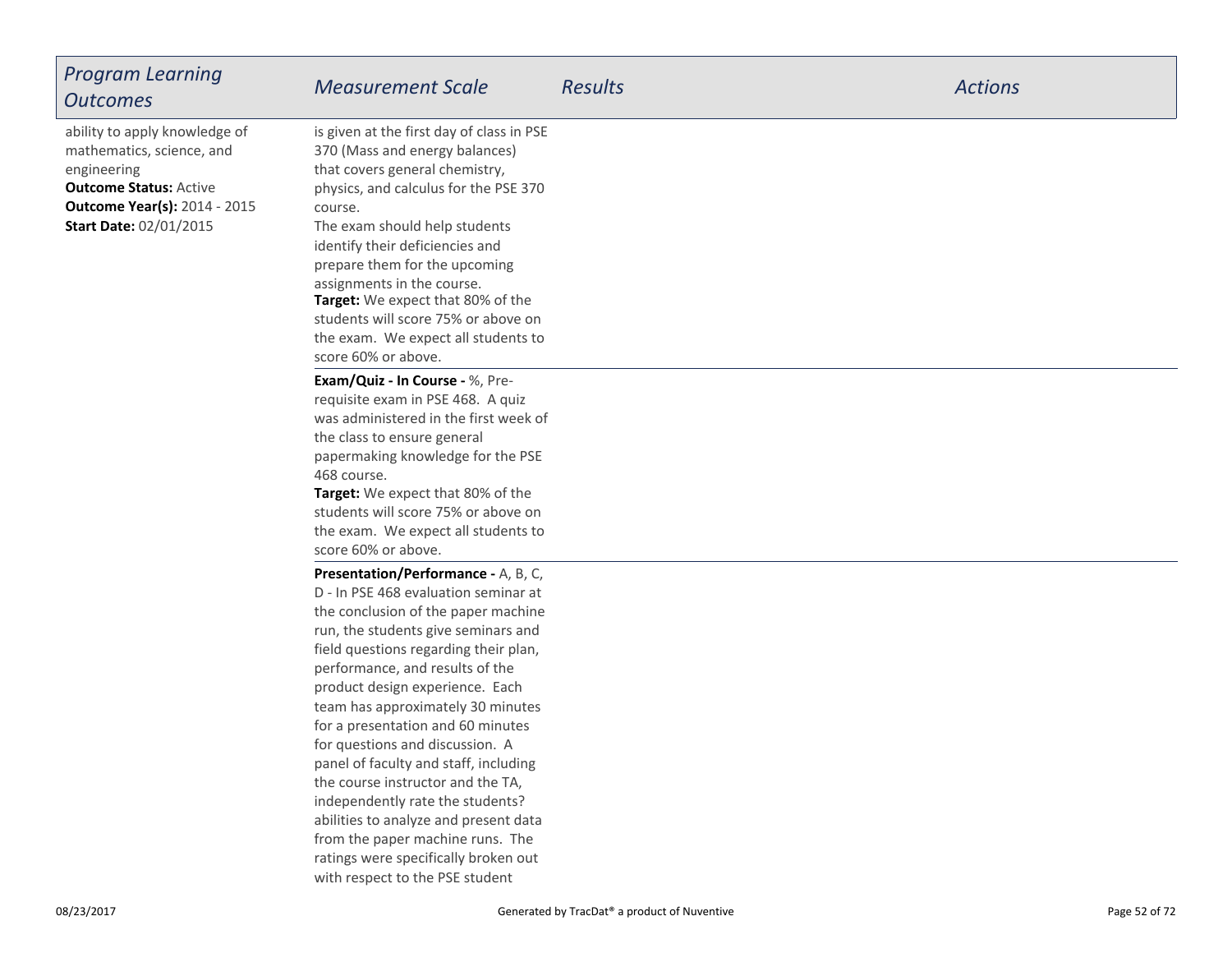| *Program Learning Outcomes* | *Measurement Scale* | *Results* | *Actions* |
| --- | --- | --- | --- |
| ability to apply knowledge of mathematics, science, and engineering<br>**Outcome Status:** Active<br>**Outcome Year(s):** 2014 - 2015<br>**Start Date:** 02/01/2015 | is given at the first day of class in PSE 370 (Mass and energy balances) that covers general chemistry, physics, and calculus for the PSE 370 course.<br>The exam should help students identify their deficiencies and prepare them for the upcoming assignments in the course.<br>**Target:** We expect that 80% of the students will score 75% or above on the exam. We expect all students to score 60% or above. | | |
| | **Exam/Quiz - In Course -** %, Pre-requisite exam in PSE 468. A quiz was administered in the first week of the class to ensure general papermaking knowledge for the PSE 468 course.<br>**Target:** We expect that 80% of the students will score 75% or above on the exam. We expect all students to score 60% or above. | | |
| | **Presentation/Performance -** A, B, C, D - In PSE 468 evaluation seminar at the conclusion of the paper machine run, the students give seminars and field questions regarding their plan, performance, and results of the product design experience. Each team has approximately 30 minutes for a presentation and 60 minutes for questions and discussion. A panel of faculty and staff, including the course instructor and the TA, independently rate the students? abilities to analyze and present data from the paper machine runs. The ratings were specifically broken out with respect to the PSE student | | |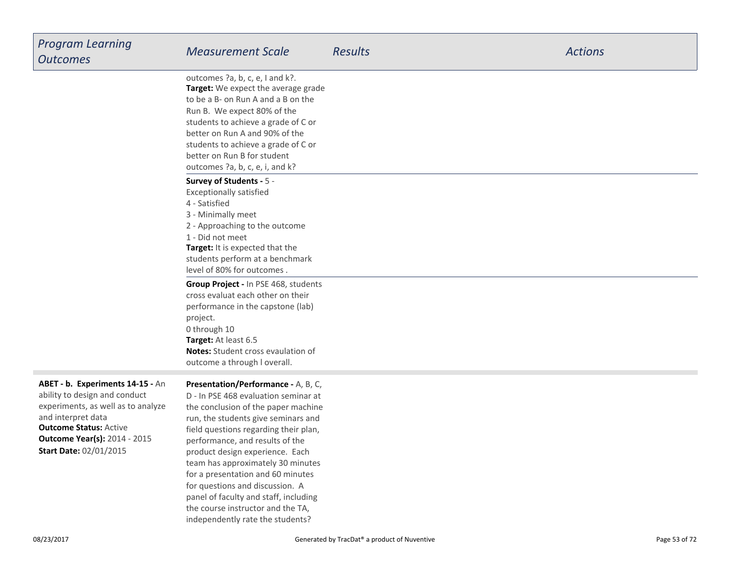| Program Learning Outcomes | Measurement Scale | Results | Actions |
| --- | --- | --- | --- |
| | outcomes ?a, b, c, e, I and k?.<br>**Target:** We expect the average grade to be a B- on Run A and a B on the Run B. We expect 80% of the students to achieve a grade of C or better on Run A and 90% of the students to achieve a grade of C or better on Run B for student outcomes ?a, b, c, e, i, and k? | | |
| | **Survey of Students -** 5 - Exceptionally satisfied<br>4 - Satisfied<br>3 - Minimally meet<br>2 - Approaching to the outcome<br>1 - Did not meet<br>**Target:** It is expected that the students perform at a benchmark level of 80% for outcomes . | | |
| | **Group Project -** In PSE 468, students cross evaluat each other on their performance in the capstone (lab) project.<br>0 through 10<br>**Target:** At least 6.5<br>**Notes:** Student cross evaulation of outcome a through l overall. | | |
| **ABET - b. Experiments 14-15 -** An ability to design and conduct experiments, as well as to analyze and interpret data<br>**Outcome Status:** Active<br>**Outcome Year(s):** 2014 - 2015<br>**Start Date:** 02/01/2015 | **Presentation/Performance -** A, B, C, D - In PSE 468 evaluation seminar at the conclusion of the paper machine run, the students give seminars and field questions regarding their plan, performance, and results of the product design experience. Each team has approximately 30 minutes for a presentation and 60 minutes for questions and discussion. A panel of faculty and staff, including the course instructor and the TA, independently rate the students? | | |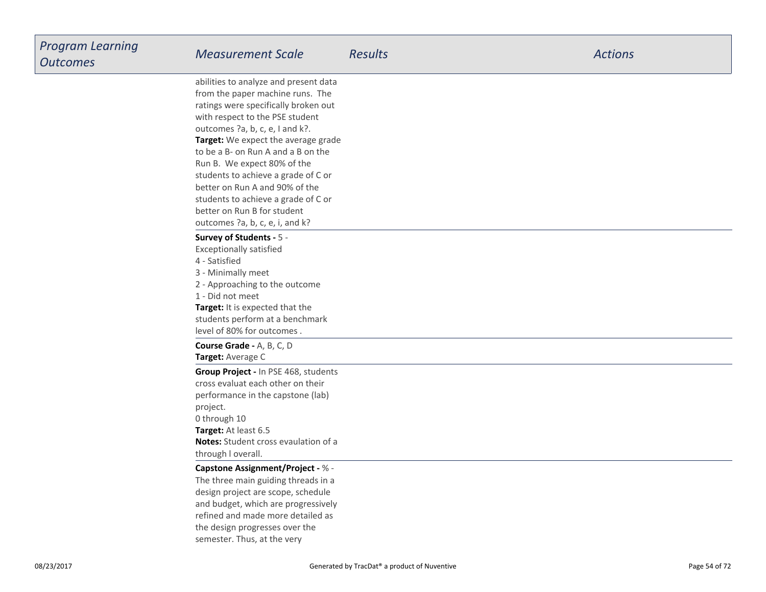| *Program Learning Outcomes* | *Measurement Scale* | *Results* | *Actions* |
| --- | --- | --- | --- |
| | abilities to analyze and present data from the paper machine runs. The ratings were specifically broken out with respect to the PSE student outcomes ?a, b, c, e, I and k?.<br>**Target:** We expect the average grade to be a B- on Run A and a B on the Run B. We expect 80% of the students to achieve a grade of C or better on Run A and 90% of the students to achieve a grade of C or better on Run B for student outcomes ?a, b, c, e, i, and k? | | |
| | **Survey of Students -** 5 - Exceptionally satisfied<br>4 - Satisfied<br>3 - Minimally meet<br>2 - Approaching to the outcome<br>1 - Did not meet<br>**Target:** It is expected that the students perform at a benchmark level of 80% for outcomes . | | |
| | **Course Grade -** A, B, C, D<br>**Target:** Average C | | |
| | **Group Project -** In PSE 468, students cross evaluat each other on their performance in the capstone (lab) project.<br>0 through 10<br>**Target:** At least 6.5<br>**Notes:** Student cross evaulation of a through l overall. | | |
| | **Capstone Assignment/Project -** % - The three main guiding threads in a design project are scope, schedule and budget, which are progressively refined and made more detailed as the design progresses over the semester. Thus, at the very | | |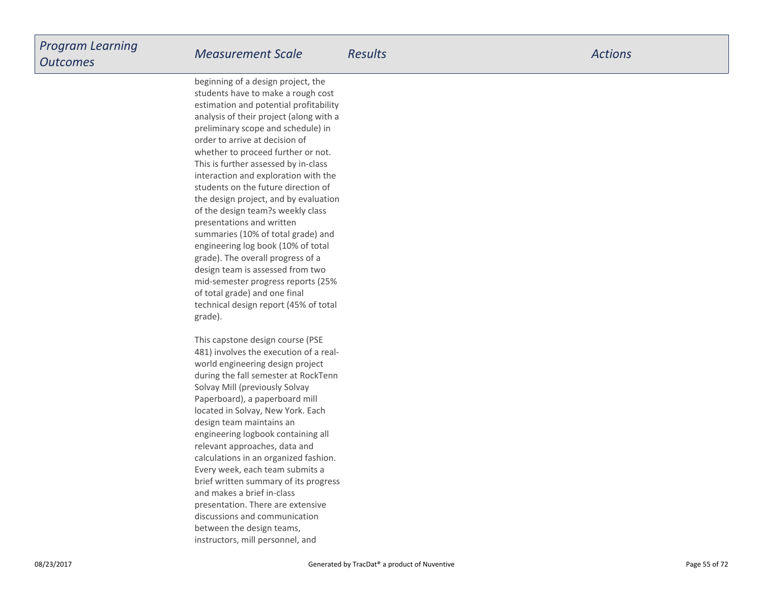| Program Learning Outcomes | Measurement Scale | Results | Actions |
| --- | --- | --- | --- |
| | beginning of a design project, the students have to make a rough cost estimation and potential profitability analysis of their project (along with a preliminary scope and schedule) in order to arrive at decision of whether to proceed further or not. This is further assessed by in-class interaction and exploration with the students on the future direction of the design project, and by evaluation of the design team?s weekly class presentations and written summaries (10% of total grade) and engineering log book (10% of total grade). The overall progress of a design team is assessed from two mid-semester progress reports (25% of total grade) and one final technical design report (45% of total grade).<br><br>This capstone design course (PSE 481) involves the execution of a real-world engineering design project during the fall semester at RockTenn Solvay Mill (previously Solvay Paperboard), a paperboard mill located in Solvay, New York. Each design team maintains an engineering logbook containing all relevant approaches, data and calculations in an organized fashion. Every week, each team submits a brief written summary of its progress and makes a brief in-class presentation. There are extensive discussions and communication between the design teams, instructors, mill personnel, and | | |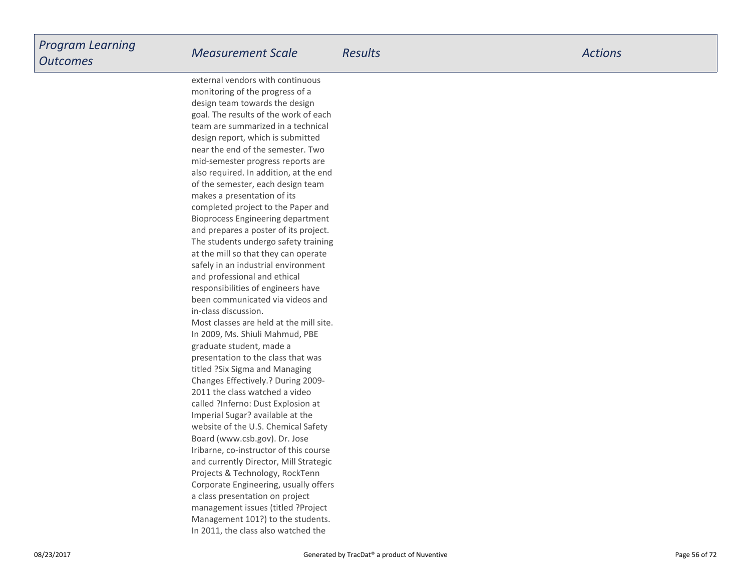| Program Learning Outcomes | Measurement Scale | Results | Actions |
| --- | --- | --- | --- |
| | external vendors with continuous monitoring of the progress of a design team towards the design goal. The results of the work of each team are summarized in a technical design report, which is submitted near the end of the semester. Two mid-semester progress reports are also required. In addition, at the end of the semester, each design team makes a presentation of its completed project to the Paper and Bioprocess Engineering department and prepares a poster of its project. The students undergo safety training at the mill so that they can operate safely in an industrial environment and professional and ethical responsibilities of engineers have been communicated via videos and in-class discussion.<br>Most classes are held at the mill site. In 2009, Ms. Shiuli Mahmud, PBE graduate student, made a presentation to the class that was titled ?Six Sigma and Managing Changes Effectively.? During 2009-2011 the class watched a video called ?Inferno: Dust Explosion at Imperial Sugar? available at the website of the U.S. Chemical Safety Board (www.csb.gov). Dr. Jose Iribarne, co-instructor of this course and currently Director, Mill Strategic Projects & Technology, RockTenn Corporate Engineering, usually offers a class presentation on project management issues (titled ?Project Management 101?) to the students. In 2011, the class also watched the | | |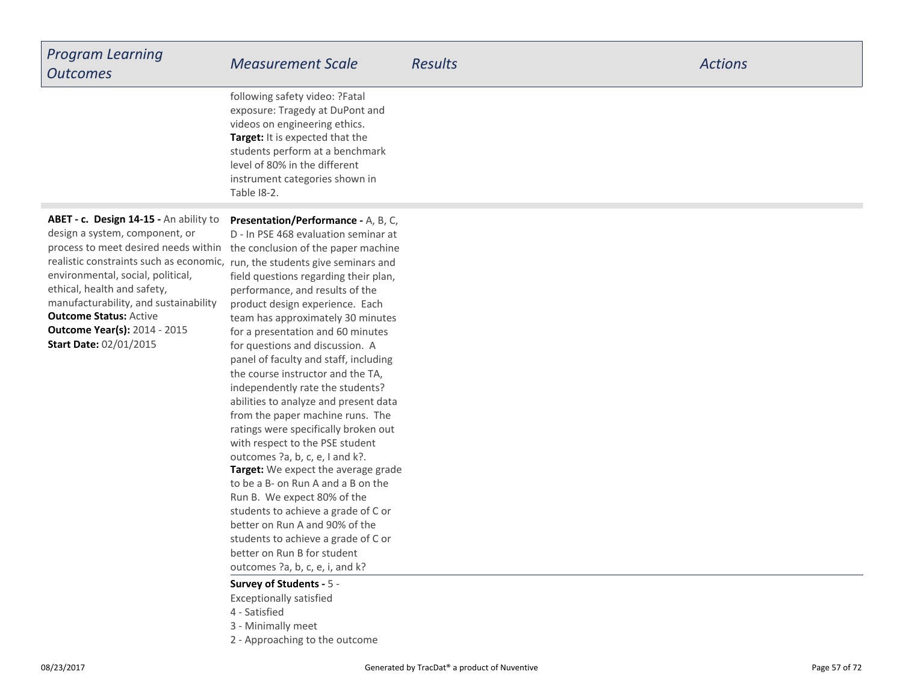| Program Learning Outcomes | Measurement Scale | Results | Actions |
|---|---|---|---|
| | following safety video: ?Fatal exposure: Tragedy at DuPont and videos on engineering ethics.<br>**Target:** It is expected that the students perform at a benchmark level of 80% in the different instrument categories shown in Table I8-2. | | |
| **ABET - c. Design 14-15 -** An ability to design a system, component, or process to meet desired needs within realistic constraints such as economic, environmental, social, political, ethical, health and safety, manufacturability, and sustainability<br>**Outcome Status:** Active<br>**Outcome Year(s):** 2014 - 2015<br>**Start Date:** 02/01/2015 | **Presentation/Performance -** A, B, C, D - In PSE 468 evaluation seminar at the conclusion of the paper machine run, the students give seminars and field questions regarding their plan, performance, and results of the product design experience. Each team has approximately 30 minutes for a presentation and 60 minutes for questions and discussion. A panel of faculty and staff, including the course instructor and the TA, independently rate the students? abilities to analyze and present data from the paper machine runs. The ratings were specifically broken out with respect to the PSE student outcomes ?a, b, c, e, I and k?.<br>**Target:** We expect the average grade to be a B- on Run A and a B on the Run B. We expect 80% of the students to achieve a grade of C or better on Run A and 90% of the students to achieve a grade of C or better on Run B for student outcomes ?a, b, c, e, i, and k? | | |
| | **Survey of Students -** 5 - Exceptionally satisfied<br>4 - Satisfied<br>3 - Minimally meet<br>2 - Approaching to the outcome | | |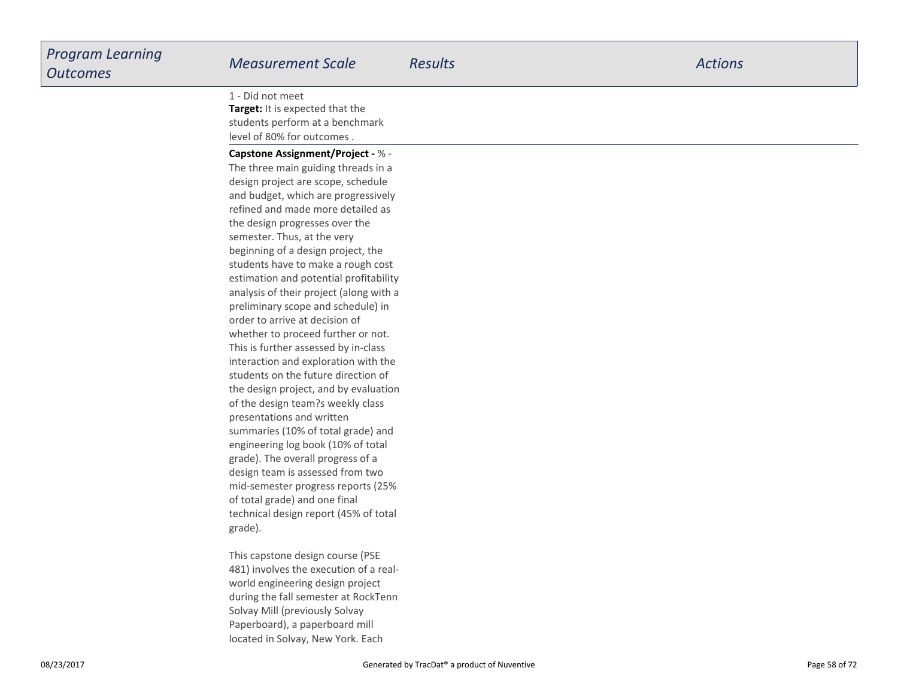| Program Learning Outcomes | Measurement Scale | Results | Actions |
| --- | --- | --- | --- |
| | 1 - Did not meet<br>**Target:** It is expected that the students perform at a benchmark level of 80% for outcomes . | | |
| | **Capstone Assignment/Project -** % - The three main guiding threads in a design project are scope, schedule and budget, which are progressively refined and made more detailed as the design progresses over the semester. Thus, at the very beginning of a design project, the students have to make a rough cost estimation and potential profitability analysis of their project (along with a preliminary scope and schedule) in order to arrive at decision of whether to proceed further or not. This is further assessed by in-class interaction and exploration with the students on the future direction of the design project, and by evaluation of the design team?s weekly class presentations and written summaries (10% of total grade) and engineering log book (10% of total grade). The overall progress of a design team is assessed from two mid-semester progress reports (25% of total grade) and one final technical design report (45% of total grade).<br><br>This capstone design course (PSE 481) involves the execution of a real-world engineering design project during the fall semester at RockTenn Solvay Mill (previously Solvay Paperboard), a paperboard mill located in Solvay, New York. Each | | |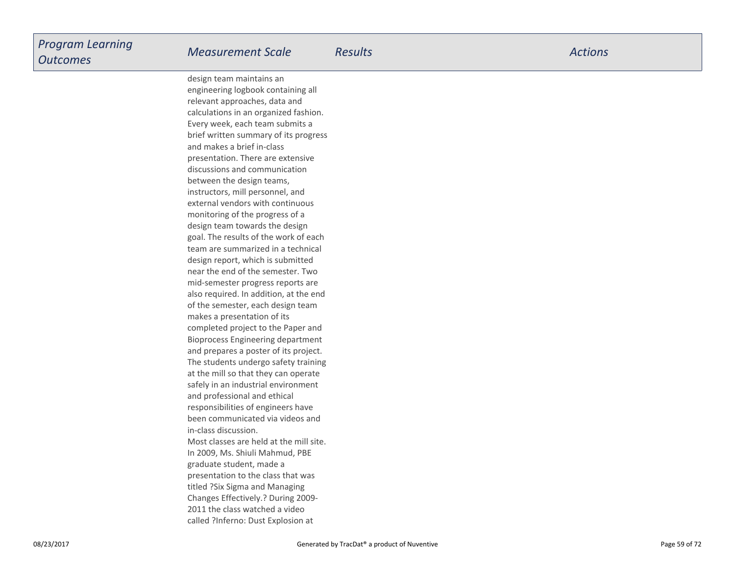| Program Learning Outcomes | Measurement Scale | Results | Actions |
|---|---|---|---|
| | design team maintains an engineering logbook containing all relevant approaches, data and calculations in an organized fashion. Every week, each team submits a brief written summary of its progress and makes a brief in-class presentation. There are extensive discussions and communication between the design teams, instructors, mill personnel, and external vendors with continuous monitoring of the progress of a design team towards the design goal. The results of the work of each team are summarized in a technical design report, which is submitted near the end of the semester. Two mid-semester progress reports are also required. In addition, at the end of the semester, each design team makes a presentation of its completed project to the Paper and Bioprocess Engineering department and prepares a poster of its project. The students undergo safety training at the mill so that they can operate safely in an industrial environment and professional and ethical responsibilities of engineers have been communicated via videos and in-class discussion. Most classes are held at the mill site. In 2009, Ms. Shiuli Mahmud, PBE graduate student, made a presentation to the class that was titled ?Six Sigma and Managing Changes Effectively.? During 2009-2011 the class watched a video called ?Inferno: Dust Explosion at | | |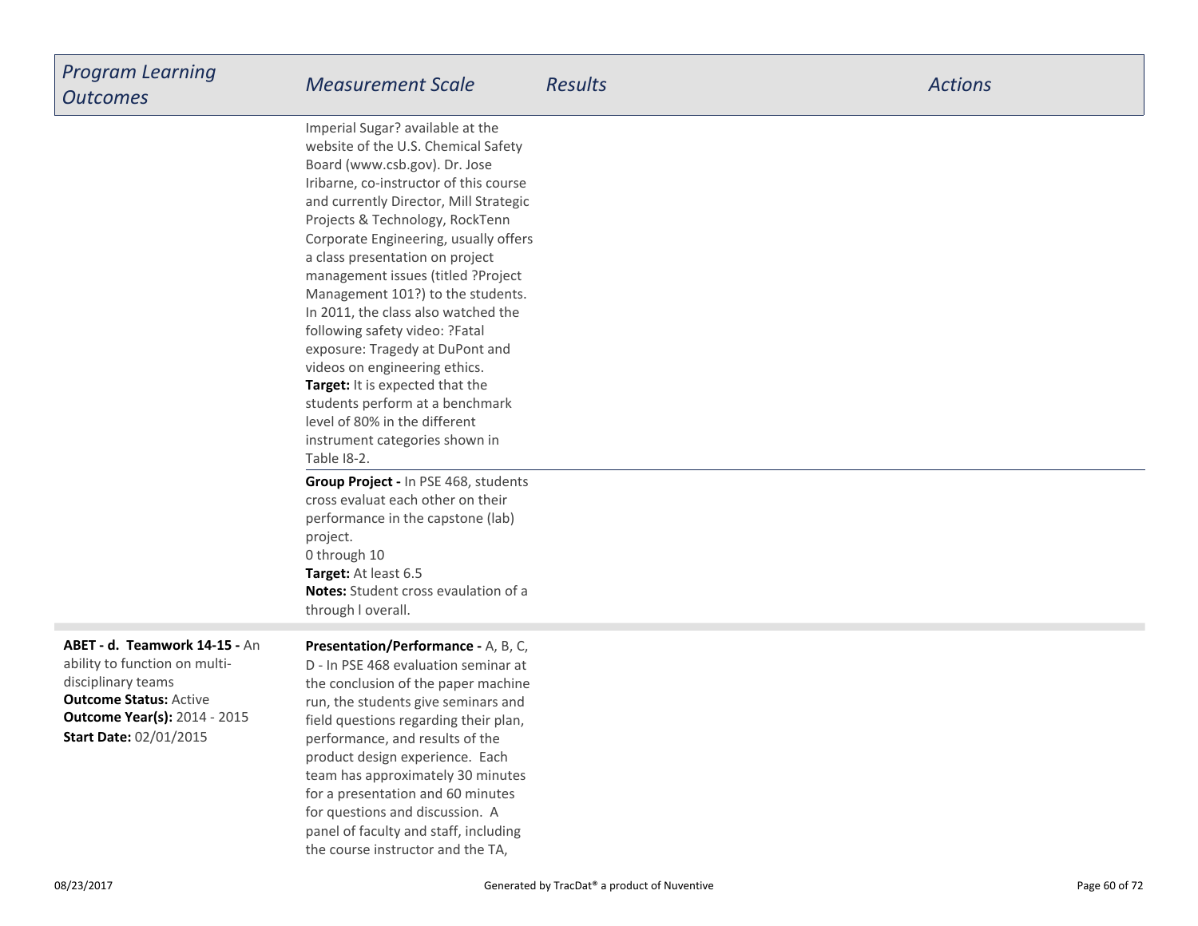| *Program Learning Outcomes* | *Measurement Scale* | *Results* | *Actions* |
| --- | --- | --- | --- |
| | Imperial Sugar? available at the website of the U.S. Chemical Safety Board (www.csb.gov). Dr. Jose Iribarne, co-instructor of this course and currently Director, Mill Strategic Projects & Technology, RockTenn Corporate Engineering, usually offers a class presentation on project management issues (titled ?Project Management 101?) to the students. In 2011, the class also watched the following safety video: ?Fatal exposure: Tragedy at DuPont and videos on engineering ethics.<br>**Target:** It is expected that the students perform at a benchmark level of 80% in the different instrument categories shown in Table I8-2. | | |
| | **Group Project -** In PSE 468, students cross evaluat each other on their performance in the capstone (lab) project.<br>0 through 10<br>**Target:** At least 6.5<br>**Notes:** Student cross evaulation of a through l overall. | | |
| **ABET - d. Teamwork 14-15 -** An ability to function on multi-disciplinary teams<br>**Outcome Status:** Active<br>**Outcome Year(s):** 2014 - 2015<br>**Start Date:** 02/01/2015 | **Presentation/Performance -** A, B, C, D - In PSE 468 evaluation seminar at the conclusion of the paper machine run, the students give seminars and field questions regarding their plan, performance, and results of the product design experience. Each team has approximately 30 minutes for a presentation and 60 minutes for questions and discussion. A panel of faculty and staff, including the course instructor and the TA, | | |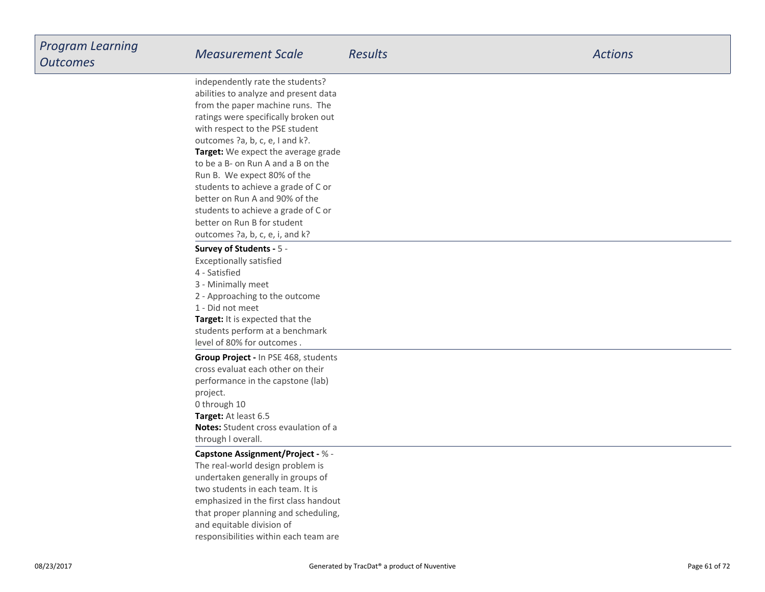| Program Learning Outcomes | Measurement Scale | Results | Actions |
| --- | --- | --- | --- |
| | independently rate the students? abilities to analyze and present data from the paper machine runs. The ratings were specifically broken out with respect to the PSE student outcomes ?a, b, c, e, I and k?. **Target:** We expect the average grade to be a B- on Run A and a B on the Run B. We expect 80% of the students to achieve a grade of C or better on Run A and 90% of the students to achieve a grade of C or better on Run B for student outcomes ?a, b, c, e, i, and k? | | |
| | **Survey of Students -** 5 - Exceptionally satisfied<br>4 - Satisfied<br>3 - Minimally meet<br>2 - Approaching to the outcome<br>1 - Did not meet<br>**Target:** It is expected that the students perform at a benchmark level of 80% for outcomes . | | |
| | **Group Project -** In PSE 468, students cross evaluat each other on their performance in the capstone (lab) project.<br>0 through 10<br>**Target:** At least 6.5<br>**Notes:** Student cross evaulation of a through l overall. | | |
| | **Capstone Assignment/Project -** % - The real-world design problem is undertaken generally in groups of two students in each team. It is emphasized in the first class handout that proper planning and scheduling, and equitable division of responsibilities within each team are | | |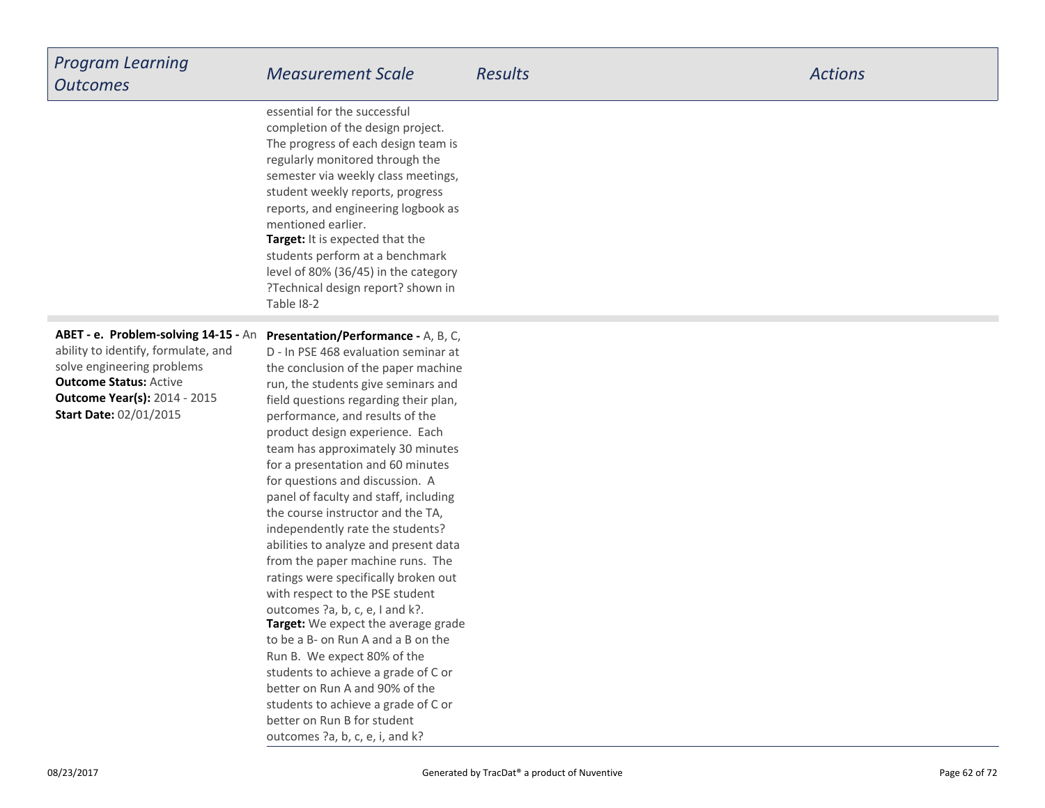| *Program Learning Outcomes* | *Measurement Scale* | *Results* | *Actions* |
| --- | --- | --- | --- |
| | essential for the successful completion of the design project. The progress of each design team is regularly monitored through the semester via weekly class meetings, student weekly reports, progress reports, and engineering logbook as mentioned earlier.<br>**Target:** It is expected that the students perform at a benchmark level of 80% (36/45) in the category ?Technical design report? shown in Table I8-2 | | |
| **ABET - e. Problem-solving 14-15 -** An ability to identify, formulate, and solve engineering problems<br>**Outcome Status:** Active<br>**Outcome Year(s):** 2014 - 2015<br>**Start Date:** 02/01/2015 | **Presentation/Performance -** A, B, C, D - In PSE 468 evaluation seminar at the conclusion of the paper machine run, the students give seminars and field questions regarding their plan, performance, and results of the product design experience. Each team has approximately 30 minutes for a presentation and 60 minutes for questions and discussion. A panel of faculty and staff, including the course instructor and the TA, independently rate the students? abilities to analyze and present data from the paper machine runs. The ratings were specifically broken out with respect to the PSE student outcomes ?a, b, c, e, I and k?.<br>**Target:** We expect the average grade to be a B- on Run A and a B on the Run B. We expect 80% of the students to achieve a grade of C or better on Run A and 90% of the students to achieve a grade of C or better on Run B for student outcomes ?a, b, c, e, i, and k? | | |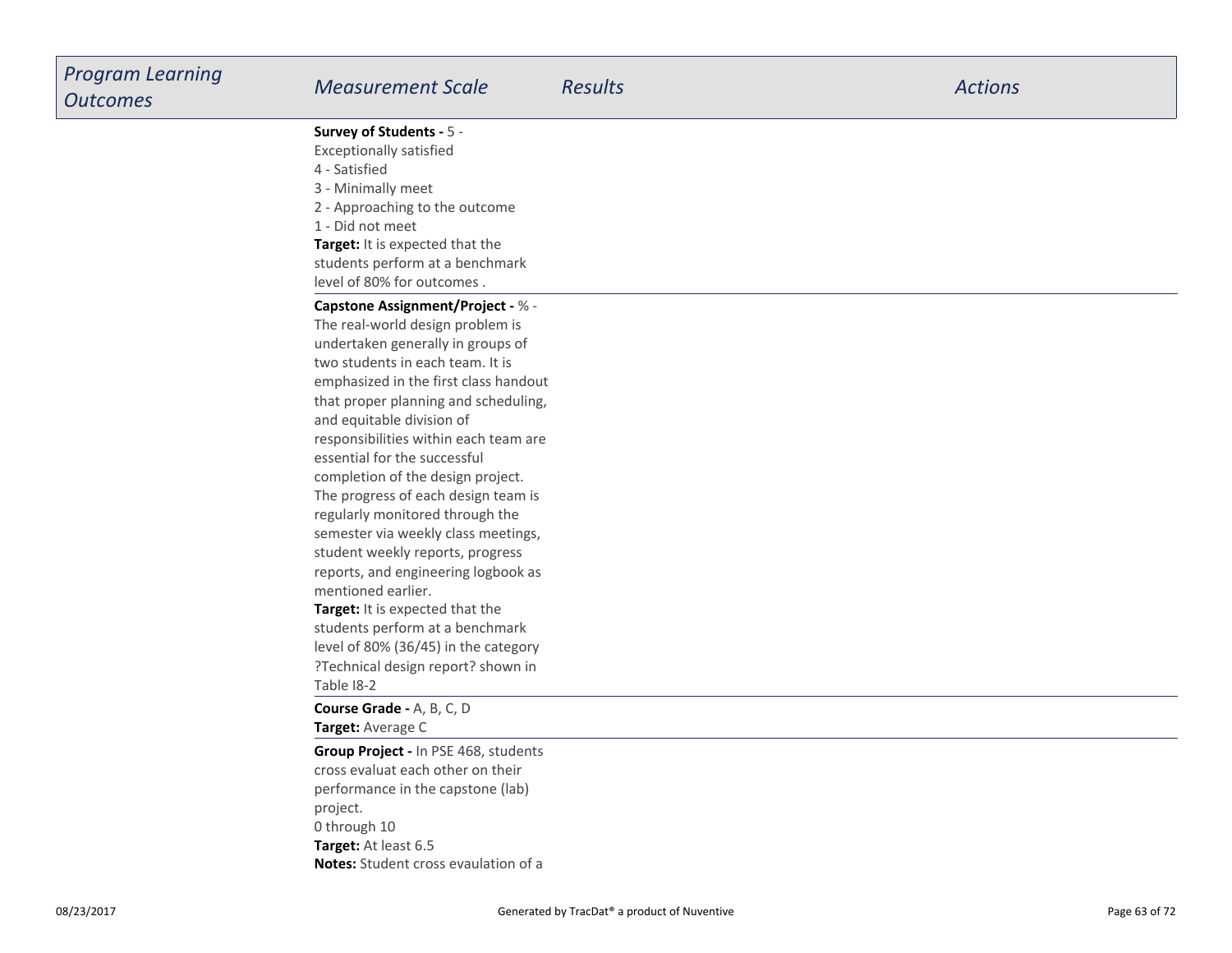| Program Learning Outcomes | Measurement Scale | Results | Actions |
|---|---|---|---|
| | **Survey of Students -** 5 - Exceptionally satisfied<br>4 - Satisfied<br>3 - Minimally meet<br>2 - Approaching to the outcome<br>1 - Did not meet<br>**Target:** It is expected that the students perform at a benchmark level of 80% for outcomes . | | |
| | **Capstone Assignment/Project -** % - The real-world design problem is undertaken generally in groups of two students in each team. It is emphasized in the first class handout that proper planning and scheduling, and equitable division of responsibilities within each team are essential for the successful completion of the design project. The progress of each design team is regularly monitored through the semester via weekly class meetings, student weekly reports, progress reports, and engineering logbook as mentioned earlier.<br>**Target:** It is expected that the students perform at a benchmark level of 80% (36/45) in the category ?Technical design report? shown in Table I8-2 | | |
| | **Course Grade -** A, B, C, D<br>**Target:** Average C | | |
| | **Group Project -** In PSE 468, students cross evaluat each other on their performance in the capstone (lab) project.<br>0 through 10<br>**Target:** At least 6.5<br>**Notes:** Student cross evaulation of a | | |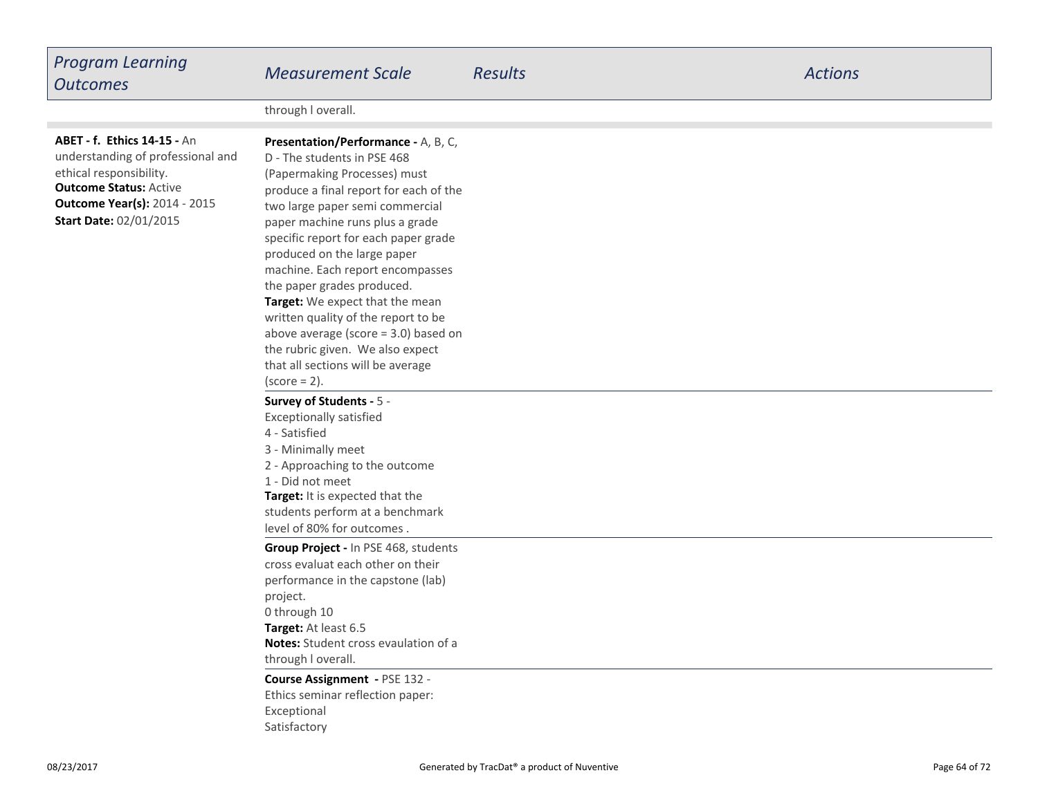| *Program Learning Outcomes* | *Measurement Scale* | *Results* | *Actions* |
|---|---|---|---|
| | through l overall. | | |
| **ABET - f.  Ethics 14-15 -** An understanding of professional and ethical responsibility.<br>**Outcome Status:** Active<br>**Outcome Year(s):** 2014 - 2015<br>**Start Date:** 02/01/2015 | **Presentation/Performance -** A, B, C, D - The students in PSE 468 (Papermaking Processes) must produce a final report for each of the two large paper semi commercial paper machine runs plus a grade specific report for each paper grade produced on the large paper machine. Each report encompasses the paper grades produced.<br>**Target:** We expect that the mean written quality of the report to be above average (score = 3.0) based on the rubric given.  We also expect that all sections will be average (score = 2). | | |
| | **Survey of Students -** 5 - Exceptionally satisfied<br>4 - Satisfied<br>3 - Minimally meet<br>2 - Approaching to the outcome<br>1 - Did not meet<br>**Target:** It is expected that the students perform at a benchmark level of 80% for outcomes . | | |
| | **Group Project -** In PSE 468, students cross evaluat each other on their performance in the capstone (lab) project.<br>0 through 10<br>**Target:** At least 6.5<br>**Notes:** Student cross evaulation of a through l overall. | | |
| | **Course Assignment  -** PSE 132 - Ethics seminar reflection paper:<br>Exceptional<br>Satisfactory | | |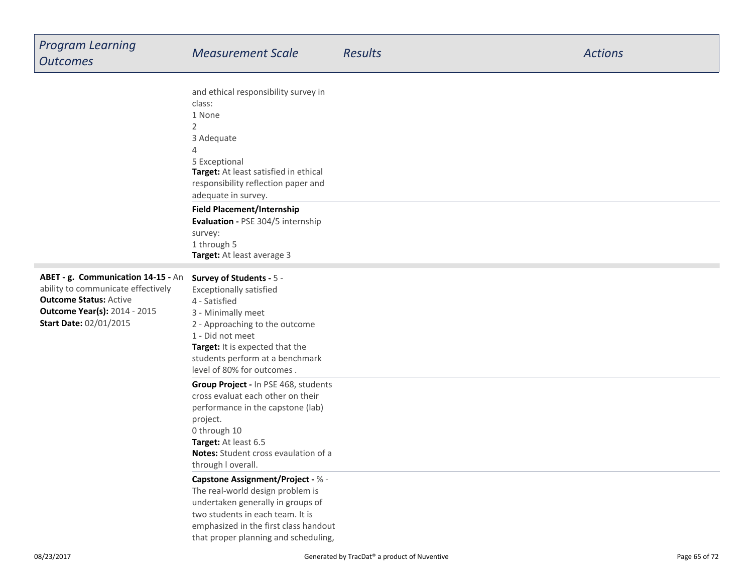| Program Learning Outcomes | Measurement Scale | Results | Actions |
|---|---|---|---|
| | and ethical responsibility survey in class:<br>1 None<br>2<br>3 Adequate<br>4<br>5 Exceptional<br>**Target:** At least satisfied in ethical responsibility reflection paper and adequate in survey. | | |
| | **Field Placement/Internship Evaluation -** PSE 304/5 internship survey:<br>1 through 5<br>**Target:** At least average 3 | | |
| **ABET - g. Communication 14-15 -** An ability to communicate effectively<br>**Outcome Status:** Active<br>**Outcome Year(s):** 2014 - 2015<br>**Start Date:** 02/01/2015 | **Survey of Students -** 5 - Exceptionally satisfied<br>4 - Satisfied<br>3 - Minimally meet<br>2 - Approaching to the outcome<br>1 - Did not meet<br>**Target:** It is expected that the students perform at a benchmark level of 80% for outcomes . | | |
| | **Group Project -** In PSE 468, students cross evaluat each other on their performance in the capstone (lab) project.<br>0 through 10<br>**Target:** At least 6.5<br>**Notes:** Student cross evaulation of a through l overall. | | |
| | **Capstone Assignment/Project -** % - The real-world design problem is undertaken generally in groups of two students in each team. It is emphasized in the first class handout that proper planning and scheduling, | | |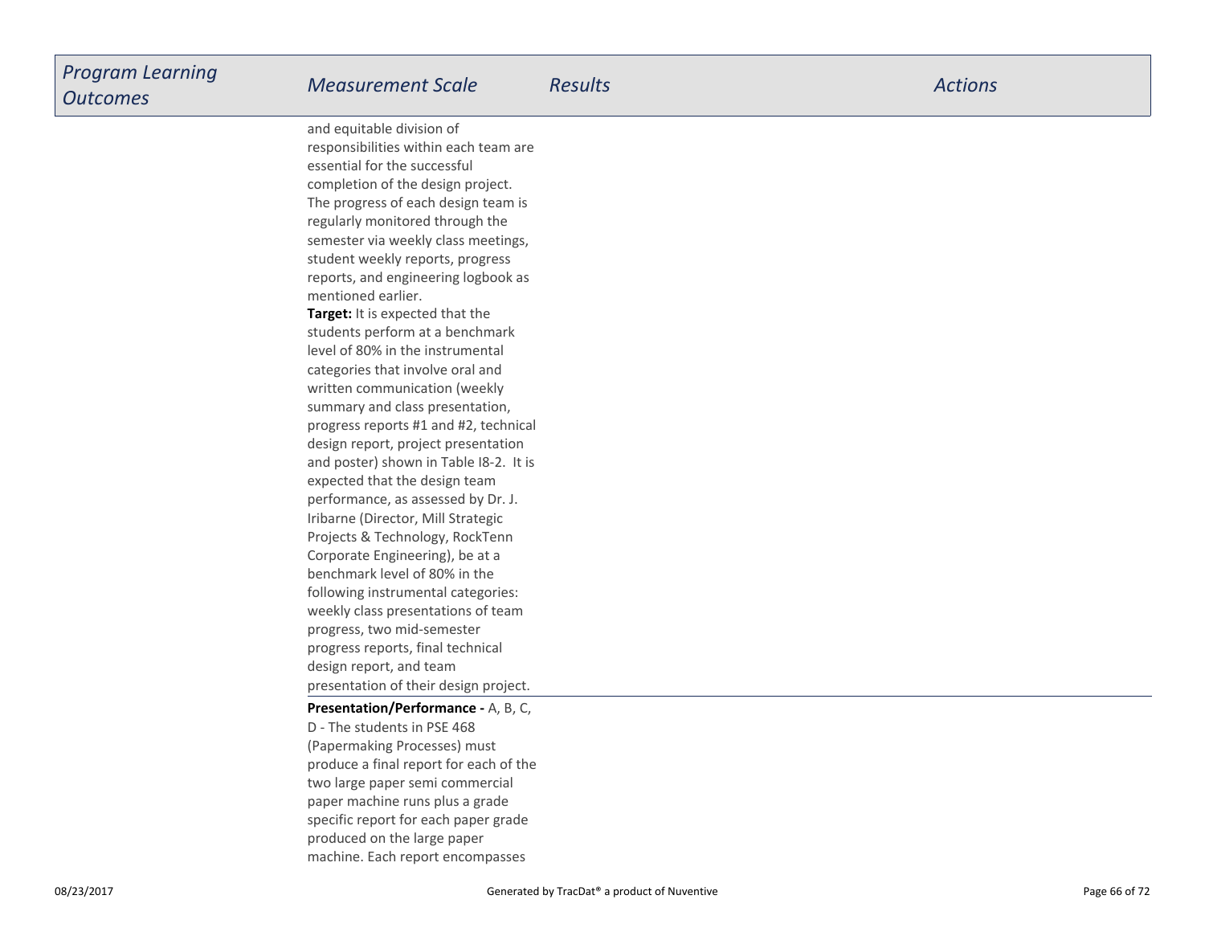| Program Learning Outcomes | Measurement Scale | Results | Actions |
|---|---|---|---|
| | and equitable division of responsibilities within each team are essential for the successful completion of the design project. The progress of each design team is regularly monitored through the semester via weekly class meetings, student weekly reports, progress reports, and engineering logbook as mentioned earlier. **Target:** It is expected that the students perform at a benchmark level of 80% in the instrumental categories that involve oral and written communication (weekly summary and class presentation, progress reports #1 and #2, technical design report, project presentation and poster) shown in Table I8-2. It is expected that the design team performance, as assessed by Dr. J. Iribarne (Director, Mill Strategic Projects & Technology, RockTenn Corporate Engineering), be at a benchmark level of 80% in the following instrumental categories: weekly class presentations of team progress, two mid-semester progress reports, final technical design report, and team presentation of their design project. | | |
| | **Presentation/Performance -** A, B, C, D - The students in PSE 468 (Papermaking Processes) must produce a final report for each of the two large paper semi commercial paper machine runs plus a grade specific report for each paper grade produced on the large paper machine. Each report encompasses | | |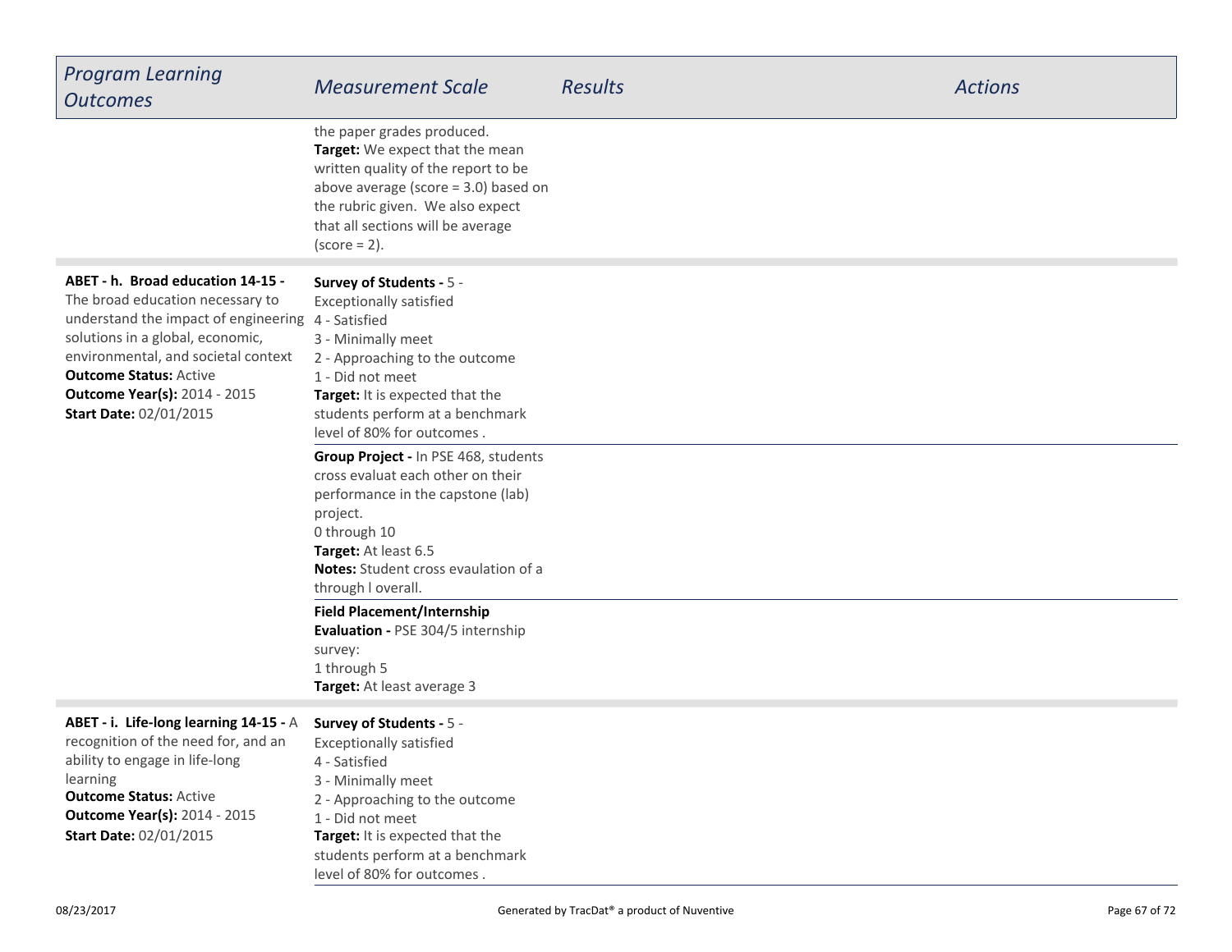| Program Learning Outcomes | Measurement Scale | Results | Actions |
| --- | --- | --- | --- |
| | the paper grades produced.<br>**Target:** We expect that the mean written quality of the report to be above average (score = 3.0) based on the rubric given. We also expect that all sections will be average (score = 2). | | |
| **ABET - h. Broad education 14-15 -** The broad education necessary to understand the impact of engineering solutions in a global, economic, environmental, and societal context<br>**Outcome Status:** Active<br>**Outcome Year(s):** 2014 - 2015<br>**Start Date:** 02/01/2015 | **Survey of Students -** 5 - Exceptionally satisfied<br>4 - Satisfied<br>3 - Minimally meet<br>2 - Approaching to the outcome<br>1 - Did not meet<br>**Target:** It is expected that the students perform at a benchmark level of 80% for outcomes . | | |
| | **Group Project -** In PSE 468, students cross evaluat each other on their performance in the capstone (lab) project.<br>0 through 10<br>**Target:** At least 6.5<br>**Notes:** Student cross evaulation of a through l overall. | | |
| | **Field Placement/Internship Evaluation -** PSE 304/5 internship survey:<br>1 through 5<br>**Target:** At least average 3 | | |
| **ABET - i. Life-long learning 14-15 -** A recognition of the need for, and an ability to engage in life-long learning<br>**Outcome Status:** Active<br>**Outcome Year(s):** 2014 - 2015<br>**Start Date:** 02/01/2015 | **Survey of Students -** 5 - Exceptionally satisfied<br>4 - Satisfied<br>3 - Minimally meet<br>2 - Approaching to the outcome<br>1 - Did not meet<br>**Target:** It is expected that the students perform at a benchmark level of 80% for outcomes . | | |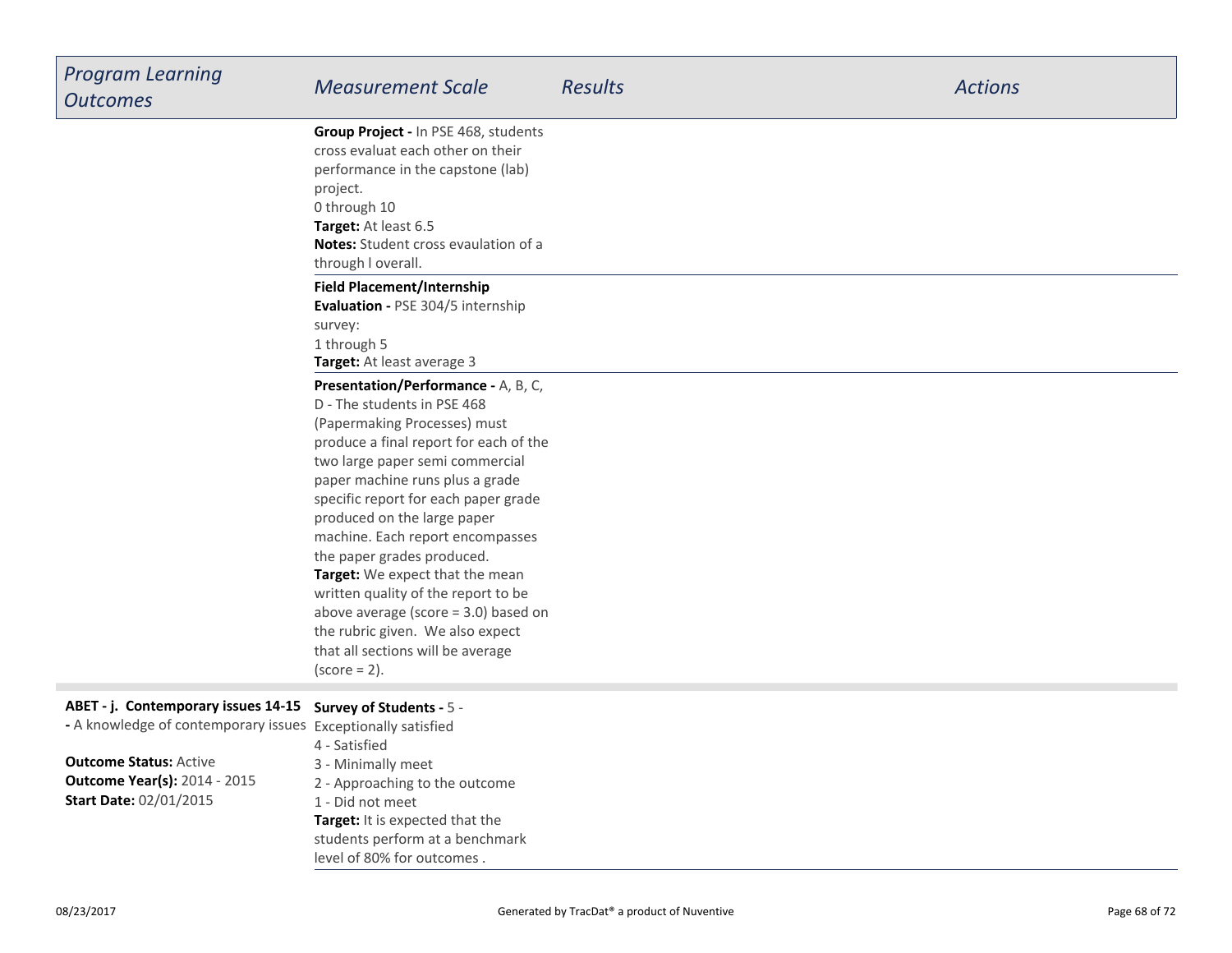| Program Learning Outcomes | Measurement Scale | Results | Actions |
| --- | --- | --- | --- |
| | **Group Project -** In PSE 468, students cross evaluat each other on their performance in the capstone (lab) project.<br>0 through 10<br>**Target:** At least 6.5<br>**Notes:** Student cross evaulation of a through l overall. | | |
| | **Field Placement/Internship Evaluation -** PSE 304/5 internship survey:<br>1 through 5<br>**Target:** At least average 3 | | |
| | **Presentation/Performance -** A, B, C, D - The students in PSE 468 (Papermaking Processes) must produce a final report for each of the two large paper semi commercial paper machine runs plus a grade specific report for each paper grade produced on the large paper machine. Each report encompasses the paper grades produced.<br>**Target:** We expect that the mean written quality of the report to be above average (score = 3.0) based on the rubric given. We also expect that all sections will be average (score = 2). | | |
| **ABET - j. Contemporary issues 14-15 -** A knowledge of contemporary issues<br><br>**Outcome Status:** Active<br>**Outcome Year(s):** 2014 - 2015<br>**Start Date:** 02/01/2015 | **Survey of Students -** 5 - Exceptionally satisfied<br>4 - Satisfied<br>3 - Minimally meet<br>2 - Approaching to the outcome<br>1 - Did not meet<br>**Target:** It is expected that the students perform at a benchmark level of 80% for outcomes . | | |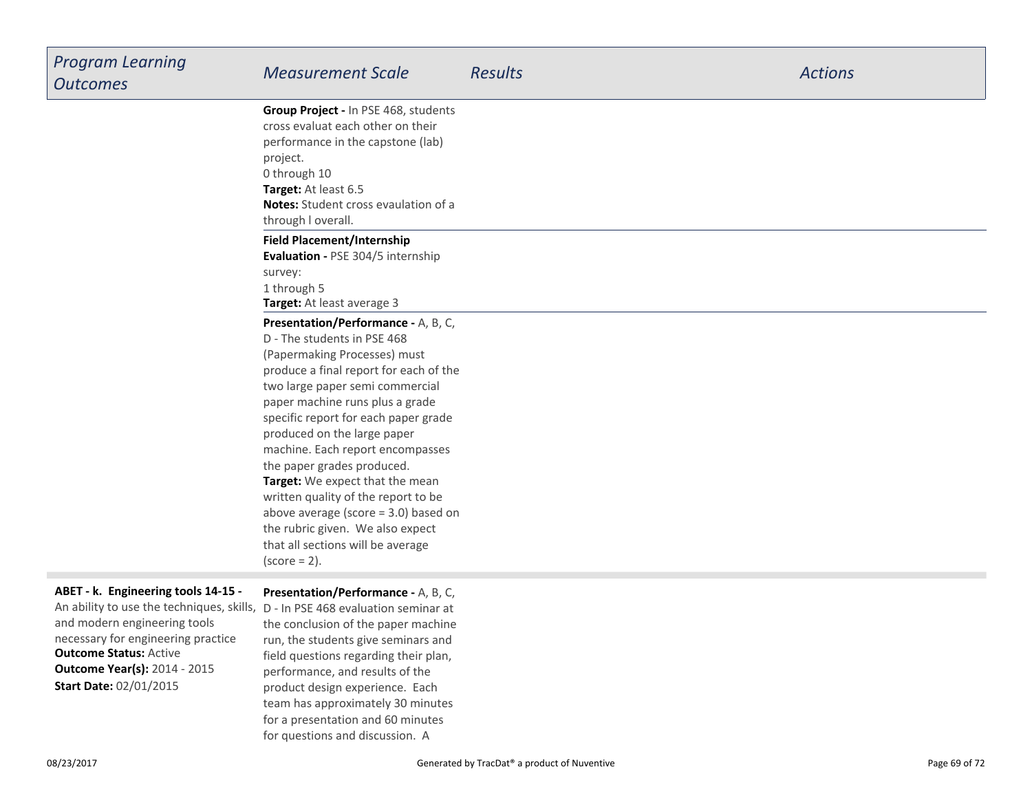| *Program Learning Outcomes* | *Measurement Scale* | *Results* | *Actions* |
|---|---|---|---|
| | **Group Project -** In PSE 468, students cross evaluat each other on their performance in the capstone (lab) project.<br>0 through 10<br>**Target:** At least 6.5<br>**Notes:** Student cross evaulation of a through l overall. | | |
| | **Field Placement/Internship Evaluation -** PSE 304/5 internship survey:<br>1 through 5<br>**Target:** At least average 3 | | |
| | **Presentation/Performance -** A, B, C, D - The students in PSE 468 (Papermaking Processes) must produce a final report for each of the two large paper semi commercial paper machine runs plus a grade specific report for each paper grade produced on the large paper machine. Each report encompasses the paper grades produced.<br>**Target:** We expect that the mean written quality of the report to be above average (score = 3.0) based on the rubric given. We also expect that all sections will be average (score = 2). | | |
| **ABET - k. Engineering tools 14-15 -** An ability to use the techniques, skills, and modern engineering tools necessary for engineering practice<br>**Outcome Status:** Active<br>**Outcome Year(s):** 2014 - 2015<br>**Start Date:** 02/01/2015 | **Presentation/Performance -** A, B, C, D - In PSE 468 evaluation seminar at the conclusion of the paper machine run, the students give seminars and field questions regarding their plan, performance, and results of the product design experience. Each team has approximately 30 minutes for a presentation and 60 minutes for questions and discussion. A | | |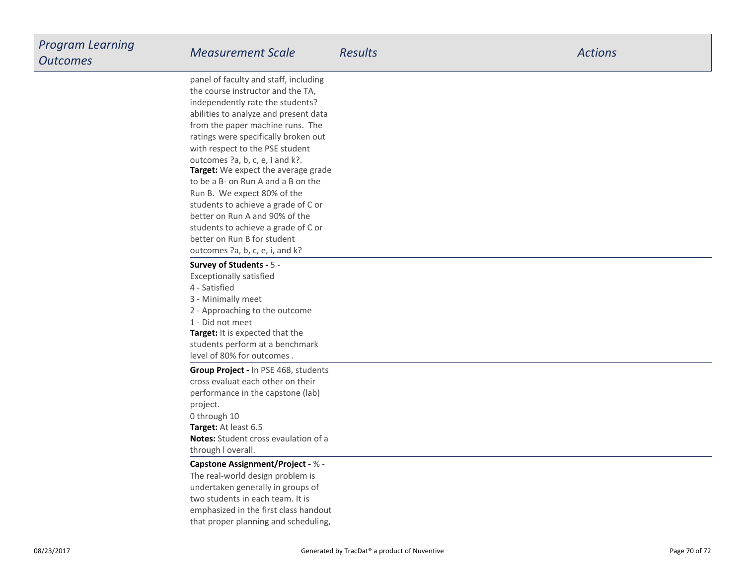| Program Learning Outcomes | Measurement Scale | Results | Actions |
| --- | --- | --- | --- |
| | panel of faculty and staff, including the course instructor and the TA, independently rate the students? abilities to analyze and present data from the paper machine runs. The ratings were specifically broken out with respect to the PSE student outcomes ?a, b, c, e, I and k?.<br>**Target:** We expect the average grade to be a B- on Run A and a B on the Run B. We expect 80% of the students to achieve a grade of C or better on Run A and 90% of the students to achieve a grade of C or better on Run B for student outcomes ?a, b, c, e, i, and k? | | |
| | **Survey of Students -** 5 - Exceptionally satisfied<br>4 - Satisfied<br>3 - Minimally meet<br>2 - Approaching to the outcome<br>1 - Did not meet<br>**Target:** It is expected that the students perform at a benchmark level of 80% for outcomes . | | |
| | **Group Project -** In PSE 468, students cross evaluat each other on their performance in the capstone (lab) project.<br>0 through 10<br>**Target:** At least 6.5<br>**Notes:** Student cross evaulation of a through l overall. | | |
| | **Capstone Assignment/Project -** % - The real-world design problem is undertaken generally in groups of two students in each team. It is emphasized in the first class handout that proper planning and scheduling, | | |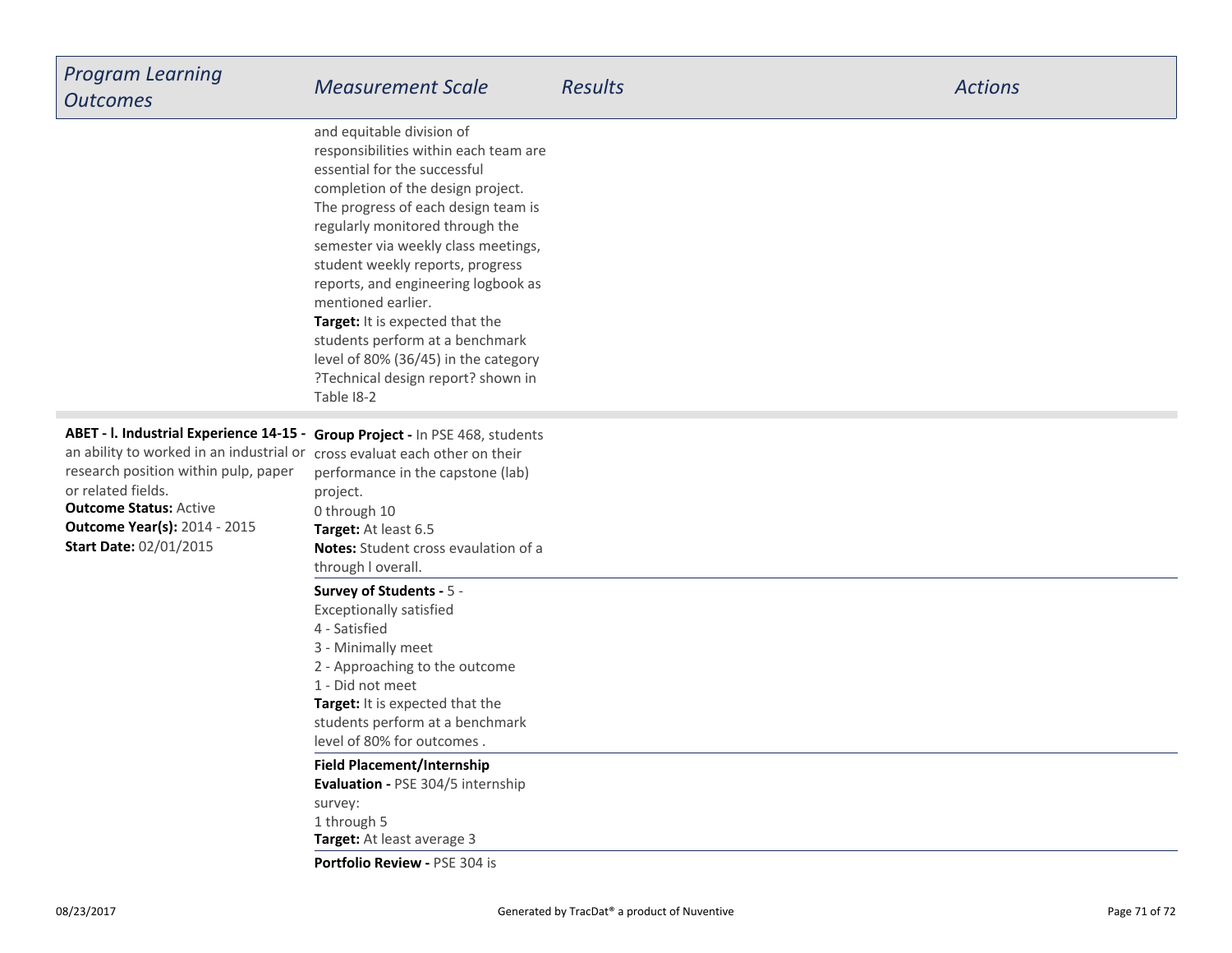| Program Learning Outcomes | Measurement Scale | Results | Actions |
|---|---|---|---|
| | and equitable division of responsibilities within each team are essential for the successful completion of the design project. The progress of each design team is regularly monitored through the semester via weekly class meetings, student weekly reports, progress reports, and engineering logbook as mentioned earlier.<br>**Target:** It is expected that the students perform at a benchmark level of 80% (36/45) in the category ?Technical design report? shown in Table I8-2 | | |
| **ABET - l. Industrial Experience 14-15 -** an ability to worked in an industrial or research position within pulp, paper or related fields.<br>**Outcome Status:** Active<br>**Outcome Year(s):** 2014 - 2015<br>**Start Date:** 02/01/2015 | **Group Project -** In PSE 468, students cross evaluat each other on their performance in the capstone (lab) project.<br>0 through 10<br>**Target:** At least 6.5<br>**Notes:** Student cross evaulation of a through l overall. | | |
| | **Survey of Students -** 5 - Exceptionally satisfied<br>4 - Satisfied<br>3 - Minimally meet<br>2 - Approaching to the outcome<br>1 - Did not meet<br>**Target:** It is expected that the students perform at a benchmark level of 80% for outcomes . | | |
| | **Field Placement/Internship Evaluation -** PSE 304/5 internship survey:<br>1 through 5<br>**Target:** At least average 3 | | |
| | **Portfolio Review -** PSE 304 is | | |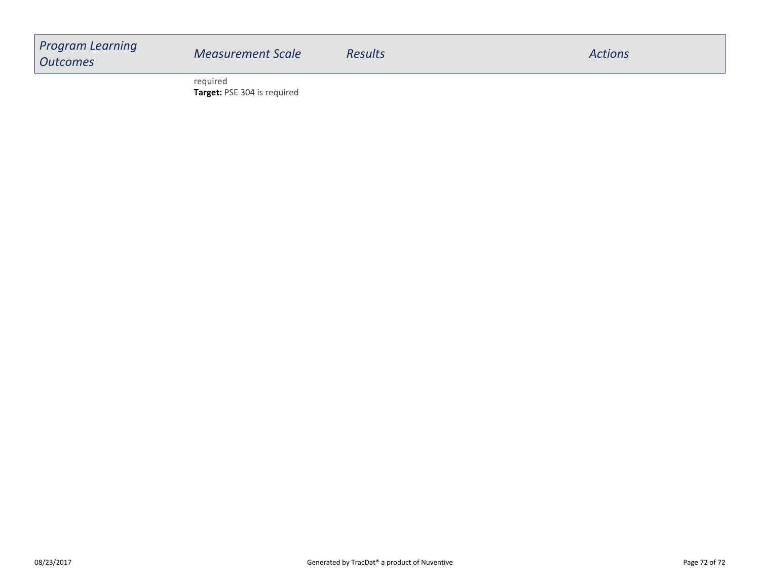| *Program Learning Outcomes* | *Measurement Scale* | *Results* | *Actions* |
| --- | --- | --- | --- |
| | required<br>**Target:** PSE 304 is required | | |